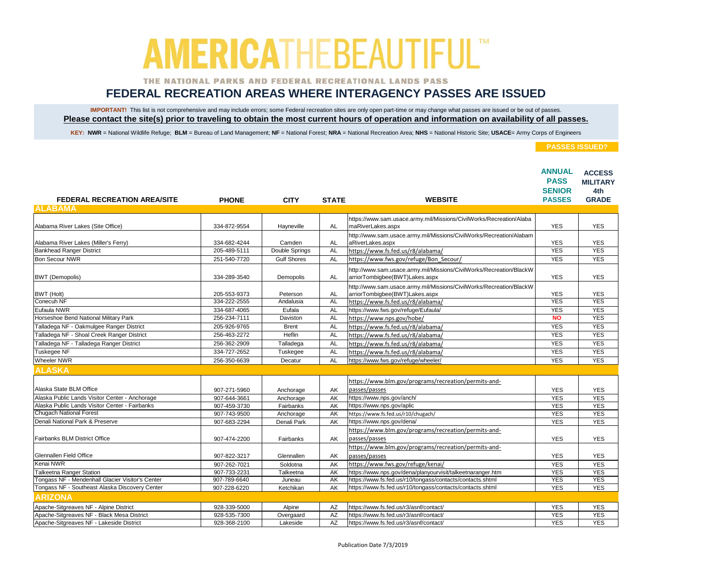# AMERICA THE BEAUTIFUL™

THE NATIONAL PARKS AND FEDERAL RECREATIONAL LANDS PASS

## FEDERAL RECREATION AREAS WHERE INTERAGENCY PASSES ARE ISSUED

**IMPORTANT!** This list is not comprehensive and may include errors; some Federal recreation sites are only open part-time or may change what passes are issued or be out of passes.

**Please contact the site(s) prior to traveling to obtain the most current hours of operation and information on availability of all passes.**

**KEY: NWR** = National Wildlife Refuge; **BLM** = Bureau of Land Management; **NF** = National Forest; **NRA** = National Recreation Area; **NHS** = National Historic Site; **USACE**= Army Corps of Engineers

| FEDERAL RECREATION AREA/SITE | PHONE | CITY | STATE | WEBSITE | PASSES ISSUED? ANNUAL PASS SENIOR PASSES | ACCESS MILITARY 4th GRADE |
|---|---|---|---|---|---|---|
| **ALABAMA** | | | | | | |
| Alabama River Lakes (Site Office) | 334-872-9554 | Hayneville | AL | https://www.sam.usace.army.mil/Missions/CivilWorks/Recreation/AlabamaRiverLakes.aspx | YES | YES |
| Alabama River Lakes (Miller's Ferry) | 334-682-4244 | Camden | AL | http://www.sam.usace.army.mil/Missions/CivilWorks/Recreation/AlabamaRiverLakes.aspx | YES | YES |
| Bankhead Ranger District | 205-489-5111 | Double Springs | AL | https://www.fs.fed.us/r8/alabama/ | YES | YES |
| Bon Secour NWR | 251-540-7720 | Gulf Shores | AL | https://www.fws.gov/refuge/Bon_Secour/ | YES | YES |
| BWT (Demopolis) | 334-289-3540 | Demopolis | AL | http://www.sam.usace.army.mil/Missions/CivilWorks/Recreation/BlackWarriorTombigbee(BWT)Lakes.aspx | YES | YES |
| BWT (Holt) | 205-553-9373 | Peterson | AL | http://www.sam.usace.army.mil/Missions/CivilWorks/Recreation/BlackWarriorTombigbee(BWT)Lakes.aspx | YES | YES |
| Conecuh NF | 334-222-2555 | Andalusia | AL | https://www.fs.fed.us/r8/alabama/ | YES | YES |
| Eufaula NWR | 334-687-4065 | Eufala | AL | https://www.fws.gov/refuge/Eufaula/ | YES | YES |
| Horseshoe Bend National Military Park | 256-234-7111 | Daviston | AL | https://www.nps.gov/hobe/ | NO | YES |
| Talladega NF - Oakmulgee Ranger District | 205-926-9765 | Brent | AL | https://www.fs.fed.us/r8/alabama/ | YES | YES |
| Talladega NF - Shoal Creek Ranger District | 256-463-2272 | Heflin | AL | https://www.fs.fed.us/r8/alabama/ | YES | YES |
| Talladega NF - Talladega Ranger District | 256-362-2909 | Talladega | AL | https://www.fs.fed.us/r8/alabama/ | YES | YES |
| Tuskegee NF | 334-727-2652 | Tuskegee | AL | https://www.fs.fed.us/r8/alabama/ | YES | YES |
| Wheeler NWR | 256-350-6639 | Decatur | AL | https://www.fws.gov/refuge/wheeler/ | YES | YES |
| **ALASKA** | | | | | | |
| Alaska State BLM Office | 907-271-5960 | Anchorage | AK | https://www.blm.gov/programs/recreation/permits-and-passes/passes | YES | YES |
| Alaska Public Lands Visitor Center - Anchorage | 907-644-3661 | Anchorage | AK | https://www.nps.gov/anch/ | YES | YES |
| Alaska Public Lands Visitor Center - Fairbanks | 907-459-3730 | Fairbanks | AK | https://www.nps.gov/aplic | YES | YES |
| Chugach National Forest | 907-743-9500 | Anchorage | AK | https://www.fs.fed.us/r10/chugach/ | YES | YES |
| Denali National Park & Preserve | 907-683-2294 | Denali Park | AK | https://www.nps.gov/dena/ | YES | YES |
| Fairbanks BLM District Office | 907-474-2200 | Fairbanks | AK | https://www.blm.gov/programs/recreation/permits-and-passes/passes | YES | YES |
| Glennallen Field Office | 907-822-3217 | Glennallen | AK | https://www.blm.gov/programs/recreation/permits-and-passes/passes | YES | YES |
| Kenai NWR | 907-262-7021 | Soldotna | AK | https://www.fws.gov/refuge/kenai/ | YES | YES |
| Talkeetna Ranger Station | 907-733-2231 | Talkeetna | AK | https://www.nps.gov/dena/planyourvisit/talkeetnaranger.htm | YES | YES |
| Tongass NF - Mendenhall Glacier Visitor's Center | 907-789-6640 | Juneau | AK | https://www.fs.fed.us/r10/tongass/contacts/contacts.shtml | YES | YES |
| Tongass NF - Southeast Alaska Discovery Center | 907-228-6220 | Ketchikan | AK | https://www.fs.fed.us/r10/tongass/contacts/contacts.shtml | YES | YES |
| **ARIZONA** | | | | | | |
| Apache-Sitgreaves NF - Alpine District | 928-339-5000 | Alpine | AZ | https://www.fs.fed.us/r3/asnf/contact/ | YES | YES |
| Apache-Sitgreaves NF - Black Mesa District | 928-535-7300 | Overgaard | AZ | https://www.fs.fed.us/r3/asnf/contact/ | YES | YES |
| Apache-Sitgreaves NF - Lakeside District | 928-368-2100 | Lakeside | AZ | https://www.fs.fed.us/r3/asnf/contact/ | YES | YES |

Publication Date 7/3/2019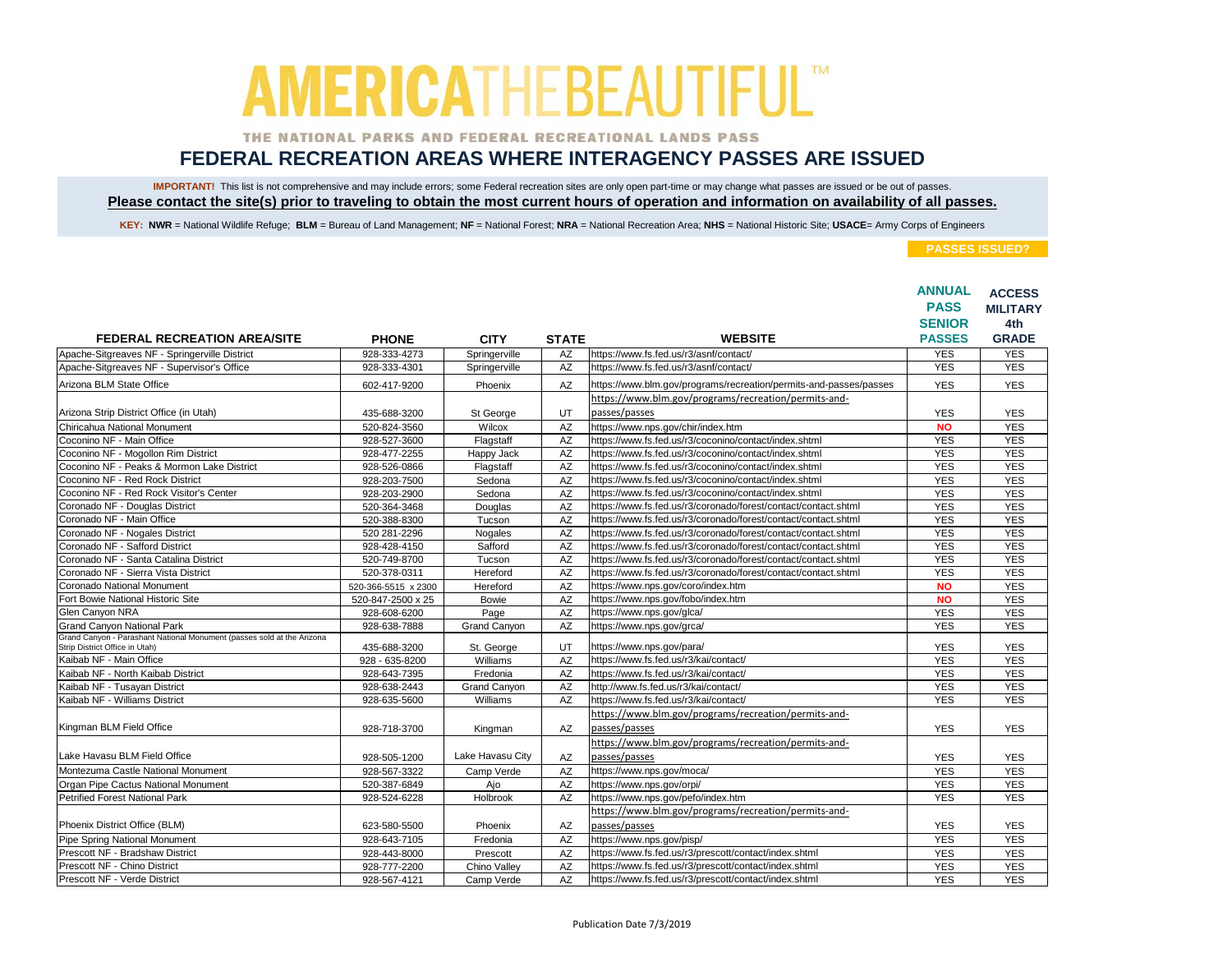# AMERICA THE BEAUTIFUL™

THE NATIONAL PARKS AND FEDERAL RECREATIONAL LANDS PASS

## FEDERAL RECREATION AREAS WHERE INTERAGENCY PASSES ARE ISSUED

**IMPORTANT!** This list is not comprehensive and may include errors; some Federal recreation sites are only open part-time or may change what passes are issued or be out of passes.

**Please contact the site(s) prior to traveling to obtain the most current hours of operation and information on availability of all passes.**

**KEY: NWR** = National Wildlife Refuge; **BLM** = Bureau of Land Management; **NF** = National Forest; **NRA** = National Recreation Area; **NHS** = National Historic Site; **USACE**= Army Corps of Engineers

| FEDERAL RECREATION AREA/SITE | PHONE | CITY | STATE | WEBSITE | PASSES ISSUED? ANNUAL PASS SENIOR PASSES | ACCESS MILITARY 4th GRADE |
|---|---|---|---|---|---|---|
| Apache-Sitgreaves NF - Springerville District | 928-333-4273 | Springerville | AZ | https://www.fs.fed.us/r3/asnf/contact/ | YES | YES |
| Apache-Sitgreaves NF - Supervisor's Office | 928-333-4301 | Springerville | AZ | https://www.fs.fed.us/r3/asnf/contact/ | YES | YES |
| Arizona BLM State Office | 602-417-9200 | Phoenix | AZ | https://www.blm.gov/programs/recreation/permits-and-passes/passes | YES | YES |
| Arizona Strip District Office (in Utah) | 435-688-3200 | St George | UT | https://www.blm.gov/programs/recreation/permits-and-passes/passes | YES | YES |
| Chiricahua National Monument | 520-824-3560 | Wilcox | AZ | https://www.nps.gov/chir/index.htm | NO | YES |
| Coconino NF - Main Office | 928-527-3600 | Flagstaff | AZ | https://www.fs.fed.us/r3/coconino/contact/index.shtml | YES | YES |
| Coconino NF - Mogollon Rim District | 928-477-2255 | Happy Jack | AZ | https://www.fs.fed.us/r3/coconino/contact/index.shtml | YES | YES |
| Coconino NF - Peaks & Mormon Lake District | 928-526-0866 | Flagstaff | AZ | https://www.fs.fed.us/r3/coconino/contact/index.shtml | YES | YES |
| Coconino NF - Red Rock District | 928-203-7500 | Sedona | AZ | https://www.fs.fed.us/r3/coconino/contact/index.shtml | YES | YES |
| Coconino NF - Red Rock Visitor's Center | 928-203-2900 | Sedona | AZ | https://www.fs.fed.us/r3/coconino/contact/index.shtml | YES | YES |
| Coronado NF - Douglas District | 520-364-3468 | Douglas | AZ | https://www.fs.fed.us/r3/coronado/forest/contact/contact.shtml | YES | YES |
| Coronado NF - Main Office | 520-388-8300 | Tucson | AZ | https://www.fs.fed.us/r3/coronado/forest/contact/contact.shtml | YES | YES |
| Coronado NF - Nogales District | 520 281-2296 | Nogales | AZ | https://www.fs.fed.us/r3/coronado/forest/contact/contact.shtml | YES | YES |
| Coronado NF - Safford District | 928-428-4150 | Safford | AZ | https://www.fs.fed.us/r3/coronado/forest/contact/contact.shtml | YES | YES |
| Coronado NF - Santa Catalina District | 520-749-8700 | Tucson | AZ | https://www.fs.fed.us/r3/coronado/forest/contact/contact.shtml | YES | YES |
| Coronado NF - Sierra Vista District | 520-378-0311 | Hereford | AZ | https://www.fs.fed.us/r3/coronado/forest/contact/contact.shtml | YES | YES |
| Coronado National Monument | 520-366-5515 x 2300 | Hereford | AZ | https://www.nps.gov/coro/index.htm | NO | YES |
| Fort Bowie National Historic Site | 520-847-2500 x 25 | Bowie | AZ | https://www.nps.gov/fobo/index.htm | NO | YES |
| Glen Canyon NRA | 928-608-6200 | Page | AZ | https://www.nps.gov/glca/ | YES | YES |
| Grand Canyon National Park | 928-638-7888 | Grand Canyon | AZ | https://www.nps.gov/grca/ | YES | YES |
| Grand Canyon - Parashant National Monument (passes sold at the Arizona Strip District Office in Utah) | 435-688-3200 | St. George | UT | https://www.nps.gov/para/ | YES | YES |
| Kaibab NF - Main Office | 928 - 635-8200 | Williams | AZ | https://www.fs.fed.us/r3/kai/contact/ | YES | YES |
| Kaibab NF - North Kaibab District | 928-643-7395 | Fredonia | AZ | https://www.fs.fed.us/r3/kai/contact/ | YES | YES |
| Kaibab NF - Tusayan District | 928-638-2443 | Grand Canyon | AZ | http://www.fs.fed.us/r3/kai/contact/ | YES | YES |
| Kaibab NF - Williams District | 928-635-5600 | Williams | AZ | https://www.fs.fed.us/r3/kai/contact/ | YES | YES |
| Kingman BLM Field Office | 928-718-3700 | Kingman | AZ | https://www.blm.gov/programs/recreation/permits-and-passes/passes | YES | YES |
| Lake Havasu BLM Field Office | 928-505-1200 | Lake Havasu City | AZ | https://www.blm.gov/programs/recreation/permits-and-passes/passes | YES | YES |
| Montezuma Castle National Monument | 928-567-3322 | Camp Verde | AZ | https://www.nps.gov/moca/ | YES | YES |
| Organ Pipe Cactus National Monument | 520-387-6849 | Ajo | AZ | https://www.nps.gov/orpi/ | YES | YES |
| Petrified Forest National Park | 928-524-6228 | Holbrook | AZ | https://www.nps.gov/pefo/index.htm | YES | YES |
| Phoenix District Office (BLM) | 623-580-5500 | Phoenix | AZ | https://www.blm.gov/programs/recreation/permits-and-passes/passes | YES | YES |
| Pipe Spring National Monument | 928-643-7105 | Fredonia | AZ | https://www.nps.gov/pisp/ | YES | YES |
| Prescott NF - Bradshaw District | 928-443-8000 | Prescott | AZ | https://www.fs.fed.us/r3/prescott/contact/index.shtml | YES | YES |
| Prescott NF - Chino District | 928-777-2200 | Chino Valley | AZ | https://www.fs.fed.us/r3/prescott/contact/index.shtml | YES | YES |
| Prescott NF - Verde District | 928-567-4121 | Camp Verde | AZ | https://www.fs.fed.us/r3/prescott/contact/index.shtml | YES | YES |

Publication Date 7/3/2019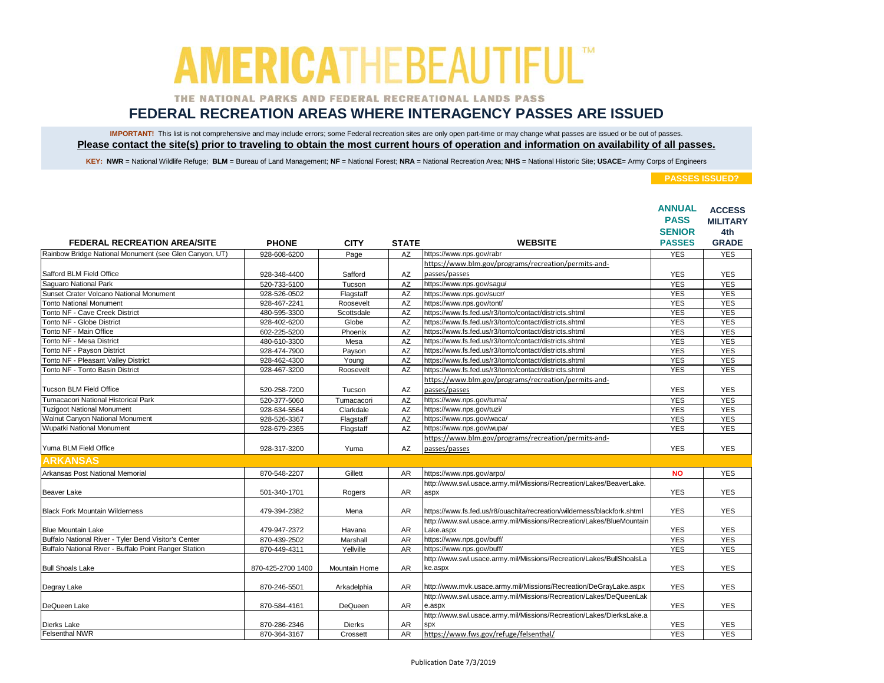# AMERICA THE BEAUTIFUL™

THE NATIONAL PARKS AND FEDERAL RECREATIONAL LANDS PASS

## FEDERAL RECREATION AREAS WHERE INTERAGENCY PASSES ARE ISSUED

**IMPORTANT!** This list is not comprehensive and may include errors; some Federal recreation sites are only open part-time or may change what passes are issued or be out of passes.

**Please contact the site(s) prior to traveling to obtain the most current hours of operation and information on availability of all passes.**

**KEY: NWR** = National Wildlife Refuge; **BLM** = Bureau of Land Management; **NF** = National Forest; **NRA** = National Recreation Area; **NHS** = National Historic Site; **USACE**= Army Corps of Engineers

| FEDERAL RECREATION AREA/SITE | PHONE | CITY | STATE | WEBSITE | PASSES ISSUED? ANNUAL PASS SENIOR PASSES | ACCESS MILITARY 4th GRADE |
|---|---|---|---|---|---|---|
| Rainbow Bridge National Monument (see Glen Canyon, UT) | 928-608-6200 | Page | AZ | https://www.nps.gov/rabr | YES | YES |
| Safford BLM Field Office | 928-348-4400 | Safford | AZ | https://www.blm.gov/programs/recreation/permits-and-passes/passes | YES | YES |
| Saguaro National Park | 520-733-5100 | Tucson | AZ | https://www.nps.gov/sagu/ | YES | YES |
| Sunset Crater Volcano National Monument | 928-526-0502 | Flagstaff | AZ | https://www.nps.gov/sucr/ | YES | YES |
| Tonto National Monument | 928-467-2241 | Roosevelt | AZ | https://www.nps.gov/tont/ | YES | YES |
| Tonto NF - Cave Creek District | 480-595-3300 | Scottsdale | AZ | https://www.fs.fed.us/r3/tonto/contact/districts.shtml | YES | YES |
| Tonto NF - Globe District | 928-402-6200 | Globe | AZ | https://www.fs.fed.us/r3/tonto/contact/districts.shtml | YES | YES |
| Tonto NF - Main Office | 602-225-5200 | Phoenix | AZ | https://www.fs.fed.us/r3/tonto/contact/districts.shtml | YES | YES |
| Tonto NF - Mesa District | 480-610-3300 | Mesa | AZ | https://www.fs.fed.us/r3/tonto/contact/districts.shtml | YES | YES |
| Tonto NF - Payson District | 928-474-7900 | Payson | AZ | https://www.fs.fed.us/r3/tonto/contact/districts.shtml | YES | YES |
| Tonto NF - Pleasant Valley District | 928-462-4300 | Young | AZ | https://www.fs.fed.us/r3/tonto/contact/districts.shtml | YES | YES |
| Tonto NF - Tonto Basin District | 928-467-3200 | Roosevelt | AZ | https://www.fs.fed.us/r3/tonto/contact/districts.shtml | YES | YES |
| Tucson BLM Field Office | 520-258-7200 | Tucson | AZ | https://www.blm.gov/programs/recreation/permits-and-passes/passes | YES | YES |
| Tumacacori National Historical Park | 520-377-5060 | Tumacacori | AZ | https://www.nps.gov/tuma/ | YES | YES |
| Tuzigoot National Monument | 928-634-5564 | Clarkdale | AZ | https://www.nps.gov/tuzi/ | YES | YES |
| Walnut Canyon National Monument | 928-526-3367 | Flagstaff | AZ | https://www.nps.gov/waca/ | YES | YES |
| Wupatki National Monument | 928-679-2365 | Flagstaff | AZ | https://www.nps.gov/wupa/ | YES | YES |
| Yuma BLM Field Office | 928-317-3200 | Yuma | AZ | https://www.blm.gov/programs/recreation/permits-and-passes/passes | YES | YES |
| **ARKANSAS** | | | | | | |
| Arkansas Post National Memorial | 870-548-2207 | Gillett | AR | https://www.nps.gov/arpo/ | NO | YES |
| Beaver Lake | 501-340-1701 | Rogers | AR | http://www.swl.usace.army.mil/Missions/Recreation/Lakes/BeaverLake.aspx | YES | YES |
| Black Fork Mountain Wilderness | 479-394-2382 | Mena | AR | https://www.fs.fed.us/r8/ouachita/recreation/wilderness/blackfork.shtml | YES | YES |
| Blue Mountain Lake | 479-947-2372 | Havana | AR | http://www.swl.usace.army.mil/Missions/Recreation/Lakes/BlueMountainLake.aspx | YES | YES |
| Buffalo National River - Tyler Bend Visitor's Center | 870-439-2502 | Marshall | AR | https://www.nps.gov/buff/ | YES | YES |
| Buffalo National River - Buffalo Point Ranger Station | 870-449-4311 | Yellville | AR | https://www.nps.gov/buff/ | YES | YES |
| Bull Shoals Lake | 870-425-2700 1400 | Mountain Home | AR | http://www.swl.usace.army.mil/Missions/Recreation/Lakes/BullShoalsLake.aspx | YES | YES |
| Degray Lake | 870-246-5501 | Arkadelphia | AR | http://www.mvk.usace.army.mil/Missions/Recreation/DeGrayLake.aspx | YES | YES |
| DeQueen Lake | 870-584-4161 | DeQueen | AR | http://www.swl.usace.army.mil/Missions/Recreation/Lakes/DeQueenLake.aspx | YES | YES |
| Dierks Lake | 870-286-2346 | Dierks | AR | http://www.swl.usace.army.mil/Missions/Recreation/Lakes/DierksLake.aspx | YES | YES |
| Felsenthal NWR | 870-364-3167 | Crossett | AR | https://www.fws.gov/refuge/felsenthal/ | YES | YES |

Publication Date 7/3/2019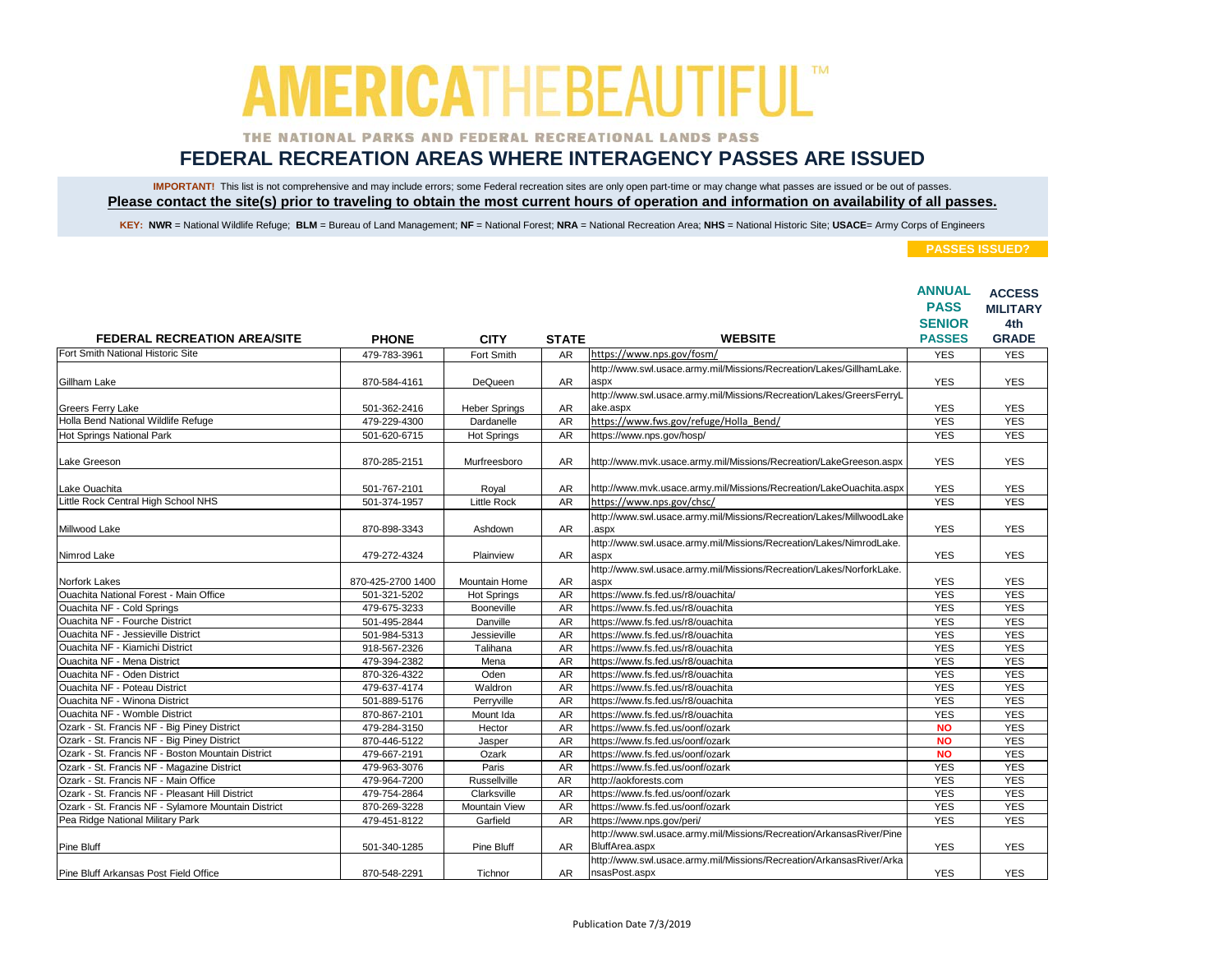# AMERICA THE BEAUTIFUL™

THE NATIONAL PARKS AND FEDERAL RECREATIONAL LANDS PASS

## FEDERAL RECREATION AREAS WHERE INTERAGENCY PASSES ARE ISSUED

**IMPORTANT!** This list is not comprehensive and may include errors; some Federal recreation sites are only open part-time or may change what passes are issued or be out of passes.

**Please contact the site(s) prior to traveling to obtain the most current hours of operation and information on availability of all passes.**

**KEY: NWR** = National Wildlife Refuge; **BLM** = Bureau of Land Management; **NF** = National Forest; **NRA** = National Recreation Area; **NHS** = National Historic Site; **USACE**= Army Corps of Engineers

| FEDERAL RECREATION AREA/SITE | PHONE | CITY | STATE | WEBSITE | PASSES ISSUED? ANNUAL PASS SENIOR PASSES | ACCESS MILITARY 4th GRADE |
|---|---|---|---|---|---|---|
| Fort Smith National Historic Site | 479-783-3961 | Fort Smith | AR | https://www.nps.gov/fosm/ | YES | YES |
| Gillham Lake | 870-584-4161 | DeQueen | AR | http://www.swl.usace.army.mil/Missions/Recreation/Lakes/GillhamLake.aspx | YES | YES |
| Greers Ferry Lake | 501-362-2416 | Heber Springs | AR | http://www.swl.usace.army.mil/Missions/Recreation/Lakes/GreersFerryLake.aspx | YES | YES |
| Holla Bend National Wildlife Refuge | 479-229-4300 | Dardanelle | AR | https://www.fws.gov/refuge/Holla_Bend/ | YES | YES |
| Hot Springs National Park | 501-620-6715 | Hot Springs | AR | https://www.nps.gov/hosp/ | YES | YES |
| Lake Greeson | 870-285-2151 | Murfreesboro | AR | http://www.mvk.usace.army.mil/Missions/Recreation/LakeGreeson.aspx | YES | YES |
| Lake Ouachita | 501-767-2101 | Royal | AR | http://www.mvk.usace.army.mil/Missions/Recreation/LakeOuachita.aspx | YES | YES |
| Little Rock Central High School NHS | 501-374-1957 | Little Rock | AR | https://www.nps.gov/chsc/ | YES | YES |
| Millwood Lake | 870-898-3343 | Ashdown | AR | http://www.swl.usace.army.mil/Missions/Recreation/Lakes/MillwoodLake.aspx | YES | YES |
| Nimrod Lake | 479-272-4324 | Plainview | AR | http://www.swl.usace.army.mil/Missions/Recreation/Lakes/NimrodLake.aspx | YES | YES |
| Norfork Lakes | 870-425-2700 1400 | Mountain Home | AR | http://www.swl.usace.army.mil/Missions/Recreation/Lakes/NorforkLake.aspx | YES | YES |
| Ouachita National Forest - Main Office | 501-321-5202 | Hot Springs | AR | https://www.fs.fed.us/r8/ouachita/ | YES | YES |
| Ouachita NF - Cold Springs | 479-675-3233 | Booneville | AR | https://www.fs.fed.us/r8/ouachita | YES | YES |
| Ouachita NF - Fourche District | 501-495-2844 | Danville | AR | https://www.fs.fed.us/r8/ouachita | YES | YES |
| Ouachita NF - Jessieville District | 501-984-5313 | Jessieville | AR | https://www.fs.fed.us/r8/ouachita | YES | YES |
| Ouachita NF - Kiamichi District | 918-567-2326 | Talihana | AR | https://www.fs.fed.us/r8/ouachita | YES | YES |
| Ouachita NF - Mena District | 479-394-2382 | Mena | AR | https://www.fs.fed.us/r8/ouachita | YES | YES |
| Ouachita NF - Oden District | 870-326-4322 | Oden | AR | https://www.fs.fed.us/r8/ouachita | YES | YES |
| Ouachita NF - Poteau District | 479-637-4174 | Waldron | AR | https://www.fs.fed.us/r8/ouachita | YES | YES |
| Ouachita NF - Winona District | 501-889-5176 | Perryville | AR | https://www.fs.fed.us/r8/ouachita | YES | YES |
| Ouachita NF - Womble District | 870-867-2101 | Mount Ida | AR | https://www.fs.fed.us/r8/ouachita | YES | YES |
| Ozark - St. Francis NF - Big Piney District | 479-284-3150 | Hector | AR | https://www.fs.fed.us/oonf/ozark | NO | YES |
| Ozark - St. Francis NF - Big Piney District | 870-446-5122 | Jasper | AR | https://www.fs.fed.us/oonf/ozark | NO | YES |
| Ozark - St. Francis NF - Boston Mountain District | 479-667-2191 | Ozark | AR | https://www.fs.fed.us/oonf/ozark | NO | YES |
| Ozark - St. Francis NF - Magazine District | 479-963-3076 | Paris | AR | https://www.fs.fed.us/oonf/ozark | YES | YES |
| Ozark - St. Francis NF - Main Office | 479-964-7200 | Russellville | AR | http://aokforests.com | YES | YES |
| Ozark - St. Francis NF - Pleasant Hill District | 479-754-2864 | Clarksville | AR | https://www.fs.fed.us/oonf/ozark | YES | YES |
| Ozark - St. Francis NF - Sylamore Mountain District | 870-269-3228 | Mountain View | AR | https://www.fs.fed.us/oonf/ozark | YES | YES |
| Pea Ridge National Military Park | 479-451-8122 | Garfield | AR | https://www.nps.gov/peri/ | YES | YES |
| Pine Bluff | 501-340-1285 | Pine Bluff | AR | http://www.swl.usace.army.mil/Missions/Recreation/ArkansasRiver/PineBluffArea.aspx | YES | YES |
| Pine Bluff Arkansas Post Field Office | 870-548-2291 | Tichnor | AR | http://www.swl.usace.army.mil/Missions/Recreation/ArkansasRiver/ArkansasPost.aspx | YES | YES |

Publication Date 7/3/2019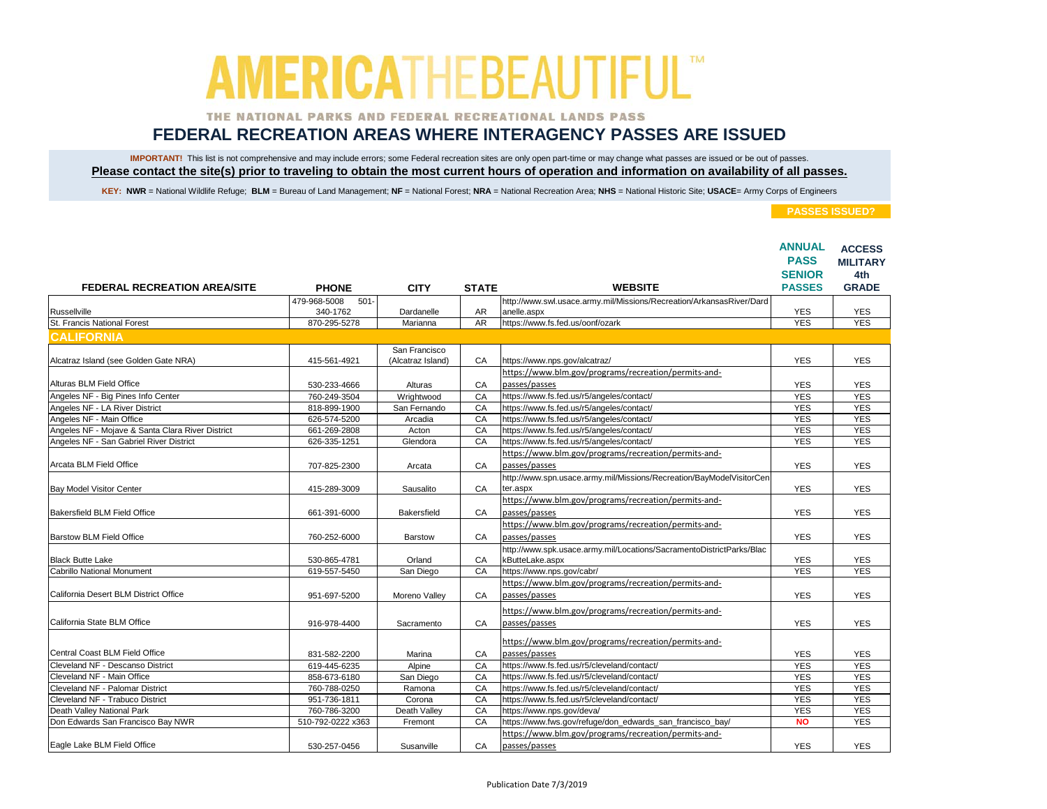# AMERICA THE BEAUTIFUL™

THE NATIONAL PARKS AND FEDERAL RECREATIONAL LANDS PASS

## FEDERAL RECREATION AREAS WHERE INTERAGENCY PASSES ARE ISSUED

**IMPORTANT!** This list is not comprehensive and may include errors; some Federal recreation sites are only open part-time or may change what passes are issued or be out of passes.

**Please contact the site(s) prior to traveling to obtain the most current hours of operation and information on availability of all passes.**

**KEY: NWR** = National Wildlife Refuge; **BLM** = Bureau of Land Management; **NF** = National Forest; **NRA** = National Recreation Area; **NHS** = National Historic Site; **USACE**= Army Corps of Engineers

| FEDERAL RECREATION AREA/SITE | PHONE | CITY | STATE | WEBSITE | PASSES ISSUED? ANNUAL PASS SENIOR PASSES | ACCESS MILITARY 4th GRADE |
|---|---|---|---|---|---|---|
| Russellville | 479-968-5008 501-340-1762 | Dardanelle | AR | http://www.swl.usace.army.mil/Missions/Recreation/ArkansasRiver/Dardanelle.aspx | YES | YES |
| St. Francis National Forest | 870-295-5278 | Marianna | AR | https://www.fs.fed.us/oonf/ozark | YES | YES |
| **CALIFORNIA** | | | | | | |
| Alcatraz Island (see Golden Gate NRA) | 415-561-4921 | San Francisco (Alcatraz Island) | CA | https://www.nps.gov/alcatraz/ | YES | YES |
| Alturas BLM Field Office | 530-233-4666 | Alturas | CA | https://www.blm.gov/programs/recreation/permits-and-passes/passes | YES | YES |
| Angeles NF - Big Pines Info Center | 760-249-3504 | Wrightwood | CA | https://www.fs.fed.us/r5/angeles/contact/ | YES | YES |
| Angeles NF - LA River District | 818-899-1900 | San Fernando | CA | https://www.fs.fed.us/r5/angeles/contact/ | YES | YES |
| Angeles NF - Main Office | 626-574-5200 | Arcadia | CA | https://www.fs.fed.us/r5/angeles/contact/ | YES | YES |
| Angeles NF - Mojave & Santa Clara River District | 661-269-2808 | Acton | CA | https://www.fs.fed.us/r5/angeles/contact/ | YES | YES |
| Angeles NF - San Gabriel River District | 626-335-1251 | Glendora | CA | https://www.fs.fed.us/r5/angeles/contact/ | YES | YES |
| Arcata BLM Field Office | 707-825-2300 | Arcata | CA | https://www.blm.gov/programs/recreation/permits-and-passes/passes | YES | YES |
| Bay Model Visitor Center | 415-289-3009 | Sausalito | CA | http://www.spn.usace.army.mil/Missions/Recreation/BayModelVisitorCenter.aspx | YES | YES |
| Bakersfield BLM Field Office | 661-391-6000 | Bakersfield | CA | https://www.blm.gov/programs/recreation/permits-and-passes/passes | YES | YES |
| Barstow BLM Field Office | 760-252-6000 | Barstow | CA | https://www.blm.gov/programs/recreation/permits-and-passes/passes | YES | YES |
| Black Butte Lake | 530-865-4781 | Orland | CA | http://www.spk.usace.army.mil/Locations/SacramentoDistrictParks/BlackButteLake.aspx | YES | YES |
| Cabrillo National Monument | 619-557-5450 | San Diego | CA | https://www.nps.gov/cabr/ | YES | YES |
| California Desert BLM District Office | 951-697-5200 | Moreno Valley | CA | https://www.blm.gov/programs/recreation/permits-and-passes/passes | YES | YES |
| California State BLM Office | 916-978-4400 | Sacramento | CA | https://www.blm.gov/programs/recreation/permits-and-passes/passes | YES | YES |
| Central Coast BLM Field Office | 831-582-2200 | Marina | CA | https://www.blm.gov/programs/recreation/permits-and-passes/passes | YES | YES |
| Cleveland NF - Descanso District | 619-445-6235 | Alpine | CA | https://www.fs.fed.us/r5/cleveland/contact/ | YES | YES |
| Cleveland NF - Main Office | 858-673-6180 | San Diego | CA | https://www.fs.fed.us/r5/cleveland/contact/ | YES | YES |
| Cleveland NF - Palomar District | 760-788-0250 | Ramona | CA | https://www.fs.fed.us/r5/cleveland/contact/ | YES | YES |
| Cleveland NF - Trabuco District | 951-736-1811 | Corona | CA | https://www.fs.fed.us/r5/cleveland/contact/ | YES | YES |
| Death Valley National Park | 760-786-3200 | Death Valley | CA | https://www.nps.gov/deva/ | YES | YES |
| Don Edwards San Francisco Bay NWR | 510-792-0222 x363 | Fremont | CA | https://www.fws.gov/refuge/don_edwards_san_francisco_bay/ | NO | YES |
| Eagle Lake BLM Field Office | 530-257-0456 | Susanville | CA | https://www.blm.gov/programs/recreation/permits-and-passes/passes | YES | YES |

Publication Date 7/3/2019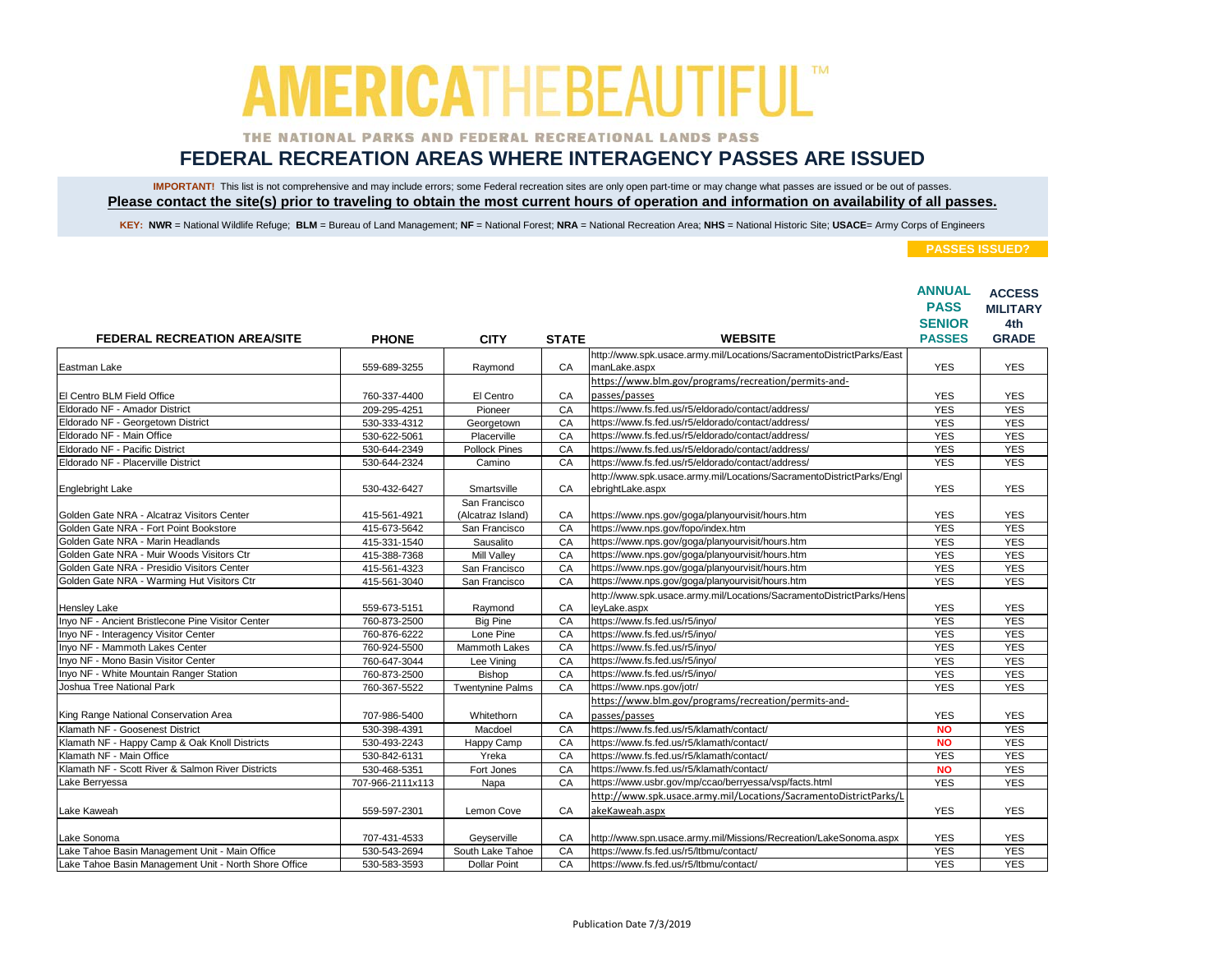# AMERICA THE BEAUTIFUL™

THE NATIONAL PARKS AND FEDERAL RECREATIONAL LANDS PASS

## FEDERAL RECREATION AREAS WHERE INTERAGENCY PASSES ARE ISSUED

**IMPORTANT!** This list is not comprehensive and may include errors; some Federal recreation sites are only open part-time or may change what passes are issued or be out of passes.

**Please contact the site(s) prior to traveling to obtain the most current hours of operation and information on availability of all passes.**

**KEY: NWR** = National Wildlife Refuge; **BLM** = Bureau of Land Management; **NF** = National Forest; **NRA** = National Recreation Area; **NHS** = National Historic Site; **USACE**= Army Corps of Engineers

| FEDERAL RECREATION AREA/SITE | PHONE | CITY | STATE | WEBSITE | PASSES ISSUED? ANNUAL PASS SENIOR PASSES | ACCESS MILITARY 4th GRADE |
|---|---|---|---|---|---|---|
| Eastman Lake | 559-689-3255 | Raymond | CA | http://www.spk.usace.army.mil/Locations/SacramentoDistrictParks/EastmanLake.aspx | YES | YES |
| El Centro BLM Field Office | 760-337-4400 | El Centro | CA | https://www.blm.gov/programs/recreation/permits-and-passes/passes | YES | YES |
| Eldorado NF - Amador District | 209-295-4251 | Pioneer | CA | https://www.fs.fed.us/r5/eldorado/contact/address/ | YES | YES |
| Eldorado NF - Georgetown District | 530-333-4312 | Georgetown | CA | https://www.fs.fed.us/r5/eldorado/contact/address/ | YES | YES |
| Eldorado NF - Main Office | 530-622-5061 | Placerville | CA | https://www.fs.fed.us/r5/eldorado/contact/address/ | YES | YES |
| Eldorado NF - Pacific District | 530-644-2349 | Pollock Pines | CA | https://www.fs.fed.us/r5/eldorado/contact/address/ | YES | YES |
| Eldorado NF - Placerville District | 530-644-2324 | Camino | CA | https://www.fs.fed.us/r5/eldorado/contact/address/ | YES | YES |
| Englebright Lake | 530-432-6427 | Smartsville | CA | http://www.spk.usace.army.mil/Locations/SacramentoDistrictParks/EnglebrightLake.aspx | YES | YES |
| Golden Gate NRA - Alcatraz Visitors Center | 415-561-4921 | San Francisco (Alcatraz Island) | CA | https://www.nps.gov/goga/planyourvisit/hours.htm | YES | YES |
| Golden Gate NRA - Fort Point Bookstore | 415-673-5642 | San Francisco | CA | https://www.nps.gov/fopo/index.htm | YES | YES |
| Golden Gate NRA - Marin Headlands | 415-331-1540 | Sausalito | CA | https://www.nps.gov/goga/planyourvisit/hours.htm | YES | YES |
| Golden Gate NRA - Muir Woods Visitors Ctr | 415-388-7368 | Mill Valley | CA | https://www.nps.gov/goga/planyourvisit/hours.htm | YES | YES |
| Golden Gate NRA - Presidio Visitors Center | 415-561-4323 | San Francisco | CA | https://www.nps.gov/goga/planyourvisit/hours.htm | YES | YES |
| Golden Gate NRA - Warming Hut Visitors Ctr | 415-561-3040 | San Francisco | CA | https://www.nps.gov/goga/planyourvisit/hours.htm | YES | YES |
| Hensley Lake | 559-673-5151 | Raymond | CA | http://www.spk.usace.army.mil/Locations/SacramentoDistrictParks/HensleyLake.aspx | YES | YES |
| Inyo NF - Ancient Bristlecone Pine Visitor Center | 760-873-2500 | Big Pine | CA | https://www.fs.fed.us/r5/inyo/ | YES | YES |
| Inyo NF - Interagency Visitor Center | 760-876-6222 | Lone Pine | CA | https://www.fs.fed.us/r5/inyo/ | YES | YES |
| Inyo NF - Mammoth Lakes Center | 760-924-5500 | Mammoth Lakes | CA | https://www.fs.fed.us/r5/inyo/ | YES | YES |
| Inyo NF - Mono Basin Visitor Center | 760-647-3044 | Lee Vining | CA | https://www.fs.fed.us/r5/inyo/ | YES | YES |
| Inyo NF - White Mountain Ranger Station | 760-873-2500 | Bishop | CA | https://www.fs.fed.us/r5/inyo/ | YES | YES |
| Joshua Tree National Park | 760-367-5522 | Twentynine Palms | CA | https://www.nps.gov/jotr/ | YES | YES |
| King Range National Conservation Area | 707-986-5400 | Whitethorn | CA | https://www.blm.gov/programs/recreation/permits-and-passes/passes | YES | YES |
| Klamath NF - Goosenest District | 530-398-4391 | Macdoel | CA | https://www.fs.fed.us/r5/klamath/contact/ | NO | YES |
| Klamath NF - Happy Camp & Oak Knoll Districts | 530-493-2243 | Happy Camp | CA | https://www.fs.fed.us/r5/klamath/contact/ | NO | YES |
| Klamath NF - Main Office | 530-842-6131 | Yreka | CA | https://www.fs.fed.us/r5/klamath/contact/ | YES | YES |
| Klamath NF - Scott River & Salmon River Districts | 530-468-5351 | Fort Jones | CA | https://www.fs.fed.us/r5/klamath/contact/ | NO | YES |
| Lake Berryessa | 707-966-2111x113 | Napa | CA | https://www.usbr.gov/mp/ccao/berryessa/vsp/facts.html | YES | YES |
| Lake Kaweah | 559-597-2301 | Lemon Cove | CA | http://www.spk.usace.army.mil/Locations/SacramentoDistrictParks/LakeKaweah.aspx | YES | YES |
| Lake Sonoma | 707-431-4533 | Geyserville | CA | http://www.spn.usace.army.mil/Missions/Recreation/LakeSonoma.aspx | YES | YES |
| Lake Tahoe Basin Management Unit - Main Office | 530-543-2694 | South Lake Tahoe | CA | https://www.fs.fed.us/r5/ltbmu/contact/ | YES | YES |
| Lake Tahoe Basin Management Unit - North Shore Office | 530-583-3593 | Dollar Point | CA | https://www.fs.fed.us/r5/ltbmu/contact/ | YES | YES |

Publication Date 7/3/2019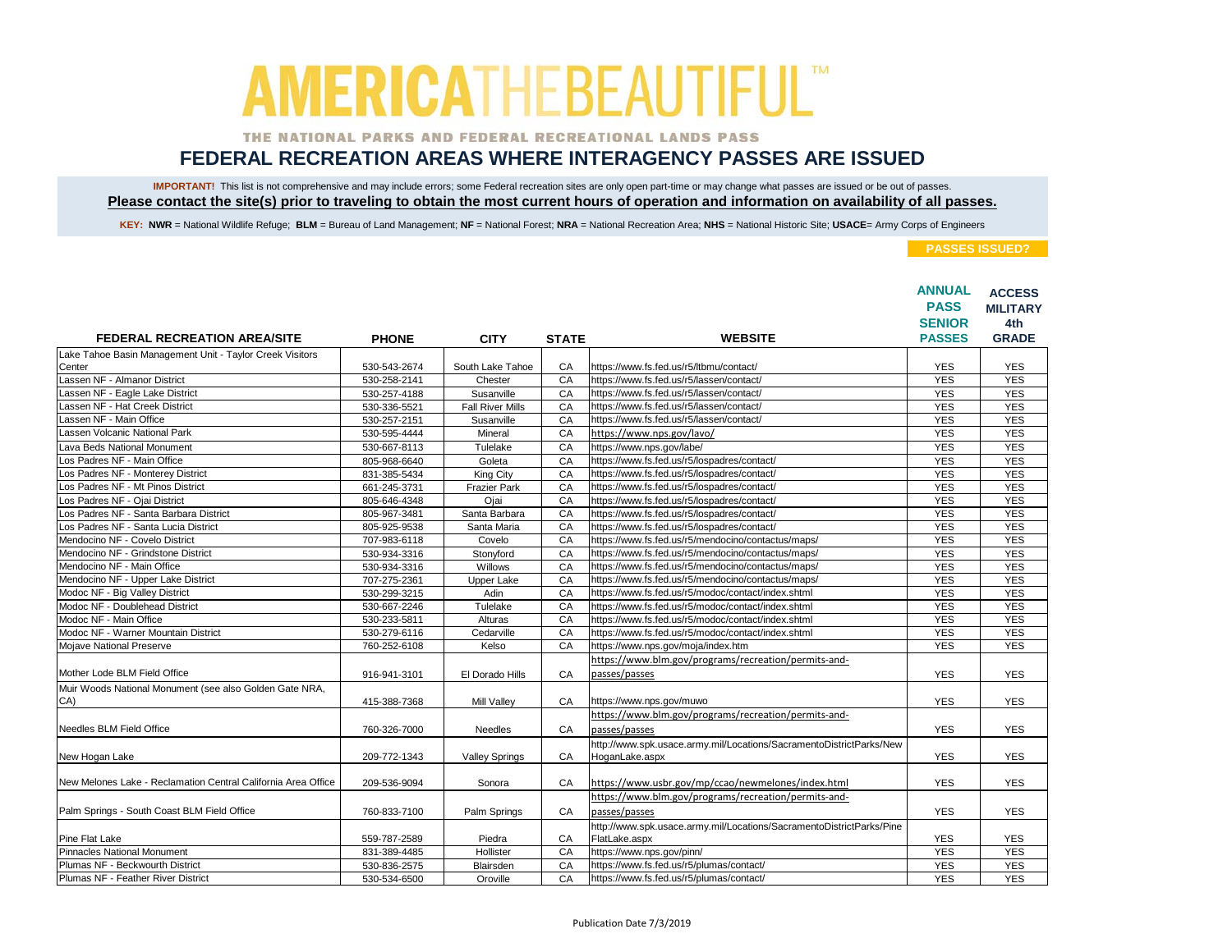# AMERICA THE BEAUTIFUL™

THE NATIONAL PARKS AND FEDERAL RECREATIONAL LANDS PASS

## FEDERAL RECREATION AREAS WHERE INTERAGENCY PASSES ARE ISSUED

**IMPORTANT!** This list is not comprehensive and may include errors; some Federal recreation sites are only open part-time or may change what passes are issued or be out of passes.

**Please contact the site(s) prior to traveling to obtain the most current hours of operation and information on availability of all passes.**

**KEY: NWR** = National Wildlife Refuge; **BLM** = Bureau of Land Management; **NF** = National Forest; **NRA** = National Recreation Area; **NHS** = National Historic Site; **USACE**= Army Corps of Engineers

| FEDERAL RECREATION AREA/SITE | PHONE | CITY | STATE | WEBSITE | PASSES ISSUED? ANNUAL PASS SENIOR PASSES | ACCESS MILITARY 4th GRADE |
|---|---|---|---|---|---|---|
| Lake Tahoe Basin Management Unit - Taylor Creek Visitors Center | 530-543-2674 | South Lake Tahoe | CA | https://www.fs.fed.us/r5/ltbmu/contact/ | YES | YES |
| Lassen NF - Almanor District | 530-258-2141 | Chester | CA | https://www.fs.fed.us/r5/lassen/contact/ | YES | YES |
| Lassen NF - Eagle Lake District | 530-257-4188 | Susanville | CA | https://www.fs.fed.us/r5/lassen/contact/ | YES | YES |
| Lassen NF - Hat Creek District | 530-336-5521 | Fall River Mills | CA | https://www.fs.fed.us/r5/lassen/contact/ | YES | YES |
| Lassen NF - Main Office | 530-257-2151 | Susanville | CA | https://www.fs.fed.us/r5/lassen/contact/ | YES | YES |
| Lassen Volcanic National Park | 530-595-4444 | Mineral | CA | https://www.nps.gov/lavo/ | YES | YES |
| Lava Beds National Monument | 530-667-8113 | Tulelake | CA | https://www.nps.gov/labe/ | YES | YES |
| Los Padres NF - Main Office | 805-968-6640 | Goleta | CA | https://www.fs.fed.us/r5/lospadres/contact/ | YES | YES |
| Los Padres NF - Monterey District | 831-385-5434 | King City | CA | https://www.fs.fed.us/r5/lospadres/contact/ | YES | YES |
| Los Padres NF - Mt Pinos District | 661-245-3731 | Frazier Park | CA | https://www.fs.fed.us/r5/lospadres/contact/ | YES | YES |
| Los Padres NF - Ojai District | 805-646-4348 | Ojai | CA | https://www.fs.fed.us/r5/lospadres/contact/ | YES | YES |
| Los Padres NF - Santa Barbara District | 805-967-3481 | Santa Barbara | CA | https://www.fs.fed.us/r5/lospadres/contact/ | YES | YES |
| Los Padres NF - Santa Lucia District | 805-925-9538 | Santa Maria | CA | https://www.fs.fed.us/r5/lospadres/contact/ | YES | YES |
| Mendocino NF - Covelo District | 707-983-6118 | Covelo | CA | https://www.fs.fed.us/r5/mendocino/contactus/maps/ | YES | YES |
| Mendocino NF - Grindstone District | 530-934-3316 | Stonyford | CA | https://www.fs.fed.us/r5/mendocino/contactus/maps/ | YES | YES |
| Mendocino NF - Main Office | 530-934-3316 | Willows | CA | https://www.fs.fed.us/r5/mendocino/contactus/maps/ | YES | YES |
| Mendocino NF - Upper Lake District | 707-275-2361 | Upper Lake | CA | https://www.fs.fed.us/r5/mendocino/contactus/maps/ | YES | YES |
| Modoc NF - Big Valley District | 530-299-3215 | Adin | CA | https://www.fs.fed.us/r5/modoc/contact/index.shtml | YES | YES |
| Modoc NF - Doublehead District | 530-667-2246 | Tulelake | CA | https://www.fs.fed.us/r5/modoc/contact/index.shtml | YES | YES |
| Modoc NF - Main Office | 530-233-5811 | Alturas | CA | https://www.fs.fed.us/r5/modoc/contact/index.shtml | YES | YES |
| Modoc NF - Warner Mountain District | 530-279-6116 | Cedarville | CA | https://www.fs.fed.us/r5/modoc/contact/index.shtml | YES | YES |
| Mojave National Preserve | 760-252-6108 | Kelso | CA | https://www.nps.gov/moja/index.htm | YES | YES |
| Mother Lode BLM Field Office | 916-941-3101 | El Dorado Hills | CA | https://www.blm.gov/programs/recreation/permits-and-passes/passes | YES | YES |
| Muir Woods National Monument (see also Golden Gate NRA, CA) | 415-388-7368 | Mill Valley | CA | https://www.nps.gov/muwo | YES | YES |
| Needles BLM Field Office | 760-326-7000 | Needles | CA | https://www.blm.gov/programs/recreation/permits-and-passes/passes | YES | YES |
| New Hogan Lake | 209-772-1343 | Valley Springs | CA | http://www.spk.usace.army.mil/Locations/SacramentoDistrictParks/NewHoganLake.aspx | YES | YES |
| New Melones Lake - Reclamation Central California Area Office | 209-536-9094 | Sonora | CA | https://www.usbr.gov/mp/ccao/newmelones/index.html | YES | YES |
| Palm Springs - South Coast BLM Field Office | 760-833-7100 | Palm Springs | CA | https://www.blm.gov/programs/recreation/permits-and-passes/passes | YES | YES |
| Pine Flat Lake | 559-787-2589 | Piedra | CA | http://www.spk.usace.army.mil/Locations/SacramentoDistrictParks/PineFlatLake.aspx | YES | YES |
| Pinnacles National Monument | 831-389-4485 | Hollister | CA | https://www.nps.gov/pinn/ | YES | YES |
| Plumas NF - Beckwourth District | 530-836-2575 | Blairsden | CA | https://www.fs.fed.us/r5/plumas/contact/ | YES | YES |
| Plumas NF - Feather River District | 530-534-6500 | Oroville | CA | https://www.fs.fed.us/r5/plumas/contact/ | YES | YES |

Publication Date 7/3/2019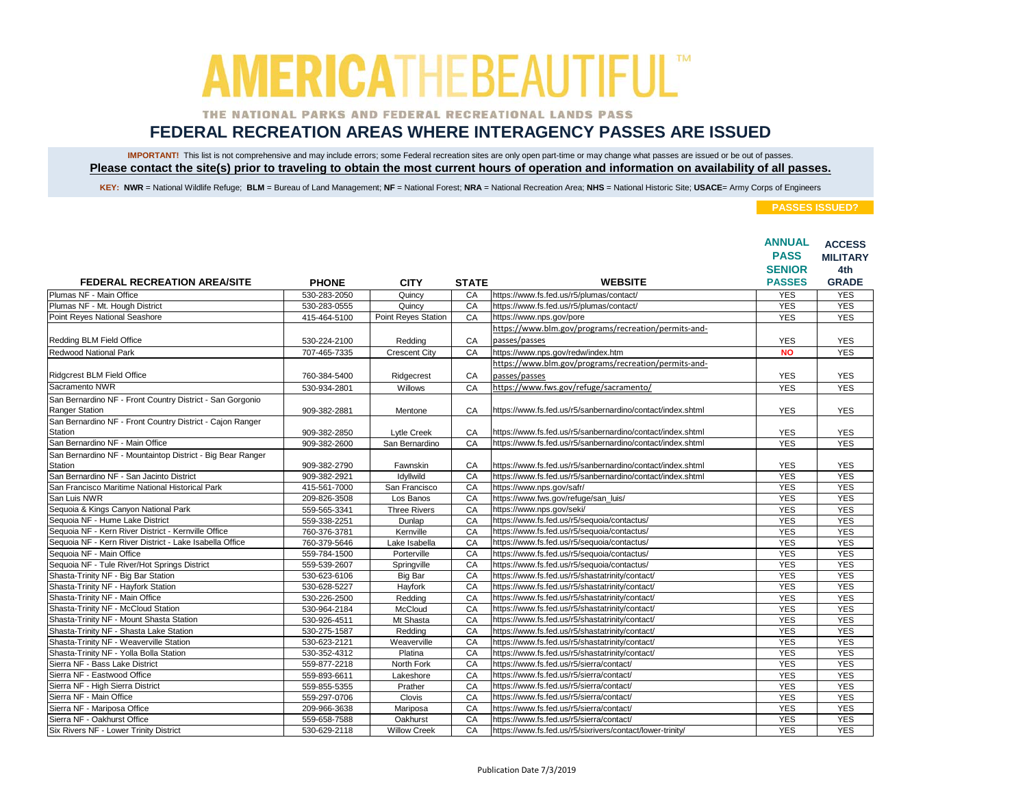# AMERICA THE BEAUTIFUL™

THE NATIONAL PARKS AND FEDERAL RECREATIONAL LANDS PASS

## FEDERAL RECREATION AREAS WHERE INTERAGENCY PASSES ARE ISSUED

**IMPORTANT!** This list is not comprehensive and may include errors; some Federal recreation sites are only open part-time or may change what passes are issued or be out of passes.
**Please contact the site(s) prior to traveling to obtain the most current hours of operation and information on availability of all passes.**

**KEY: NWR** = National Wildlife Refuge; **BLM** = Bureau of Land Management; **NF** = National Forest; **NRA** = National Recreation Area; **NHS** = National Historic Site; **USACE**= Army Corps of Engineers

| FEDERAL RECREATION AREA/SITE | PHONE | CITY | STATE | WEBSITE | PASSES ISSUED? ANNUAL PASS SENIOR PASSES | ACCESS MILITARY 4th GRADE |
|---|---|---|---|---|---|---|
| Plumas NF - Main Office | 530-283-2050 | Quincy | CA | https://www.fs.fed.us/r5/plumas/contact/ | YES | YES |
| Plumas NF - Mt. Hough District | 530-283-0555 | Quincy | CA | https://www.fs.fed.us/r5/plumas/contact/ | YES | YES |
| Point Reyes National Seashore | 415-464-5100 | Point Reyes Station | CA | https://www.nps.gov/pore | YES | YES |
| Redding BLM Field Office | 530-224-2100 | Redding | CA | https://www.blm.gov/programs/recreation/permits-and-passes/passes | YES | YES |
| Redwood National Park | 707-465-7335 | Crescent City | CA | https://www.nps.gov/redw/index.htm | NO | YES |
| Ridgcrest BLM Field Office | 760-384-5400 | Ridgecrest | CA | https://www.blm.gov/programs/recreation/permits-and-passes/passes | YES | YES |
| Sacramento NWR | 530-934-2801 | Willows | CA | https://www.fws.gov/refuge/sacramento/ | YES | YES |
| San Bernardino NF - Front Country District - San Gorgonio Ranger Station | 909-382-2881 | Mentone | CA | https://www.fs.fed.us/r5/sanbernardino/contact/index.shtml | YES | YES |
| San Bernardino NF - Front Country District - Cajon Ranger Station | 909-382-2850 | Lytle Creek | CA | https://www.fs.fed.us/r5/sanbernardino/contact/index.shtml | YES | YES |
| San Bernardino NF - Main Office | 909-382-2600 | San Bernardino | CA | https://www.fs.fed.us/r5/sanbernardino/contact/index.shtml | YES | YES |
| San Bernardino NF - Mountaintop District - Big Bear Ranger Station | 909-382-2790 | Fawnskin | CA | https://www.fs.fed.us/r5/sanbernardino/contact/index.shtml | YES | YES |
| San Bernardino NF - San Jacinto District | 909-382-2921 | Idyllwild | CA | https://www.fs.fed.us/r5/sanbernardino/contact/index.shtml | YES | YES |
| San Francisco Maritime National Historical Park | 415-561-7000 | San Francisco | CA | https://www.nps.gov/safr/ | YES | YES |
| San Luis NWR | 209-826-3508 | Los Banos | CA | https://www.fws.gov/refuge/san_luis/ | YES | YES |
| Sequoia & Kings Canyon National Park | 559-565-3341 | Three Rivers | CA | https://www.nps.gov/seki/ | YES | YES |
| Sequoia NF - Hume Lake District | 559-338-2251 | Dunlap | CA | https://www.fs.fed.us/r5/sequoia/contactus/ | YES | YES |
| Sequoia NF - Kern River District - Kernville Office | 760-376-3781 | Kernville | CA | https://www.fs.fed.us/r5/sequoia/contactus/ | YES | YES |
| Sequoia NF - Kern River District - Lake Isabella Office | 760-379-5646 | Lake Isabella | CA | https://www.fs.fed.us/r5/sequoia/contactus/ | YES | YES |
| Sequoia NF - Main Office | 559-784-1500 | Porterville | CA | https://www.fs.fed.us/r5/sequoia/contactus/ | YES | YES |
| Sequoia NF - Tule River/Hot Springs District | 559-539-2607 | Springville | CA | https://www.fs.fed.us/r5/sequoia/contactus/ | YES | YES |
| Shasta-Trinity NF - Big Bar Station | 530-623-6106 | Big Bar | CA | https://www.fs.fed.us/r5/shastatrinity/contact/ | YES | YES |
| Shasta-Trinity NF - Hayfork Station | 530-628-5227 | Hayfork | CA | https://www.fs.fed.us/r5/shastatrinity/contact/ | YES | YES |
| Shasta-Trinity NF - Main Office | 530-226-2500 | Redding | CA | https://www.fs.fed.us/r5/shastatrinity/contact/ | YES | YES |
| Shasta-Trinity NF - McCloud Station | 530-964-2184 | McCloud | CA | https://www.fs.fed.us/r5/shastatrinity/contact/ | YES | YES |
| Shasta-Trinity NF - Mount Shasta Station | 530-926-4511 | Mt Shasta | CA | https://www.fs.fed.us/r5/shastatrinity/contact/ | YES | YES |
| Shasta-Trinity NF - Shasta Lake Station | 530-275-1587 | Redding | CA | https://www.fs.fed.us/r5/shastatrinity/contact/ | YES | YES |
| Shasta-Trinity NF - Weaverville Station | 530-623-2121 | Weaverville | CA | https://www.fs.fed.us/r5/shastatrinity/contact/ | YES | YES |
| Shasta-Trinity NF - Yolla Bolla Station | 530-352-4312 | Platina | CA | https://www.fs.fed.us/r5/shastatrinity/contact/ | YES | YES |
| Sierra NF - Bass Lake District | 559-877-2218 | North Fork | CA | https://www.fs.fed.us/r5/sierra/contact/ | YES | YES |
| Sierra NF - Eastwood Office | 559-893-6611 | Lakeshore | CA | https://www.fs.fed.us/r5/sierra/contact/ | YES | YES |
| Sierra NF - High Sierra District | 559-855-5355 | Prather | CA | https://www.fs.fed.us/r5/sierra/contact/ | YES | YES |
| Sierra NF - Main Office | 559-297-0706 | Clovis | CA | https://www.fs.fed.us/r5/sierra/contact/ | YES | YES |
| Sierra NF - Mariposa Office | 209-966-3638 | Mariposa | CA | https://www.fs.fed.us/r5/sierra/contact/ | YES | YES |
| Sierra NF - Oakhurst Office | 559-658-7588 | Oakhurst | CA | https://www.fs.fed.us/r5/sierra/contact/ | YES | YES |
| Six Rivers NF - Lower Trinity District | 530-629-2118 | Willow Creek | CA | https://www.fs.fed.us/r5/sixrivers/contact/lower-trinity/ | YES | YES |

Publication Date 7/3/2019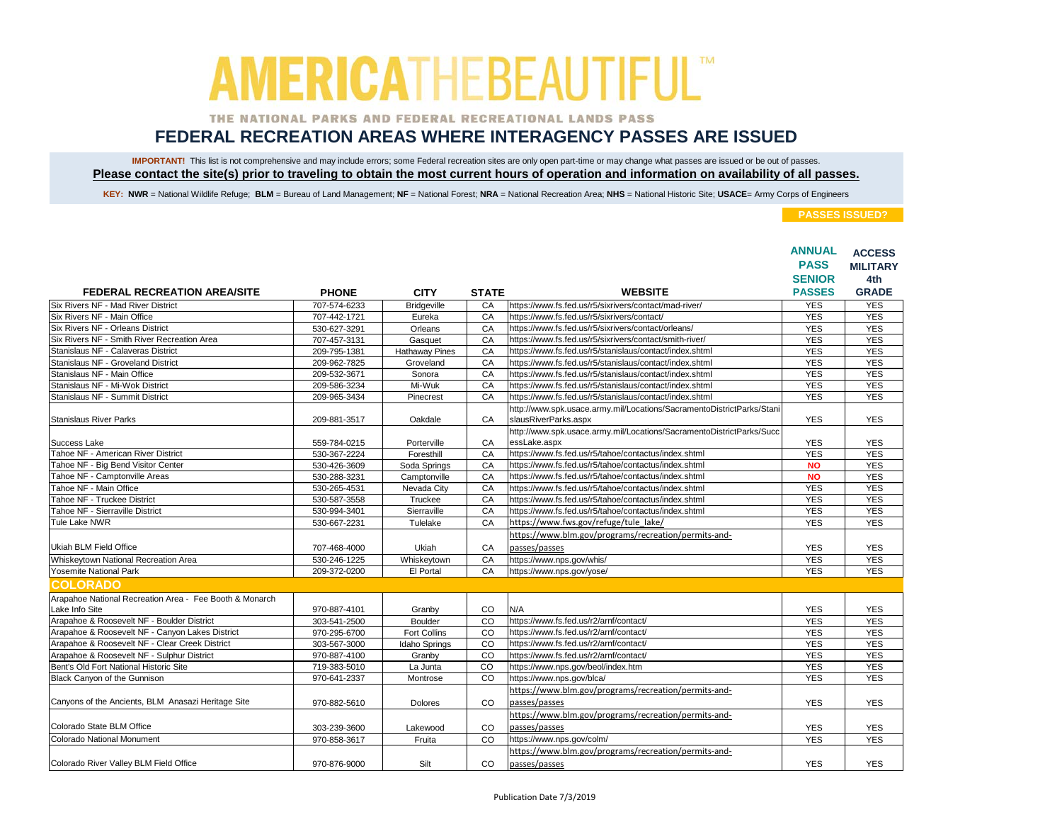# AMERICA THE BEAUTIFUL™

THE NATIONAL PARKS AND FEDERAL RECREATIONAL LANDS PASS

## FEDERAL RECREATION AREAS WHERE INTERAGENCY PASSES ARE ISSUED

**IMPORTANT!** This list is not comprehensive and may include errors; some Federal recreation sites are only open part-time or may change what passes are issued or be out of passes.
**Please contact the site(s) prior to traveling to obtain the most current hours of operation and information on availability of all passes.**

**KEY: NWR** = National Wildlife Refuge; **BLM** = Bureau of Land Management; **NF** = National Forest; **NRA** = National Recreation Area; **NHS** = National Historic Site; **USACE**= Army Corps of Engineers

| FEDERAL RECREATION AREA/SITE | PHONE | CITY | STATE | WEBSITE | PASSES ISSUED? ANNUAL PASS SENIOR PASSES | ACCESS MILITARY 4th GRADE |
|---|---|---|---|---|---|---|
| Six Rivers NF - Mad River District | 707-574-6233 | Bridgeville | CA | https://www.fs.fed.us/r5/sixrivers/contact/mad-river/ | YES | YES |
| Six Rivers NF - Main Office | 707-442-1721 | Eureka | CA | https://www.fs.fed.us/r5/sixrivers/contact/ | YES | YES |
| Six Rivers NF - Orleans District | 530-627-3291 | Orleans | CA | https://www.fs.fed.us/r5/sixrivers/contact/orleans/ | YES | YES |
| Six Rivers NF - Smith River Recreation Area | 707-457-3131 | Gasquet | CA | https://www.fs.fed.us/r5/sixrivers/contact/smith-river/ | YES | YES |
| Stanislaus NF - Calaveras District | 209-795-1381 | Hathaway Pines | CA | https://www.fs.fed.us/r5/stanislaus/contact/index.shtml | YES | YES |
| Stanislaus NF - Groveland District | 209-962-7825 | Groveland | CA | https://www.fs.fed.us/r5/stanislaus/contact/index.shtml | YES | YES |
| Stanislaus NF - Main Office | 209-532-3671 | Sonora | CA | https://www.fs.fed.us/r5/stanislaus/contact/index.shtml | YES | YES |
| Stanislaus NF - Mi-Wok District | 209-586-3234 | Mi-Wuk | CA | https://www.fs.fed.us/r5/stanislaus/contact/index.shtml | YES | YES |
| Stanislaus NF - Summit District | 209-965-3434 | Pinecrest | CA | https://www.fs.fed.us/r5/stanislaus/contact/index.shtml | YES | YES |
| Stanislaus River Parks | 209-881-3517 | Oakdale | CA | http://www.spk.usace.army.mil/Locations/SacramentoDistrictParks/StanislausRiverParks.aspx | YES | YES |
| Success Lake | 559-784-0215 | Porterville | CA | http://www.spk.usace.army.mil/Locations/SacramentoDistrictParks/SuccessLake.aspx | YES | YES |
| Tahoe NF - American River District | 530-367-2224 | Foresthill | CA | https://www.fs.fed.us/r5/tahoe/contactus/index.shtml | YES | YES |
| Tahoe NF - Big Bend Visitor Center | 530-426-3609 | Soda Springs | CA | https://www.fs.fed.us/r5/tahoe/contactus/index.shtml | NO | YES |
| Tahoe NF - Camptonville Areas | 530-288-3231 | Camptonville | CA | https://www.fs.fed.us/r5/tahoe/contactus/index.shtml | NO | YES |
| Tahoe NF - Main Office | 530-265-4531 | Nevada City | CA | https://www.fs.fed.us/r5/tahoe/contactus/index.shtml | YES | YES |
| Tahoe NF - Truckee District | 530-587-3558 | Truckee | CA | https://www.fs.fed.us/r5/tahoe/contactus/index.shtml | YES | YES |
| Tahoe NF - Sierraville District | 530-994-3401 | Sierraville | CA | https://www.fs.fed.us/r5/tahoe/contactus/index.shtml | YES | YES |
| Tule Lake NWR | 530-667-2231 | Tulelake | CA | https://www.fws.gov/refuge/tule_lake/ | YES | YES |
| Ukiah BLM Field Office | 707-468-4000 | Ukiah | CA | https://www.blm.gov/programs/recreation/permits-and-passes/passes | YES | YES |
| Whiskeytown National Recreation Area | 530-246-1225 | Whiskeytown | CA | https://www.nps.gov/whis/ | YES | YES |
| Yosemite National Park | 209-372-0200 | El Portal | CA | https://www.nps.gov/yose/ | YES | YES |
| **COLORADO** | | | | | | |
| Arapahoe National Recreation Area - Fee Booth & Monarch Lake Info Site | 970-887-4101 | Granby | CO | N/A | YES | YES |
| Arapahoe & Roosevelt NF - Boulder District | 303-541-2500 | Boulder | CO | https://www.fs.fed.us/r2/arnf/contact/ | YES | YES |
| Arapahoe & Roosevelt NF - Canyon Lakes District | 970-295-6700 | Fort Collins | CO | https://www.fs.fed.us/r2/arnf/contact/ | YES | YES |
| Arapahoe & Roosevelt NF - Clear Creek District | 303-567-3000 | Idaho Springs | CO | https://www.fs.fed.us/r2/arnf/contact/ | YES | YES |
| Arapahoe & Roosevelt NF - Sulphur District | 970-887-4100 | Granby | CO | https://www.fs.fed.us/r2/arnf/contact/ | YES | YES |
| Bent's Old Fort National Historic Site | 719-383-5010 | La Junta | CO | https://www.nps.gov/beol/index.htm | YES | YES |
| Black Canyon of the Gunnison | 970-641-2337 | Montrose | CO | https://www.nps.gov/blca/ | YES | YES |
| Canyons of the Ancients, BLM Anasazi Heritage Site | 970-882-5610 | Dolores | CO | https://www.blm.gov/programs/recreation/permits-and-passes/passes | YES | YES |
| Colorado State BLM Office | 303-239-3600 | Lakewood | CO | https://www.blm.gov/programs/recreation/permits-and-passes/passes | YES | YES |
| Colorado National Monument | 970-858-3617 | Fruita | CO | https://www.nps.gov/colm/ | YES | YES |
| Colorado River Valley BLM Field Office | 970-876-9000 | Silt | CO | https://www.blm.gov/programs/recreation/permits-and-passes/passes | YES | YES |

Publication Date 7/3/2019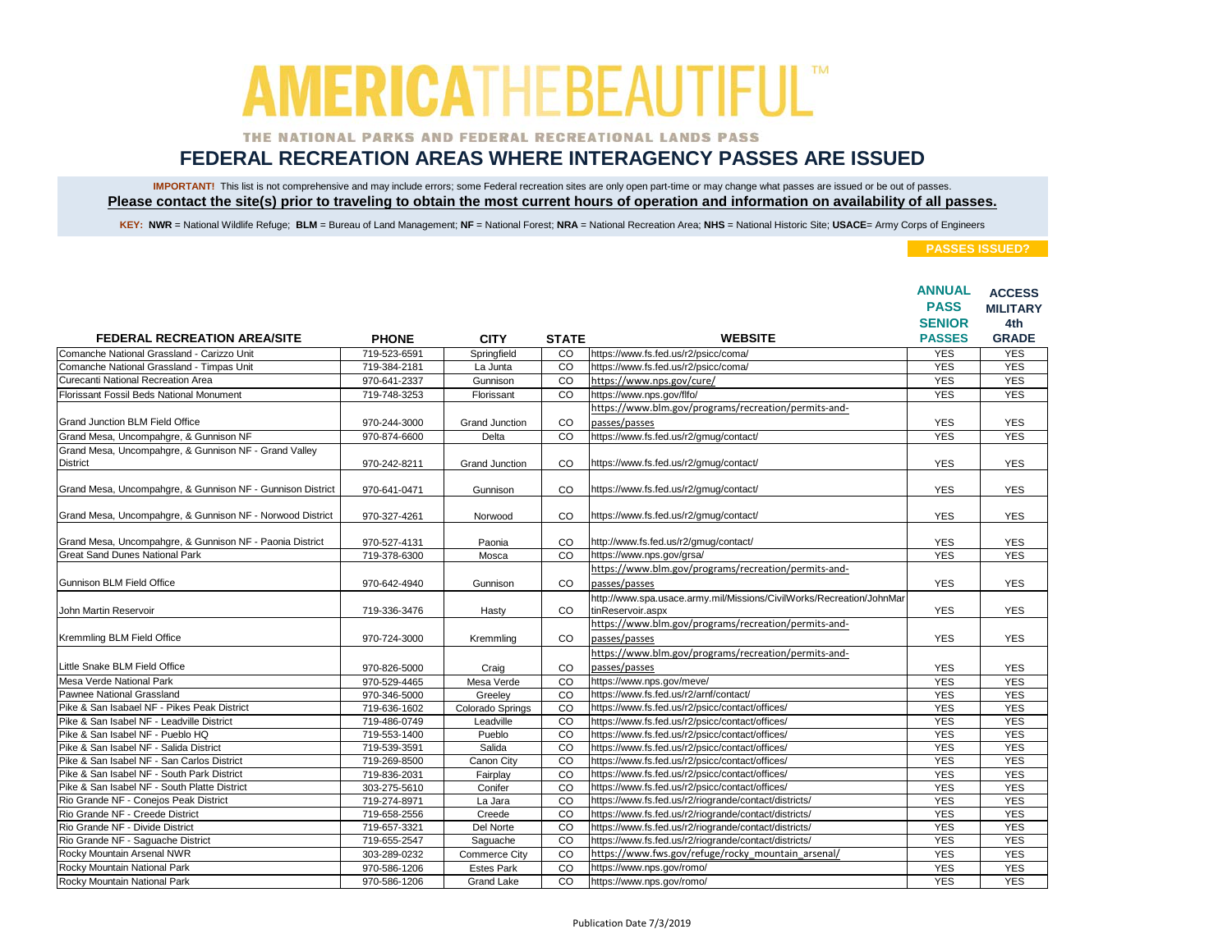# AMERICA THE BEAUTIFUL™

THE NATIONAL PARKS AND FEDERAL RECREATIONAL LANDS PASS

## FEDERAL RECREATION AREAS WHERE INTERAGENCY PASSES ARE ISSUED

**IMPORTANT!** This list is not comprehensive and may include errors; some Federal recreation sites are only open part-time or may change what passes are issued or be out of passes.

**Please contact the site(s) prior to traveling to obtain the most current hours of operation and information on availability of all passes.**

**KEY: NWR** = National Wildlife Refuge; **BLM** = Bureau of Land Management; **NF** = National Forest; **NRA** = National Recreation Area; **NHS** = National Historic Site; **USACE**= Army Corps of Engineers

| FEDERAL RECREATION AREA/SITE | PHONE | CITY | STATE | WEBSITE | PASSES ISSUED? ANNUAL PASS SENIOR PASSES | ACCESS MILITARY 4th GRADE |
|---|---|---|---|---|---|---|
| Comanche National Grassland - Carizzo Unit | 719-523-6591 | Springfield | CO | https://www.fs.fed.us/r2/psicc/coma/ | YES | YES |
| Comanche National Grassland - Timpas Unit | 719-384-2181 | La Junta | CO | https://www.fs.fed.us/r2/psicc/coma/ | YES | YES |
| Curecanti National Recreation Area | 970-641-2337 | Gunnison | CO | https://www.nps.gov/cure/ | YES | YES |
| Florissant Fossil Beds National Monument | 719-748-3253 | Florissant | CO | https://www.nps.gov/flfo/ | YES | YES |
| Grand Junction BLM Field Office | 970-244-3000 | Grand Junction | CO | https://www.blm.gov/programs/recreation/permits-and-passes/passes | YES | YES |
| Grand Mesa, Uncompahgre, & Gunnison NF | 970-874-6600 | Delta | CO | https://www.fs.fed.us/r2/gmug/contact/ | YES | YES |
| Grand Mesa, Uncompahgre, & Gunnison NF - Grand Valley District | 970-242-8211 | Grand Junction | CO | https://www.fs.fed.us/r2/gmug/contact/ | YES | YES |
| Grand Mesa, Uncompahgre, & Gunnison NF - Gunnison District | 970-641-0471 | Gunnison | CO | https://www.fs.fed.us/r2/gmug/contact/ | YES | YES |
| Grand Mesa, Uncompahgre, & Gunnison NF - Norwood District | 970-327-4261 | Norwood | CO | https://www.fs.fed.us/r2/gmug/contact/ | YES | YES |
| Grand Mesa, Uncompahgre, & Gunnison NF - Paonia District | 970-527-4131 | Paonia | CO | http://www.fs.fed.us/r2/gmug/contact/ | YES | YES |
| Great Sand Dunes National Park | 719-378-6300 | Mosca | CO | https://www.nps.gov/grsa/ | YES | YES |
| Gunnison BLM Field Office | 970-642-4940 | Gunnison | CO | https://www.blm.gov/programs/recreation/permits-and-passes/passes | YES | YES |
| John Martin Reservoir | 719-336-3476 | Hasty | CO | http://www.spa.usace.army.mil/Missions/CivilWorks/Recreation/JohnMartinReservoir.aspx | YES | YES |
| Kremmling BLM Field Office | 970-724-3000 | Kremmling | CO | https://www.blm.gov/programs/recreation/permits-and-passes/passes | YES | YES |
| Little Snake BLM Field Office | 970-826-5000 | Craig | CO | https://www.blm.gov/programs/recreation/permits-and-passes/passes | YES | YES |
| Mesa Verde National Park | 970-529-4465 | Mesa Verde | CO | https://www.nps.gov/meve/ | YES | YES |
| Pawnee National Grassland | 970-346-5000 | Greeley | CO | https://www.fs.fed.us/r2/arnf/contact/ | YES | YES |
| Pike & San Isabael NF - Pikes Peak District | 719-636-1602 | Colorado Springs | CO | https://www.fs.fed.us/r2/psicc/contact/offices/ | YES | YES |
| Pike & San Isabael NF - Leadville District | 719-486-0749 | Leadville | CO | https://www.fs.fed.us/r2/psicc/contact/offices/ | YES | YES |
| Pike & San Isabel NF - Pueblo HQ | 719-553-1400 | Pueblo | CO | https://www.fs.fed.us/r2/psicc/contact/offices/ | YES | YES |
| Pike & San Isabel NF - Salida District | 719-539-3591 | Salida | CO | https://www.fs.fed.us/r2/psicc/contact/offices/ | YES | YES |
| Pike & San Isabel NF - San Carlos District | 719-269-8500 | Canon City | CO | https://www.fs.fed.us/r2/psicc/contact/offices/ | YES | YES |
| Pike & San Isabel NF - South Park District | 719-836-2031 | Fairplay | CO | https://www.fs.fed.us/r2/psicc/contact/offices/ | YES | YES |
| Pike & San Isabel NF - South Platte District | 303-275-5610 | Conifer | CO | https://www.fs.fed.us/r2/psicc/contact/offices/ | YES | YES |
| Rio Grande NF - Conejos Peak District | 719-274-8971 | La Jara | CO | https://www.fs.fed.us/r2/riogrande/contact/districts/ | YES | YES |
| Rio Grande NF - Creede District | 719-658-2556 | Creede | CO | https://www.fs.fed.us/r2/riogrande/contact/districts/ | YES | YES |
| Rio Grande NF - Divide District | 719-657-3321 | Del Norte | CO | https://www.fs.fed.us/r2/riogrande/contact/districts/ | YES | YES |
| Rio Grande NF - Saguache District | 719-655-2547 | Saguache | CO | https://www.fs.fed.us/r2/riogrande/contact/districts/ | YES | YES |
| Rocky Mountain Arsenal NWR | 303-289-0232 | Commerce City | CO | https://www.fws.gov/refuge/rocky_mountain_arsenal/ | YES | YES |
| Rocky Mountain National Park | 970-586-1206 | Estes Park | CO | https://www.nps.gov/romo/ | YES | YES |
| Rocky Mountain National Park | 970-586-1206 | Grand Lake | CO | https://www.nps.gov/romo/ | YES | YES |

Publication Date 7/3/2019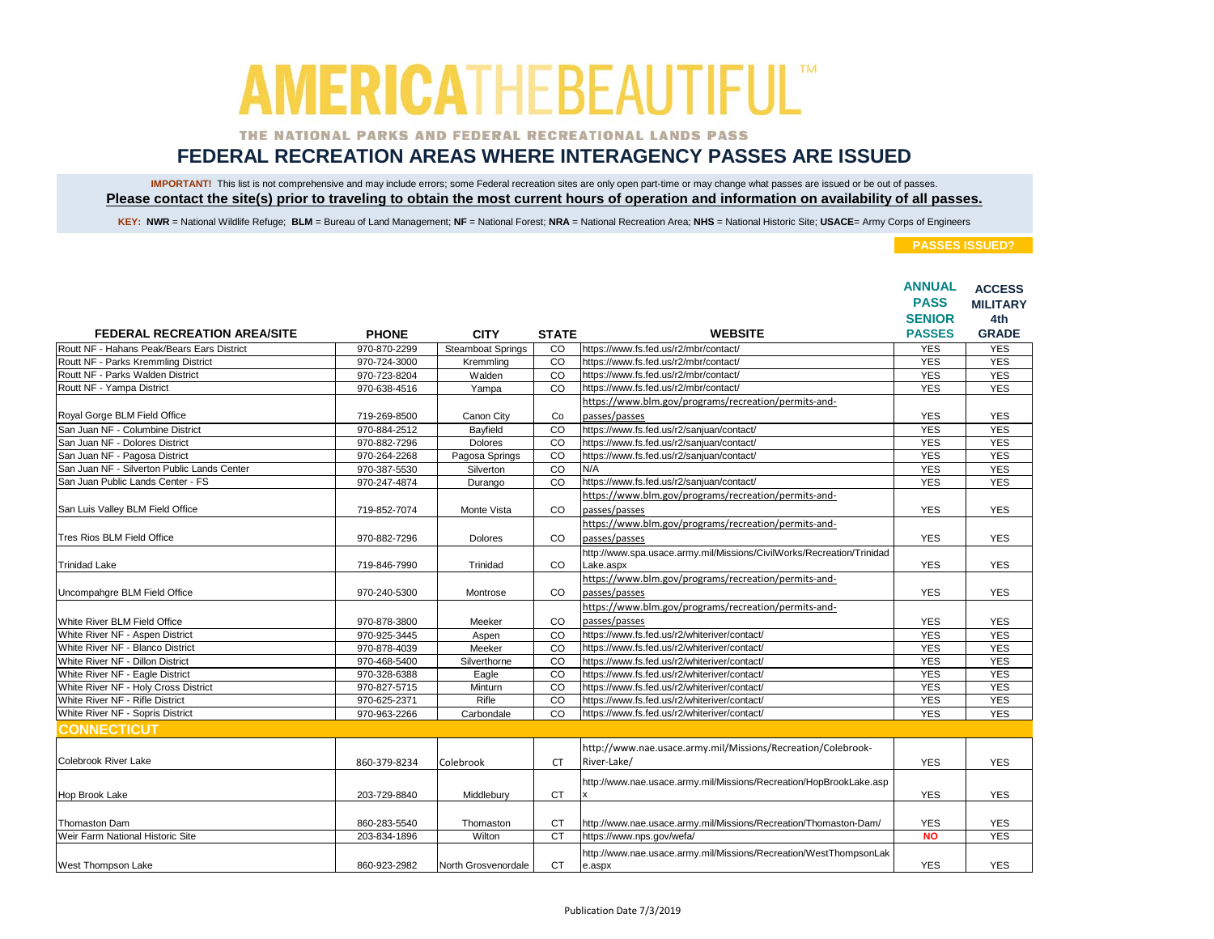# AMERICA THE BEAUTIFUL™

THE NATIONAL PARKS AND FEDERAL RECREATIONAL LANDS PASS

## FEDERAL RECREATION AREAS WHERE INTERAGENCY PASSES ARE ISSUED

**IMPORTANT!** This list is not comprehensive and may include errors; some Federal recreation sites are only open part-time or may change what passes are issued or be out of passes.

**Please contact the site(s) prior to traveling to obtain the most current hours of operation and information on availability of all passes.**

**KEY: NWR** = National Wildlife Refuge; **BLM** = Bureau of Land Management; **NF** = National Forest; **NRA** = National Recreation Area; **NHS** = National Historic Site; **USACE**= Army Corps of Engineers

| FEDERAL RECREATION AREA/SITE | PHONE | CITY | STATE | WEBSITE | PASSES ISSUED? ANNUAL PASS SENIOR PASSES | ACCESS MILITARY 4th GRADE |
|---|---|---|---|---|---|---|
| Routt NF - Hahans Peak/Bears Ears District | 970-870-2299 | Steamboat Springs | CO | https://www.fs.fed.us/r2/mbr/contact/ | YES | YES |
| Routt NF - Parks Kremmling District | 970-724-3000 | Kremmling | CO | https://www.fs.fed.us/r2/mbr/contact/ | YES | YES |
| Routt NF - Parks Walden District | 970-723-8204 | Walden | CO | https://www.fs.fed.us/r2/mbr/contact/ | YES | YES |
| Routt NF - Yampa District | 970-638-4516 | Yampa | CO | https://www.fs.fed.us/r2/mbr/contact/ | YES | YES |
| Royal Gorge BLM Field Office | 719-269-8500 | Canon City | Co | https://www.blm.gov/programs/recreation/permits-and-passes/passes | YES | YES |
| San Juan NF - Columbine District | 970-884-2512 | Bayfield | CO | https://www.fs.fed.us/r2/sanjuan/contact/ | YES | YES |
| San Juan NF - Dolores District | 970-882-7296 | Dolores | CO | https://www.fs.fed.us/r2/sanjuan/contact/ | YES | YES |
| San Juan NF - Pagosa District | 970-264-2268 | Pagosa Springs | CO | https://www.fs.fed.us/r2/sanjuan/contact/ | YES | YES |
| San Juan NF - Silverton Public Lands Center | 970-387-5530 | Silverton | CO | N/A | YES | YES |
| San Juan Public Lands Center - FS | 970-247-4874 | Durango | CO | https://www.fs.fed.us/r2/sanjuan/contact/ | YES | YES |
| San Luis Valley BLM Field Office | 719-852-7074 | Monte Vista | CO | https://www.blm.gov/programs/recreation/permits-and-passes/passes | YES | YES |
| Tres Rios BLM Field Office | 970-882-7296 | Dolores | CO | https://www.blm.gov/programs/recreation/permits-and-passes/passes | YES | YES |
| Trinidad Lake | 719-846-7990 | Trinidad | CO | http://www.spa.usace.army.mil/Missions/CivilWorks/Recreation/TrinidadLake.aspx | YES | YES |
| Uncompahgre BLM Field Office | 970-240-5300 | Montrose | CO | https://www.blm.gov/programs/recreation/permits-and-passes/passes | YES | YES |
| White River BLM Field Office | 970-878-3800 | Meeker | CO | https://www.blm.gov/programs/recreation/permits-and-passes/passes | YES | YES |
| White River NF - Aspen District | 970-925-3445 | Aspen | CO | https://www.fs.fed.us/r2/whiteriver/contact/ | YES | YES |
| White River NF - Blanco District | 970-878-4039 | Meeker | CO | https://www.fs.fed.us/r2/whiteriver/contact/ | YES | YES |
| White River NF - Dillon District | 970-468-5400 | Silverthorne | CO | https://www.fs.fed.us/r2/whiteriver/contact/ | YES | YES |
| White River NF - Eagle District | 970-328-6388 | Eagle | CO | https://www.fs.fed.us/r2/whiteriver/contact/ | YES | YES |
| White River NF - Holy Cross District | 970-827-5715 | Minturn | CO | https://www.fs.fed.us/r2/whiteriver/contact/ | YES | YES |
| White River NF - Rifle District | 970-625-2371 | Rifle | CO | https://www.fs.fed.us/r2/whiteriver/contact/ | YES | YES |
| White River NF - Sopris District | 970-963-2266 | Carbondale | CO | https://www.fs.fed.us/r2/whiteriver/contact/ | YES | YES |
| **CONNECTICUT** | | | | | | |
| Colebrook River Lake | 860-379-8234 | Colebrook | CT | http://www.nae.usace.army.mil/Missions/Recreation/Colebrook-River-Lake/ | YES | YES |
| Hop Brook Lake | 203-729-8840 | Middlebury | CT | http://www.nae.usace.army.mil/Missions/Recreation/HopBrookLake.aspx | YES | YES |
| Thomaston Dam | 860-283-5540 | Thomaston | CT | http://www.nae.usace.army.mil/Missions/Recreation/Thomaston-Dam/ | YES | YES |
| Weir Farm National Historic Site | 203-834-1896 | Wilton | CT | https://www.nps.gov/wefa/ | NO | YES |
| West Thompson Lake | 860-923-2982 | North Grosvenordale | CT | http://www.nae.usace.army.mil/Missions/Recreation/WestThompsonLake.aspx | YES | YES |

Publication Date 7/3/2019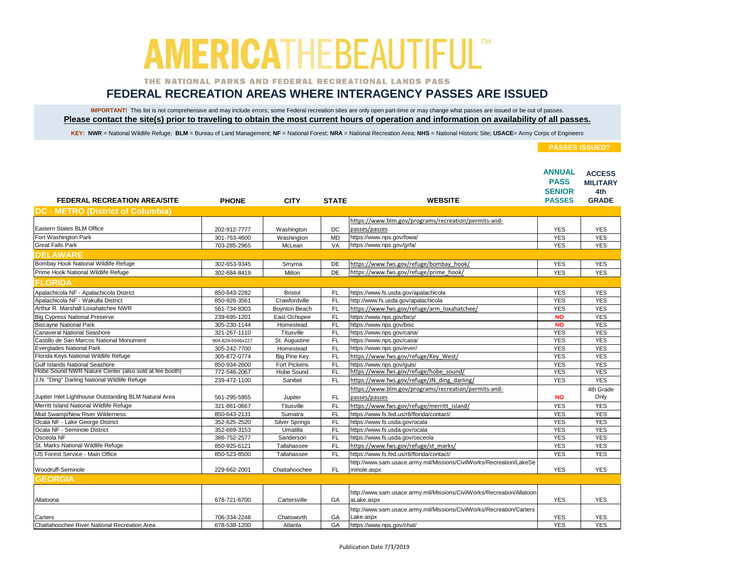# AMERICA THE BEAUTIFUL™

THE NATIONAL PARKS AND FEDERAL RECREATIONAL LANDS PASS

## FEDERAL RECREATION AREAS WHERE INTERAGENCY PASSES ARE ISSUED

**IMPORTANT!** This list is not comprehensive and may include errors; some Federal recreation sites are only open part-time or may change what passes are issued or be out of passes.

**Please contact the site(s) prior to traveling to obtain the most current hours of operation and information on availability of all passes.**

**KEY: NWR** = National Wildlife Refuge; **BLM** = Bureau of Land Management; **NF** = National Forest; **NRA** = National Recreation Area; **NHS** = National Historic Site; **USACE**= Army Corps of Engineers

| FEDERAL RECREATION AREA/SITE | PHONE | CITY | STATE | WEBSITE | PASSES ISSUED? ANNUAL PASS SENIOR PASSES | ACCESS MILITARY 4th GRADE |
|---|---|---|---|---|---|---|
| **DC - METRO (District of Columbia)** | | | | | | |
| Eastern States BLM Office | 202-912-7777 | Washington | DC | https://www.blm.gov/programs/recreation/permits-and-passes/passes | YES | YES |
| Fort Washington Park | 301-763-4600 | Washington | MD | https://www.nps.gov/fowa/ | YES | YES |
| Great Falls Park | 703-285-2965 | McLean | VA | https://www.nps.gov/grfa/ | YES | YES |
| **DELAWARE** | | | | | | |
| Bombay Hook National Wildlife Refuge | 302-653-9345 | Smyrna | DE | https://www.fws.gov/refuge/bombay_hook/ | YES | YES |
| Prime Hook National Wildlife Refuge | 302-684-8419 | Milton | DE | https://www.fws.gov/refuge/prime_hook/ | YES | YES |
| **FLORIDA** | | | | | | |
| Apalachicola NF - Apalachicola District | 850-643-2282 | Bristol | FL | https://www.fs.usda.gov/apalachicola | YES | YES |
| Apalachicola NF - Wakulla District | 850-926-3561 | Crawfordville | FL | http://www.fs.usda.gov/apalachicola | YES | YES |
| Arthur R. Marshall Loxahatchee NWR | 561-734-8303 | Boynton Beach | FL | https://www.fws.gov/refuge/arm_loxahatchee/ | YES | YES |
| Big Cypress National Preserve | 239-695-1201 | East Ochopee | FL | https://www.nps.gov/bicy/ | NO | YES |
| Biscayne National Park | 305-230-1144 | Homestead | FL | https://www.nps.gov/bisc | NO | YES |
| Canaveral National Seashore | 321-267-1110 | Titusville | FL | https://www.nps.gov/cana/ | YES | YES |
| Castillo de San Marcos National Monument | 904-829-6506x227 | St. Augustine | FL | https://www.nps.gov/casa/ | YES | YES |
| Everglades National Park | 305-242-7700 | Homestead | FL | https://www.nps.gov/ever/ | YES | YES |
| Florida Keys National Wildlife Refuge | 305-872-0774 | Big Pine Key | FL | https://www.fws.gov/refuge/Key_West/ | YES | YES |
| Gulf Islands National Seashore | 850-934-2600 | Fort Pickens | FL | https://www.nps.gov/guis/ | YES | YES |
| Hobe Sound NWR Nature Center (also sold at fee booth) | 772-546-2067 | Hobe Sound | FL | https://www.fws.gov/refuge/hobe_sound/ | YES | YES |
| J.N. "Ding" Darling National Wildlife Refuge | 239-472-1100 | Sanibel | FL | https://www.fws.gov/refuge/JN_ding_darling/ | YES | YES |
| Jupiter Inlet Lighthouse Outstanding BLM Natural Area | 561-295-5955 | Jupiter | FL | https://www.blm.gov/programs/recreation/permits-and-passes/passes | NO | 4th Grade Only |
| Merritt Island National Wildlife Refuge | 321-861-0667 | Titusville | FL | https://www.fws.gov/refuge/merritt_island/ | YES | YES |
| Mud Swamp/New River Wilderness | 850-643-2131 | Sumatra | FL | https://www.fs.fed.us/r8/florida/contact/ | YES | YES |
| Ocala NF - Lake George District | 352-625-2520 | Silver Springs | FL | https://www.fs.usda.gov/ocala | YES | YES |
| Ocala NF - Seminole District | 352-669-3153 | Umatilla | FL | https://www.fs.usda.gov/ocala | YES | YES |
| Osceola NF | 386-752-2577 | Sanderson | FL | https://www.fs.usda.gov/osceola | YES | YES |
| St. Marks National Wildlife Refuge | 850-925-6121 | Tallahassee | FL | https://www.fws.gov/refuge/st_marks/ | YES | YES |
| US Forest Service - Main Office | 850-523-8500 | Tallahassee | FL | https://www.fs.fed.us/r8/florida/contact/ | YES | YES |
| Woodruff-Seminole | 229-662-2001 | Chattahoochee | FL | http://www.sam.usace.army.mil/Missions/CivilWorks/Recreation/LakeSeminole.aspx | YES | YES |
| **GEORGIA** | | | | | | |
| Allatoona | 678-721-6700 | Cartersville | GA | http://www.sam.usace.army.mil/Missions/CivilWorks/Recreation/AllatoonaLake.aspx | YES | YES |
| Carters | 706-334-2248 | Chatsworth | GA | http://www.sam.usace.army.mil/Missions/CivilWorks/Recreation/CartersLake.aspx | YES | YES |
| Chattahoochee River National Recreation Area | 678-538-1200 | Atlanta | GA | https://www.nps.gov/chat/ | YES | YES |

Publication Date 7/3/2019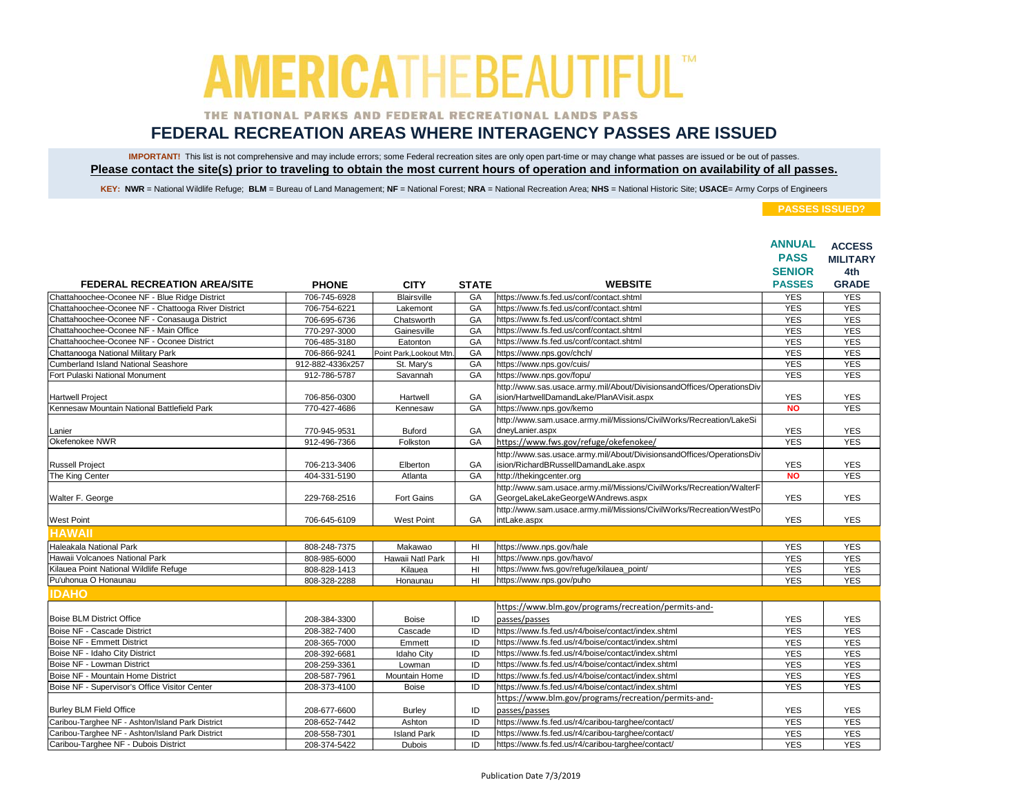# AMERICA THE BEAUTIFUL™

THE NATIONAL PARKS AND FEDERAL RECREATIONAL LANDS PASS

## FEDERAL RECREATION AREAS WHERE INTERAGENCY PASSES ARE ISSUED

**IMPORTANT!** This list is not comprehensive and may include errors; some Federal recreation sites are only open part-time or may change what passes are issued or be out of passes.

**Please contact the site(s) prior to traveling to obtain the most current hours of operation and information on availability of all passes.**

**KEY: NWR** = National Wildlife Refuge; **BLM** = Bureau of Land Management; **NF** = National Forest; **NRA** = National Recreation Area; **NHS** = National Historic Site; **USACE**= Army Corps of Engineers

| FEDERAL RECREATION AREA/SITE | PHONE | CITY | STATE | WEBSITE | PASSES ISSUED? ANNUAL PASS SENIOR PASSES | ACCESS MILITARY 4th GRADE |
|---|---|---|---|---|---|---|
| Chattahoochee-Oconee NF - Blue Ridge District | 706-745-6928 | Blairsville | GA | https://www.fs.fed.us/conf/contact.shtml | YES | YES |
| Chattahoochee-Oconee NF - Chattooga River District | 706-754-6221 | Lakemont | GA | https://www.fs.fed.us/conf/contact.shtml | YES | YES |
| Chattahoochee-Oconee NF - Conasauga District | 706-695-6736 | Chatsworth | GA | https://www.fs.fed.us/conf/contact.shtml | YES | YES |
| Chattahoochee-Oconee NF - Main Office | 770-297-3000 | Gainesville | GA | https://www.fs.fed.us/conf/contact.shtml | YES | YES |
| Chattahoochee-Oconee NF - Oconee District | 706-485-3180 | Eatonton | GA | https://www.fs.fed.us/conf/contact.shtml | YES | YES |
| Chattanooga National Military Park | 706-866-9241 | Point Park,Lookout Mtn. | GA | https://www.nps.gov/chch/ | YES | YES |
| Cumberland Island National Seashore | 912-882-4336x257 | St. Mary's | GA | https://www.nps.gov/cuis/ | YES | YES |
| Fort Pulaski National Monument | 912-786-5787 | Savannah | GA | https://www.nps.gov/fopu/ | YES | YES |
| Hartwell Project | 706-856-0300 | Hartwell | GA | http://www.sas.usace.army.mil/About/DivisionsandOffices/OperationsDivision/HartwellDamandLake/PlanAVisit.aspx | YES | YES |
| Kennesaw Mountain National Battlefield Park | 770-427-4686 | Kennesaw | GA | https://www.nps.gov/kemo | NO | YES |
| Lanier | 770-945-9531 | Buford | GA | http://www.sam.usace.army.mil/Missions/CivilWorks/Recreation/LakeSidneyLanier.aspx | YES | YES |
| Okefenokee NWR | 912-496-7366 | Folkston | GA | https://www.fws.gov/refuge/okefenokee/ | YES | YES |
| Russell Project | 706-213-3406 | Elberton | GA | http://www.sas.usace.army.mil/About/DivisionsandOffices/OperationsDivision/RichardBRussellDamandLake.aspx | YES | YES |
| The King Center | 404-331-5190 | Atlanta | GA | http://thekingcenter.org | NO | YES |
| Walter F. George | 229-768-2516 | Fort Gains | GA | http://www.sam.usace.army.mil/Missions/CivilWorks/Recreation/WalterFGeorgeLakeLakeGeorgeWAndrews.aspx | YES | YES |
| West Point | 706-645-6109 | West Point | GA | http://www.sam.usace.army.mil/Missions/CivilWorks/Recreation/WestPointLake.aspx | YES | YES |
| **HAWAII** | | | | | | |
| Haleakala National Park | 808-248-7375 | Makawao | HI | https://www.nps.gov/hale | YES | YES |
| Hawaii Volcanoes National Park | 808-985-6000 | Hawaii Natl Park | HI | https://www.nps.gov/havo/ | YES | YES |
| Kilauea Point National Wildlife Refuge | 808-828-1413 | Kilauea | HI | https://www.fws.gov/refuge/kilauea_point/ | YES | YES |
| Pu'uhonua O Honaunau | 808-328-2288 | Honaunau | HI | https://www.nps.gov/puho | YES | YES |
| **IDAHO** | | | | | | |
| Boise BLM District Office | 208-384-3300 | Boise | ID | https://www.blm.gov/programs/recreation/permits-and-passes/passes | YES | YES |
| Boise NF - Cascade District | 208-382-7400 | Cascade | ID | https://www.fs.fed.us/r4/boise/contact/index.shtml | YES | YES |
| Boise NF - Emmett District | 208-365-7000 | Emmett | ID | https://www.fs.fed.us/r4/boise/contact/index.shtml | YES | YES |
| Boise NF - Idaho City District | 208-392-6681 | Idaho City | ID | https://www.fs.fed.us/r4/boise/contact/index.shtml | YES | YES |
| Boise NF - Lowman District | 208-259-3361 | Lowman | ID | https://www.fs.fed.us/r4/boise/contact/index.shtml | YES | YES |
| Boise NF - Mountain Home District | 208-587-7961 | Mountain Home | ID | https://www.fs.fed.us/r4/boise/contact/index.shtml | YES | YES |
| Boise NF - Supervisor's Office Visitor Center | 208-373-4100 | Boise | ID | https://www.fs.fed.us/r4/boise/contact/index.shtml | YES | YES |
| Burley BLM Field Office | 208-677-6600 | Burley | ID | https://www.blm.gov/programs/recreation/permits-and-passes/passes | YES | YES |
| Caribou-Targhee NF - Ashton/Island Park District | 208-652-7442 | Ashton | ID | https://www.fs.fed.us/r4/caribou-targhee/contact/ | YES | YES |
| Caribou-Targhee NF - Ashton/Island Park District | 208-558-7301 | Island Park | ID | https://www.fs.fed.us/r4/caribou-targhee/contact/ | YES | YES |
| Caribou-Targhee NF - Dubois District | 208-374-5422 | Dubois | ID | https://www.fs.fed.us/r4/caribou-targhee/contact/ | YES | YES |

Publication Date 7/3/2019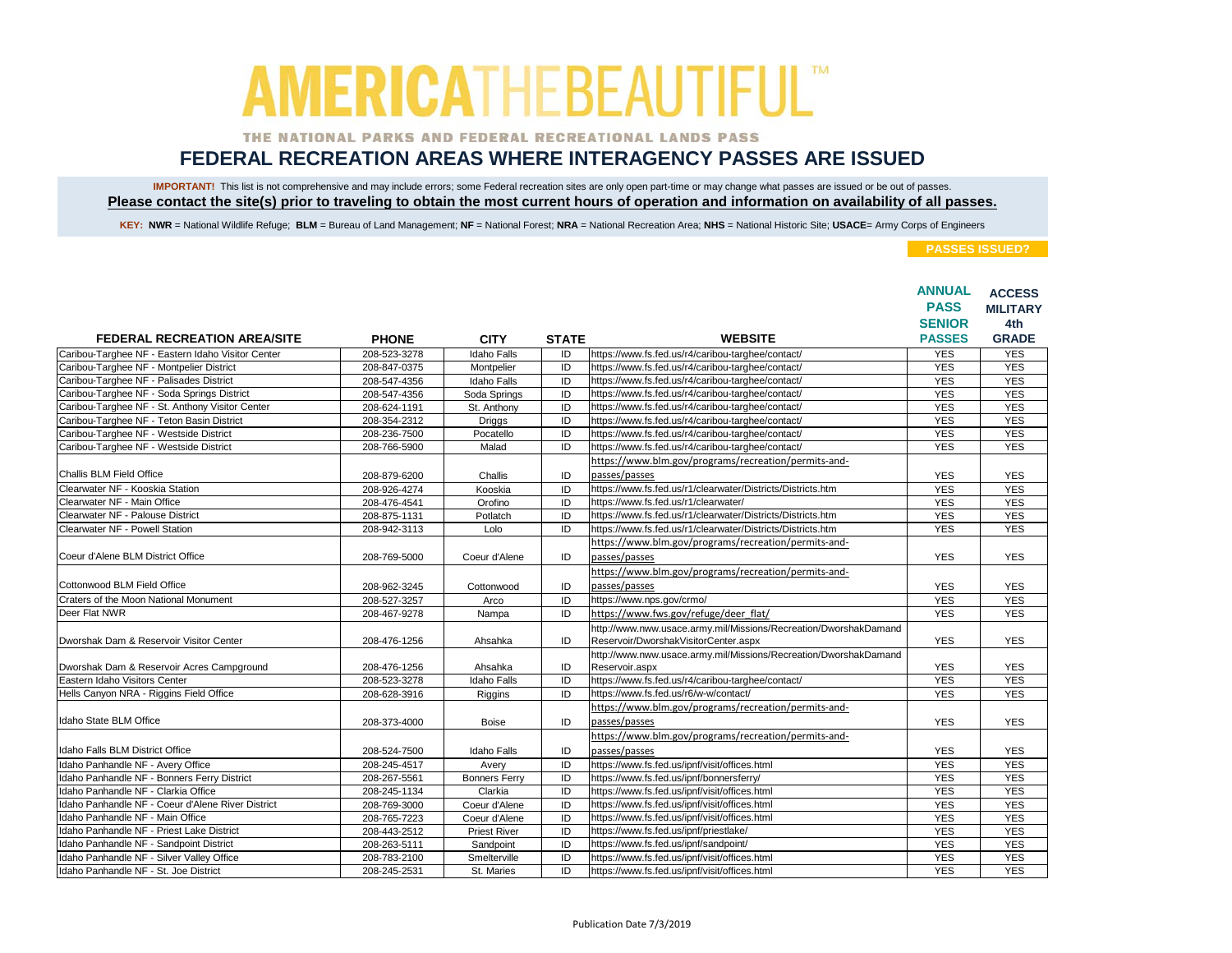# AMERICA THE BEAUTIFUL™

THE NATIONAL PARKS AND FEDERAL RECREATIONAL LANDS PASS

## FEDERAL RECREATION AREAS WHERE INTERAGENCY PASSES ARE ISSUED

**IMPORTANT!** This list is not comprehensive and may include errors; some Federal recreation sites are only open part-time or may change what passes are issued or be out of passes.
**Please contact the site(s) prior to traveling to obtain the most current hours of operation and information on availability of all passes.**

**KEY: NWR** = National Wildlife Refuge; **BLM** = Bureau of Land Management; **NF** = National Forest; **NRA** = National Recreation Area; **NHS** = National Historic Site; **USACE**= Army Corps of Engineers

| FEDERAL RECREATION AREA/SITE | PHONE | CITY | STATE | WEBSITE | PASSES ISSUED? ANNUAL PASS SENIOR PASSES | ACCESS MILITARY 4th GRADE |
|---|---|---|---|---|---|---|
| Caribou-Targhee NF - Eastern Idaho Visitor Center | 208-523-3278 | Idaho Falls | ID | https://www.fs.fed.us/r4/caribou-targhee/contact/ | YES | YES |
| Caribou-Targhee NF - Montpelier District | 208-847-0375 | Montpelier | ID | https://www.fs.fed.us/r4/caribou-targhee/contact/ | YES | YES |
| Caribou-Targhee NF - Palisades District | 208-547-4356 | Idaho Falls | ID | https://www.fs.fed.us/r4/caribou-targhee/contact/ | YES | YES |
| Caribou-Targhee NF - Soda Springs District | 208-547-4356 | Soda Springs | ID | https://www.fs.fed.us/r4/caribou-targhee/contact/ | YES | YES |
| Caribou-Targhee NF - St. Anthony Visitor Center | 208-624-1191 | St. Anthony | ID | https://www.fs.fed.us/r4/caribou-targhee/contact/ | YES | YES |
| Caribou-Targhee NF - Teton Basin District | 208-354-2312 | Driggs | ID | https://www.fs.fed.us/r4/caribou-targhee/contact/ | YES | YES |
| Caribou-Targhee NF - Westside District | 208-236-7500 | Pocatello | ID | https://www.fs.fed.us/r4/caribou-targhee/contact/ | YES | YES |
| Caribou-Targhee NF - Westside District | 208-766-5900 | Malad | ID | https://www.fs.fed.us/r4/caribou-targhee/contact/ | YES | YES |
| Challis BLM Field Office | 208-879-6200 | Challis | ID | https://www.blm.gov/programs/recreation/permits-and-passes/passes | YES | YES |
| Clearwater NF - Kooskia Station | 208-926-4274 | Kooskia | ID | https://www.fs.fed.us/r1/clearwater/Districts/Districts.htm | YES | YES |
| Clearwater NF - Main Office | 208-476-4541 | Orofino | ID | https://www.fs.fed.us/r1/clearwater/ | YES | YES |
| Clearwater NF - Palouse District | 208-875-1131 | Potlatch | ID | https://www.fs.fed.us/r1/clearwater/Districts/Districts.htm | YES | YES |
| Clearwater NF - Powell Station | 208-942-3113 | Lolo | ID | https://www.fs.fed.us/r1/clearwater/Districts/Districts.htm | YES | YES |
| Coeur d'Alene BLM District Office | 208-769-5000 | Coeur d'Alene | ID | https://www.blm.gov/programs/recreation/permits-and-passes/passes | YES | YES |
| Cottonwood BLM Field Office | 208-962-3245 | Cottonwood | ID | https://www.blm.gov/programs/recreation/permits-and-passes/passes | YES | YES |
| Craters of the Moon National Monument | 208-527-3257 | Arco | ID | https://www.nps.gov/crmo/ | YES | YES |
| Deer Flat NWR | 208-467-9278 | Nampa | ID | https://www.fws.gov/refuge/deer_flat/ | YES | YES |
| Dworshak Dam & Reservoir Visitor Center | 208-476-1256 | Ahsahka | ID | http://www.nww.usace.army.mil/Missions/Recreation/DworshakDamandReservoir/DworshakVisitorCenter.aspx | YES | YES |
| Dworshak Dam & Reservoir Acres Campground | 208-476-1256 | Ahsahka | ID | http://www.nww.usace.army.mil/Missions/Recreation/DworshakDamandReservoir.aspx | YES | YES |
| Eastern Idaho Visitors Center | 208-523-3278 | Idaho Falls | ID | https://www.fs.fed.us/r4/caribou-targhee/contact/ | YES | YES |
| Hells Canyon NRA - Riggins Field Office | 208-628-3916 | Riggins | ID | https://www.fs.fed.us/r6/w-w/contact/ | YES | YES |
| Idaho State BLM Office | 208-373-4000 | Boise | ID | https://www.blm.gov/programs/recreation/permits-and-passes/passes | YES | YES |
| Idaho Falls BLM District Office | 208-524-7500 | Idaho Falls | ID | https://www.blm.gov/programs/recreation/permits-and-passes/passes | YES | YES |
| Idaho Panhandle NF - Avery Office | 208-245-4517 | Avery | ID | https://www.fs.fed.us/ipnf/visit/offices.html | YES | YES |
| Idaho Panhandle NF - Bonners Ferry District | 208-267-5561 | Bonners Ferry | ID | https://www.fs.fed.us/ipnf/bonnersferry/ | YES | YES |
| Idaho Panhandle NF - Clarkia Office | 208-245-1134 | Clarkia | ID | https://www.fs.fed.us/ipnf/visit/offices.html | YES | YES |
| Idaho Panhandle NF - Coeur d'Alene River District | 208-769-3000 | Coeur d'Alene | ID | https://www.fs.fed.us/ipnf/visit/offices.html | YES | YES |
| Idaho Panhandle NF - Main Office | 208-765-7223 | Coeur d'Alene | ID | https://www.fs.fed.us/ipnf/visit/offices.html | YES | YES |
| Idaho Panhandle NF - Priest Lake District | 208-443-2512 | Priest River | ID | https://www.fs.fed.us/ipnf/priestlake/ | YES | YES |
| Idaho Panhandle NF - Sandpoint District | 208-263-5111 | Sandpoint | ID | https://www.fs.fed.us/ipnf/sandpoint/ | YES | YES |
| Idaho Panhandle NF - Silver Valley Office | 208-783-2100 | Smelterville | ID | https://www.fs.fed.us/ipnf/visit/offices.html | YES | YES |
| Idaho Panhandle NF - St. Joe District | 208-245-2531 | St. Maries | ID | https://www.fs.fed.us/ipnf/visit/offices.html | YES | YES |

Publication Date 7/3/2019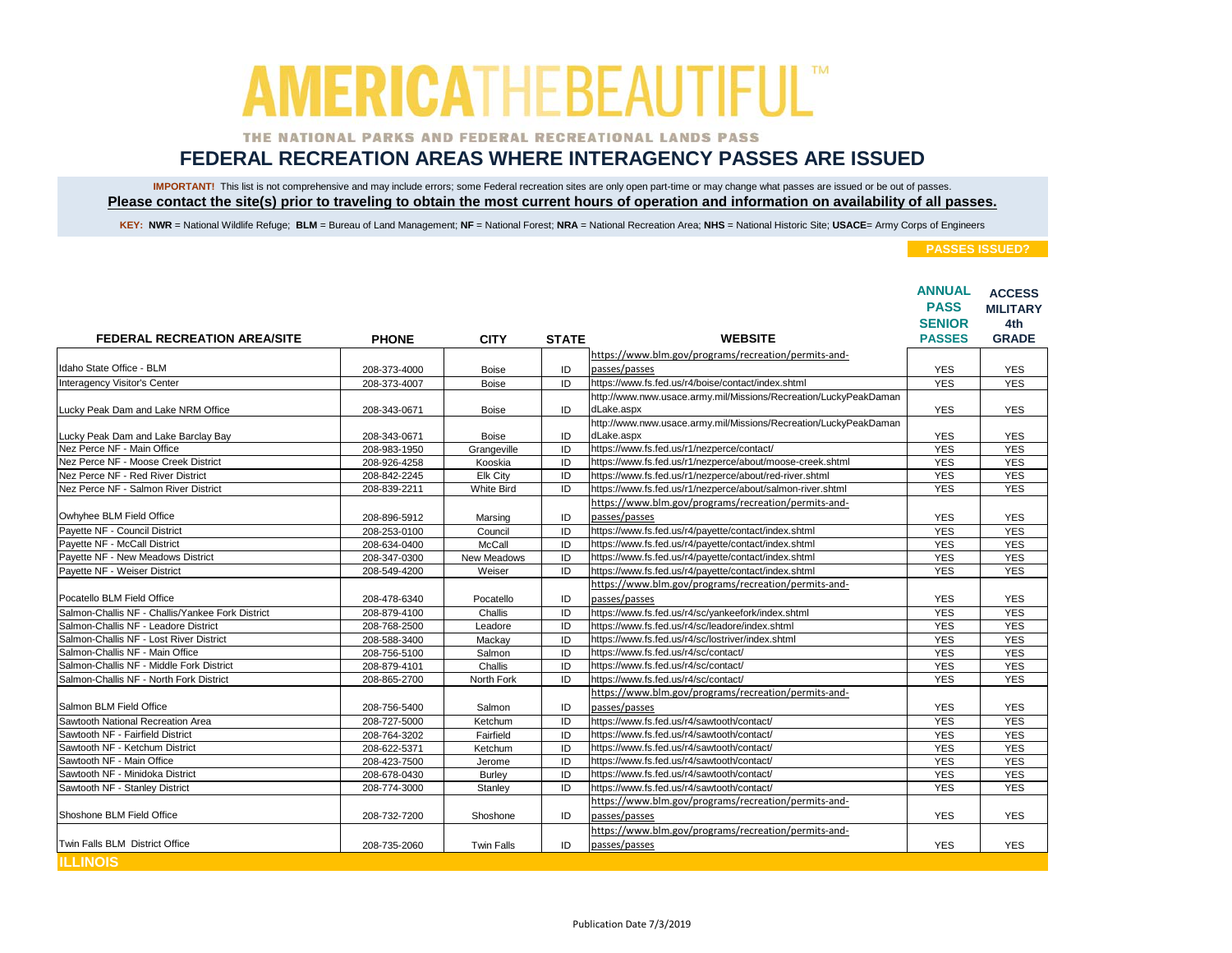# AMERICA THE BEAUTIFUL™

THE NATIONAL PARKS AND FEDERAL RECREATIONAL LANDS PASS

## FEDERAL RECREATION AREAS WHERE INTERAGENCY PASSES ARE ISSUED

**IMPORTANT!** This list is not comprehensive and may include errors; some Federal recreation sites are only open part-time or may change what passes are issued or be out of passes.
**Please contact the site(s) prior to traveling to obtain the most current hours of operation and information on availability of all passes.**

**KEY: NWR** = National Wildlife Refuge; **BLM** = Bureau of Land Management; **NF** = National Forest; **NRA** = National Recreation Area; **NHS** = National Historic Site; **USACE**= Army Corps of Engineers

| FEDERAL RECREATION AREA/SITE | PHONE | CITY | STATE | WEBSITE | PASSES ISSUED? ANNUAL PASS SENIOR PASSES | ACCESS MILITARY 4th GRADE |
|---|---|---|---|---|---|---|
| Idaho State Office - BLM | 208-373-4000 | Boise | ID | https://www.blm.gov/programs/recreation/permits-and-passes/passes | YES | YES |
| Interagency Visitor's Center | 208-373-4007 | Boise | ID | https://www.fs.fed.us/r4/boise/contact/index.shtml | YES | YES |
| Lucky Peak Dam and Lake NRM Office | 208-343-0671 | Boise | ID | http://www.nww.usace.army.mil/Missions/Recreation/LuckyPeakDamandLake.aspx | YES | YES |
| Lucky Peak Dam and Lake Barclay Bay | 208-343-0671 | Boise | ID | http://www.nww.usace.army.mil/Missions/Recreation/LuckyPeakDamandLake.aspx | YES | YES |
| Nez Perce NF - Main Office | 208-983-1950 | Grangeville | ID | https://www.fs.fed.us/r1/nezperce/contact/ | YES | YES |
| Nez Perce NF - Moose Creek District | 208-926-4258 | Kooskia | ID | https://www.fs.fed.us/r1/nezperce/about/moose-creek.shtml | YES | YES |
| Nez Perce NF - Red River District | 208-842-2245 | Elk City | ID | https://www.fs.fed.us/r1/nezperce/about/red-river.shtml | YES | YES |
| Nez Perce NF - Salmon River District | 208-839-2211 | White Bird | ID | https://www.fs.fed.us/r1/nezperce/about/salmon-river.shtml | YES | YES |
| Owhyee BLM Field Office | 208-896-5912 | Marsing | ID | https://www.blm.gov/programs/recreation/permits-and-passes/passes | YES | YES |
| Payette NF - Council District | 208-253-0100 | Council | ID | https://www.fs.fed.us/r4/payette/contact/index.shtml | YES | YES |
| Payette NF - McCall District | 208-634-0400 | McCall | ID | https://www.fs.fed.us/r4/payette/contact/index.shtml | YES | YES |
| Payette NF - New Meadows District | 208-347-0300 | New Meadows | ID | https://www.fs.fed.us/r4/payette/contact/index.shtml | YES | YES |
| Payette NF - Weiser District | 208-549-4200 | Weiser | ID | https://www.fs.fed.us/r4/payette/contact/index.shtml | YES | YES |
| Pocatello BLM Field Office | 208-478-6340 | Pocatello | ID | https://www.blm.gov/programs/recreation/permits-and-passes/passes | YES | YES |
| Salmon-Challis NF - Challis/Yankee Fork District | 208-879-4100 | Challis | ID | https://www.fs.fed.us/r4/sc/yankeefork/index.shtml | YES | YES |
| Salmon-Challis NF - Leadore District | 208-768-2500 | Leadore | ID | https://www.fs.fed.us/r4/sc/leadore/index.shtml | YES | YES |
| Salmon-Challis NF - Lost River District | 208-588-3400 | Mackay | ID | https://www.fs.fed.us/r4/sc/lostriver/index.shtml | YES | YES |
| Salmon-Challis NF - Main Office | 208-756-5100 | Salmon | ID | https://www.fs.fed.us/r4/sc/contact/ | YES | YES |
| Salmon-Challis NF - Middle Fork District | 208-879-4101 | Challis | ID | https://www.fs.fed.us/r4/sc/contact/ | YES | YES |
| Salmon-Challis NF - North Fork District | 208-865-2700 | North Fork | ID | https://www.fs.fed.us/r4/sc/contact/ | YES | YES |
| Salmon BLM Field Office | 208-756-5400 | Salmon | ID | https://www.blm.gov/programs/recreation/permits-and-passes/passes | YES | YES |
| Sawtooth National Recreation Area | 208-727-5000 | Ketchum | ID | https://www.fs.fed.us/r4/sawtooth/contact/ | YES | YES |
| Sawtooth NF - Fairfield District | 208-764-3202 | Fairfield | ID | https://www.fs.fed.us/r4/sawtooth/contact/ | YES | YES |
| Sawtooth NF - Ketchum District | 208-622-5371 | Ketchum | ID | https://www.fs.fed.us/r4/sawtooth/contact/ | YES | YES |
| Sawtooth NF - Main Office | 208-423-7500 | Jerome | ID | https://www.fs.fed.us/r4/sawtooth/contact/ | YES | YES |
| Sawtooth NF - Minidoka District | 208-678-0430 | Burley | ID | https://www.fs.fed.us/r4/sawtooth/contact/ | YES | YES |
| Sawtooth NF - Stanley District | 208-774-3000 | Stanley | ID | https://www.fs.fed.us/r4/sawtooth/contact/ | YES | YES |
| Shoshone BLM Field Office | 208-732-7200 | Shoshone | ID | https://www.blm.gov/programs/recreation/permits-and-passes/passes | YES | YES |
| Twin Falls BLM District Office | 208-735-2060 | Twin Falls | ID | https://www.blm.gov/programs/recreation/permits-and-passes/passes | YES | YES |

## ILLINOIS

Publication Date 7/3/2019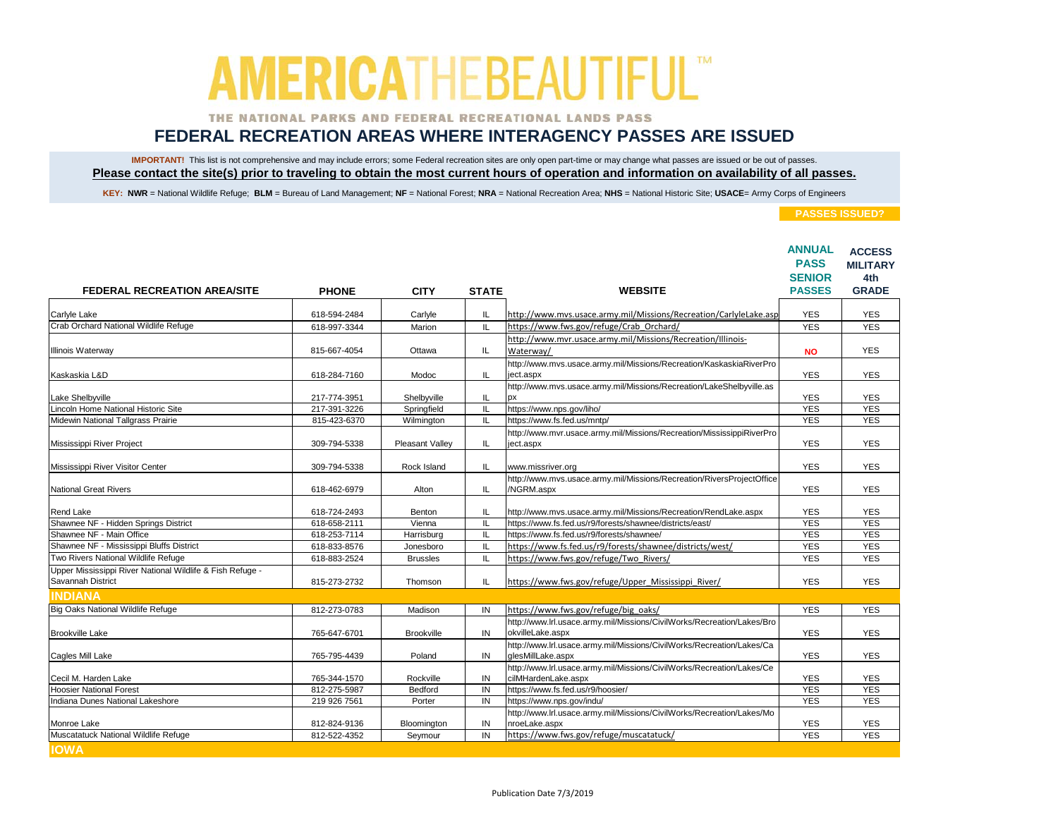# AMERICATHEBEAUTIFUL™

THE NATIONAL PARKS AND FEDERAL RECREATIONAL LANDS PASS

## FEDERAL RECREATION AREAS WHERE INTERAGENCY PASSES ARE ISSUED

**IMPORTANT!** This list is not comprehensive and may include errors; some Federal recreation sites are only open part-time or may change what passes are issued or be out of passes.

**Please contact the site(s) prior to traveling to obtain the most current hours of operation and information on availability of all passes.**

**KEY: NWR** = National Wildlife Refuge; **BLM** = Bureau of Land Management; **NF** = National Forest; **NRA** = National Recreation Area; **NHS** = National Historic Site; **USACE**= Army Corps of Engineers

| FEDERAL RECREATION AREA/SITE | PHONE | CITY | STATE | WEBSITE | PASSES ISSUED? ANNUAL PASS SENIOR PASSES | ACCESS MILITARY 4th GRADE |
|---|---|---|---|---|---|---|
| Carlyle Lake | 618-594-2484 | Carlyle | IL | http://www.mvs.usace.army.mil/Missions/Recreation/CarlyleLake.asp | YES | YES |
| Crab Orchard National Wildlife Refuge | 618-997-3344 | Marion | IL | https://www.fws.gov/refuge/Crab_Orchard/ | YES | YES |
| Illinois Waterway | 815-667-4054 | Ottawa | IL | http://www.mvr.usace.army.mil/Missions/Recreation/Illinois-Waterway/ | NO | YES |
| Kaskaskia L&D | 618-284-7160 | Modoc | IL | http://www.mvs.usace.army.mil/Missions/Recreation/KaskaskiaRiverProject.aspx | YES | YES |
| Lake Shelbyville | 217-774-3951 | Shelbyville | IL | http://www.mvs.usace.army.mil/Missions/Recreation/LakeShelbyville.aspx | YES | YES |
| Lincoln Home National Historic Site | 217-391-3226 | Springfield | IL | https://www.nps.gov/liho/ | YES | YES |
| Midewin National Tallgrass Prairie | 815-423-6370 | Wilmington | IL | https://www.fs.fed.us/mntp/ | YES | YES |
| Mississippi River Project | 309-794-5338 | Pleasant Valley | IL | http://www.mvr.usace.army.mil/Missions/Recreation/MississippiRiverProject.aspx | YES | YES |
| Mississippi River Visitor Center | 309-794-5338 | Rock Island | IL | www.missriver.org | YES | YES |
| National Great Rivers | 618-462-6979 | Alton | IL | http://www.mvs.usace.army.mil/Missions/Recreation/RiversProjectOffice/NGRM.aspx | YES | YES |
| Rend Lake | 618-724-2493 | Benton | IL | http://www.mvs.usace.army.mil/Missions/Recreation/RendLake.aspx | YES | YES |
| Shawnee NF - Hidden Springs District | 618-658-2111 | Vienna | IL | https://www.fs.fed.us/r9/forests/shawnee/districts/east/ | YES | YES |
| Shawnee NF - Main Office | 618-253-7114 | Harrisburg | IL | https://www.fs.fed.us/r9/forests/shawnee/ | YES | YES |
| Shawnee NF - Mississippi Bluffs District | 618-833-8576 | Jonesboro | IL | https://www.fs.fed.us/r9/forests/shawnee/districts/west/ | YES | YES |
| Two Rivers National Wildlife Refuge | 618-883-2524 | Brussles | IL | https://www.fws.gov/refuge/Two_Rivers/ | YES | YES |
| Upper Mississippi River National Wildlife & Fish Refuge - Savannah District | 815-273-2732 | Thomson | IL | https://www.fws.gov/refuge/Upper_Mississippi_River/ | YES | YES |
| **INDIANA** | | | | | | |
| Big Oaks National Wildlife Refuge | 812-273-0783 | Madison | IN | https://www.fws.gov/refuge/big_oaks/ | YES | YES |
| Brookville Lake | 765-647-6701 | Brookville | IN | http://www.lrl.usace.army.mil/Missions/CivilWorks/Recreation/Lakes/BrookvilleLake.aspx | YES | YES |
| Cagles Mill Lake | 765-795-4439 | Poland | IN | http://www.lrl.usace.army.mil/Missions/CivilWorks/Recreation/Lakes/CaglesMillLake.aspx | YES | YES |
| Cecil M. Harden Lake | 765-344-1570 | Rockville | IN | http://www.lrl.usace.army.mil/Missions/CivilWorks/Recreation/Lakes/CecilMHardenLake.aspx | YES | YES |
| Hoosier National Forest | 812-275-5987 | Bedford | IN | https://www.fs.fed.us/r9/hoosier/ | YES | YES |
| Indiana Dunes National Lakeshore | 219 926 7561 | Porter | IN | https://www.nps.gov/indu/ | YES | YES |
| Monroe Lake | 812-824-9136 | Bloomington | IN | http://www.lrl.usace.army.mil/Missions/CivilWorks/Recreation/Lakes/MonroeLake.aspx | YES | YES |
| Muscatatuck National Wildlife Refuge | 812-522-4352 | Seymour | IN | https://www.fws.gov/refuge/muscatatuck/ | YES | YES |
| **IOWA** | | | | | | |

Publication Date 7/3/2019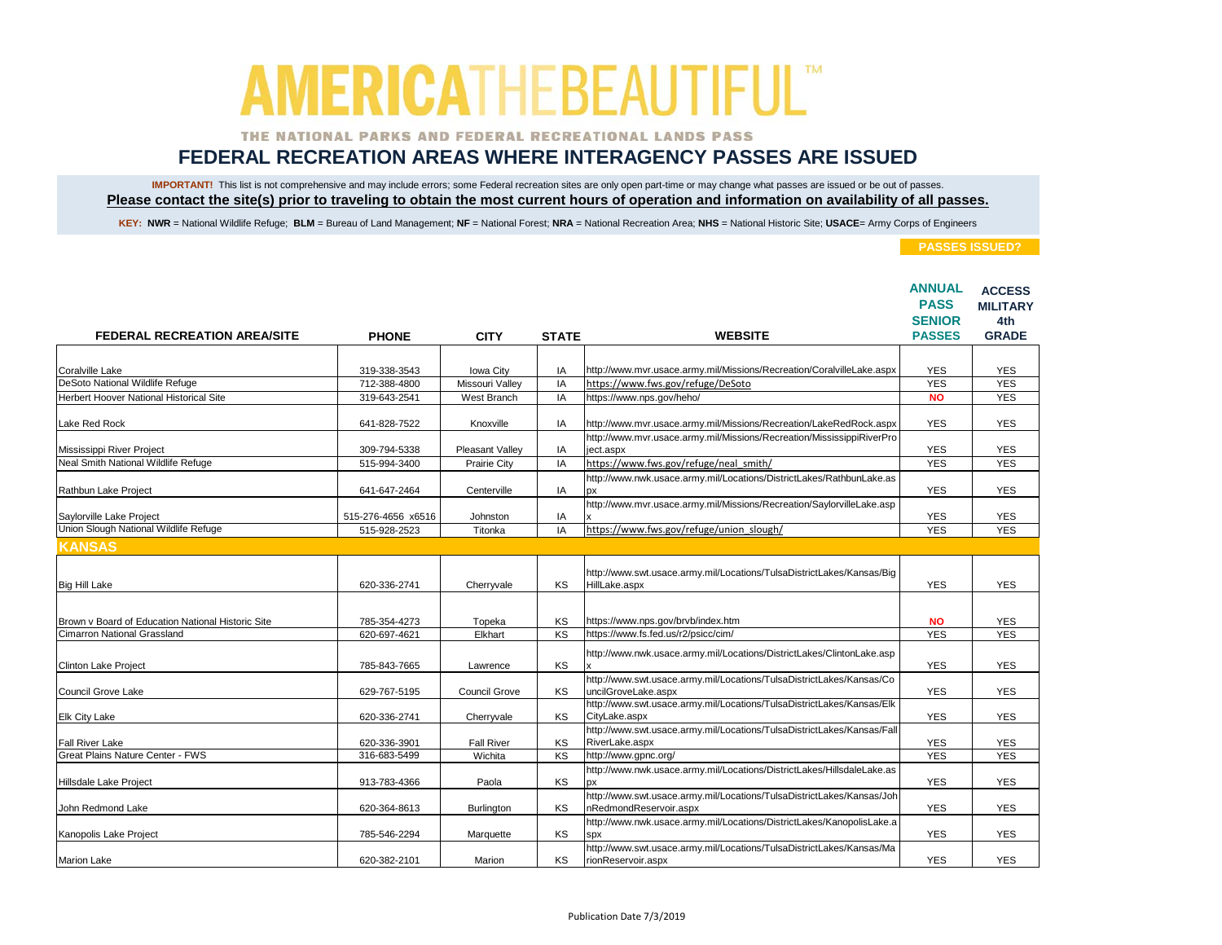# AMERICA THE BEAUTIFUL™

THE NATIONAL PARKS AND FEDERAL RECREATIONAL LANDS PASS

## FEDERAL RECREATION AREAS WHERE INTERAGENCY PASSES ARE ISSUED

**IMPORTANT!** This list is not comprehensive and may include errors; some Federal recreation sites are only open part-time or may change what passes are issued or be out of passes.

**Please contact the site(s) prior to traveling to obtain the most current hours of operation and information on availability of all passes.**

**KEY: NWR** = National Wildlife Refuge; **BLM** = Bureau of Land Management; **NF** = National Forest; **NRA** = National Recreation Area; **NHS** = National Historic Site; **USACE**= Army Corps of Engineers

| FEDERAL RECREATION AREA/SITE | PHONE | CITY | STATE | WEBSITE | PASSES ISSUED? ANNUAL PASS SENIOR PASSES | ACCESS MILITARY 4th GRADE |
|---|---|---|---|---|---|---|
| Coralville Lake | 319-338-3543 | Iowa City | IA | http://www.mvr.usace.army.mil/Missions/Recreation/CoralvilleLake.aspx | YES | YES |
| DeSoto National Wildlife Refuge | 712-388-4800 | Missouri Valley | IA | https://www.fws.gov/refuge/DeSoto | YES | YES |
| Herbert Hoover National Historical Site | 319-643-2541 | West Branch | IA | https://www.nps.gov/heho/ | NO | YES |
| Lake Red Rock | 641-828-7522 | Knoxville | IA | http://www.mvr.usace.army.mil/Missions/Recreation/LakeRedRock.aspx | YES | YES |
| Mississippi River Project | 309-794-5338 | Pleasant Valley | IA | http://www.mvr.usace.army.mil/Missions/Recreation/MississippiRiverProject.aspx | YES | YES |
| Neal Smith National Wildlife Refuge | 515-994-3400 | Prairie City | IA | https://www.fws.gov/refuge/neal_smith/ | YES | YES |
| Rathbun Lake Project | 641-647-2464 | Centerville | IA | http://www.nwk.usace.army.mil/Locations/DistrictLakes/RathbunLake.aspx | YES | YES |
| Saylorville Lake Project | 515-276-4656 x6516 | Johnston | IA | http://www.mvr.usace.army.mil/Missions/Recreation/SaylorvilleLake.aspx | YES | YES |
| Union Slough National Wildlife Refuge | 515-928-2523 | Titonka | IA | https://www.fws.gov/refuge/union_slough/ | YES | YES |
| **KANSAS** | | | | | | |
| Big Hill Lake | 620-336-2741 | Cherryvale | KS | http://www.swt.usace.army.mil/Locations/TulsaDistrictLakes/Kansas/BigHillLake.aspx | YES | YES |
| Brown v Board of Education National Historic Site | 785-354-4273 | Topeka | KS | https://www.nps.gov/brvb/index.htm | NO | YES |
| Cimarron National Grassland | 620-697-4621 | Elkhart | KS | https://www.fs.fed.us/r2/psicc/cim/ | YES | YES |
| Clinton Lake Project | 785-843-7665 | Lawrence | KS | http://www.nwk.usace.army.mil/Locations/DistrictLakes/ClintonLake.aspx | YES | YES |
| Council Grove Lake | 629-767-5195 | Council Grove | KS | http://www.swt.usace.army.mil/Locations/TulsaDistrictLakes/Kansas/CouncilGroveLake.aspx | YES | YES |
| Elk City Lake | 620-336-2741 | Cherryvale | KS | http://www.swt.usace.army.mil/Locations/TulsaDistrictLakes/Kansas/ElkCityLake.aspx | YES | YES |
| Fall River Lake | 620-336-3901 | Fall River | KS | http://www.swt.usace.army.mil/Locations/TulsaDistrictLakes/Kansas/FallRiverLake.aspx | YES | YES |
| Great Plains Nature Center - FWS | 316-683-5499 | Wichita | KS | http://www.gpnc.org/ | YES | YES |
| Hillsdale Lake Project | 913-783-4366 | Paola | KS | http://www.nwk.usace.army.mil/Locations/DistrictLakes/HillsdaleLake.aspx | YES | YES |
| John Redmond Lake | 620-364-8613 | Burlington | KS | http://www.swt.usace.army.mil/Locations/TulsaDistrictLakes/Kansas/JohnRedmondReservoir.aspx | YES | YES |
| Kanopolis Lake Project | 785-546-2294 | Marquette | KS | http://www.nwk.usace.army.mil/Locations/DistrictLakes/KanopolisLake.aspx | YES | YES |
| Marion Lake | 620-382-2101 | Marion | KS | http://www.swt.usace.army.mil/Locations/TulsaDistrictLakes/Kansas/MarionReservoir.aspx | YES | YES |

Publication Date 7/3/2019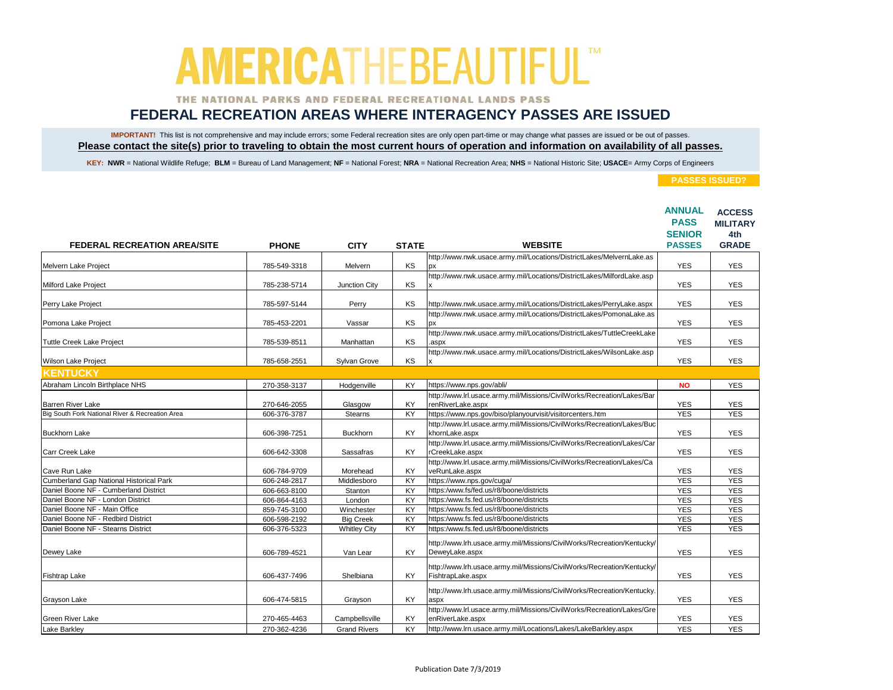# AMERICA THE BEAUTIFUL™

THE NATIONAL PARKS AND FEDERAL RECREATIONAL LANDS PASS

## FEDERAL RECREATION AREAS WHERE INTERAGENCY PASSES ARE ISSUED

**IMPORTANT!** This list is not comprehensive and may include errors; some Federal recreation sites are only open part-time or may change what passes are issued or be out of passes.

**Please contact the site(s) prior to traveling to obtain the most current hours of operation and information on availability of all passes.**

**KEY: NWR** = National Wildlife Refuge; **BLM** = Bureau of Land Management; **NF** = National Forest; **NRA** = National Recreation Area; **NHS** = National Historic Site; **USACE**= Army Corps of Engineers

| FEDERAL RECREATION AREA/SITE | PHONE | CITY | STATE | WEBSITE | PASSES ISSUED? ANNUAL PASS SENIOR PASSES | ACCESS MILITARY 4th GRADE |
|---|---|---|---|---|---|---|
| Melvern Lake Project | 785-549-3318 | Melvern | KS | http://www.nwk.usace.army.mil/Locations/DistrictLakes/MelvernLake.aspx | YES | YES |
| Milford Lake Project | 785-238-5714 | Junction City | KS | http://www.nwk.usace.army.mil/Locations/DistrictLakes/MilfordLake.aspx | YES | YES |
| Perry Lake Project | 785-597-5144 | Perry | KS | http://www.nwk.usace.army.mil/Locations/DistrictLakes/PerryLake.aspx | YES | YES |
| Pomona Lake Project | 785-453-2201 | Vassar | KS | http://www.nwk.usace.army.mil/Locations/DistrictLakes/PomonaLake.aspx | YES | YES |
| Tuttle Creek Lake Project | 785-539-8511 | Manhattan | KS | http://www.nwk.usace.army.mil/Locations/DistrictLakes/TuttleCreekLake.aspx | YES | YES |
| Wilson Lake Project | 785-658-2551 | Sylvan Grove | KS | http://www.nwk.usace.army.mil/Locations/DistrictLakes/WilsonLake.aspx | YES | YES |
| **KENTUCKY** | | | | | | |
| Abraham Lincoln Birthplace NHS | 270-358-3137 | Hodgenville | KY | https://www.nps.gov/abli/ | NO | YES |
| Barren River Lake | 270-646-2055 | Glasgow | KY | http://www.lrl.usace.army.mil/Missions/CivilWorks/Recreation/Lakes/BarrenRiverLake.aspx | YES | YES |
| Big South Fork National River & Recreation Area | 606-376-3787 | Stearns | KY | https://www.nps.gov/biso/planyourvisit/visitorcenters.htm | YES | YES |
| Buckhorn Lake | 606-398-7251 | Buckhorn | KY | http://www.lrl.usace.army.mil/Missions/CivilWorks/Recreation/Lakes/BuckhornLake.aspx | YES | YES |
| Carr Creek Lake | 606-642-3308 | Sassafras | KY | http://www.lrl.usace.army.mil/Missions/CivilWorks/Recreation/Lakes/CarrCreekLake.aspx | YES | YES |
| Cave Run Lake | 606-784-9709 | Morehead | KY | http://www.lrl.usace.army.mil/Missions/CivilWorks/Recreation/Lakes/CaveRunLake.aspx | YES | YES |
| Cumberland Gap National Historical Park | 606-248-2817 | Middlesboro | KY | https://www.nps.gov/cuga/ | YES | YES |
| Daniel Boone NF - Cumberland District | 606-663-8100 | Stanton | KY | https:/www.fs/fed.us/r8/boone/districts | YES | YES |
| Daniel Boone NF - London District | 606-864-4163 | London | KY | https:/www.fs.fed.us/r8/boone/districts | YES | YES |
| Daniel Boone NF - Main Office | 859-745-3100 | Winchester | KY | https:/www.fs.fed.us/r8/boone/districts | YES | YES |
| Daniel Boone NF - Redbird District | 606-598-2192 | Big Creek | KY | https:/www.fs.fed.us/r8/boone/districts | YES | YES |
| Daniel Boone NF - Stearns District | 606-376-5323 | Whitley City | KY | https:/www.fs.fed.us/r8/boone/districts | YES | YES |
| Dewey Lake | 606-789-4521 | Van Lear | KY | http://www.lrh.usace.army.mil/Missions/CivilWorks/Recreation/Kentucky/DeweyLake.aspx | YES | YES |
| Fishtrap Lake | 606-437-7496 | Shelbiana | KY | http://www.lrh.usace.army.mil/Missions/CivilWorks/Recreation/Kentucky/FishtrapLake.aspx | YES | YES |
| Grayson Lake | 606-474-5815 | Grayson | KY | http://www.lrh.usace.army.mil/Missions/CivilWorks/Recreation/Kentucky.aspx | YES | YES |
| Green River Lake | 270-465-4463 | Campbellsville | KY | http://www.lrl.usace.army.mil/Missions/CivilWorks/Recreation/Lakes/GreenRiverLake.aspx | YES | YES |
| Lake Barkley | 270-362-4236 | Grand Rivers | KY | http://www.lrn.usace.army.mil/Locations/Lakes/LakeBarkley.aspx | YES | YES |

Publication Date 7/3/2019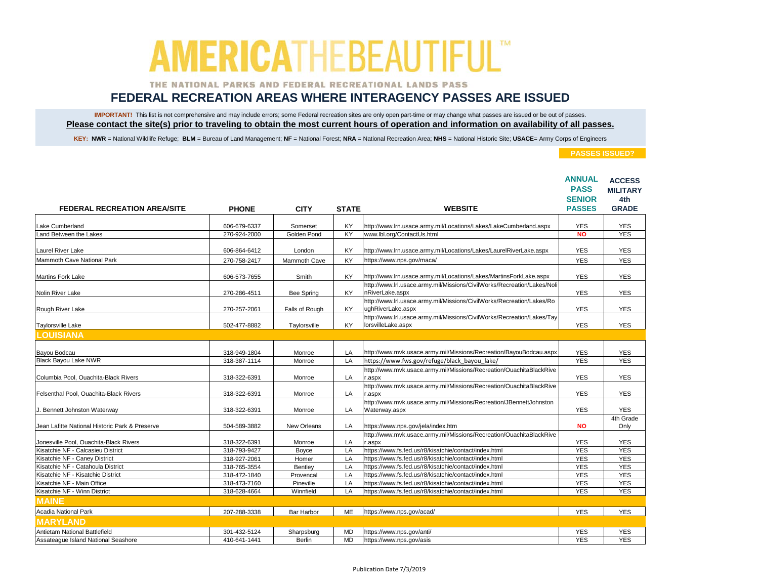# AMERICA THE BEAUTIFUL™

THE NATIONAL PARKS AND FEDERAL RECREATIONAL LANDS PASS

## FEDERAL RECREATION AREAS WHERE INTERAGENCY PASSES ARE ISSUED

**IMPORTANT!** This list is not comprehensive and may include errors; some Federal recreation sites are only open part-time or may change what passes are issued or be out of passes.

**Please contact the site(s) prior to traveling to obtain the most current hours of operation and information on availability of all passes.**

**KEY: NWR** = National Wildlife Refuge; **BLM** = Bureau of Land Management; **NF** = National Forest; **NRA** = National Recreation Area; **NHS** = National Historic Site; **USACE**= Army Corps of Engineers

| FEDERAL RECREATION AREA/SITE | PHONE | CITY | STATE | WEBSITE | PASSES ISSUED? ANNUAL PASS SENIOR PASSES | ACCESS MILITARY 4th GRADE |
|---|---|---|---|---|---|---|
| Lake Cumberland | 606-679-6337 | Somerset | KY | http://www.lrn.usace.army.mil/Locations/Lakes/LakeCumberland.aspx | YES | YES |
| Land Between the Lakes | 270-924-2000 | Golden Pond | KY | www.lbl.org/ContactUs.html | NO | YES |
| Laurel River Lake | 606-864-6412 | London | KY | http://www.lrn.usace.army.mil/Locations/Lakes/LaurelRiverLake.aspx | YES | YES |
| Mammoth Cave National Park | 270-758-2417 | Mammoth Cave | KY | https://www.nps.gov/maca/ | YES | YES |
| Martins Fork Lake | 606-573-7655 | Smith | KY | http://www.lrn.usace.army.mil/Locations/Lakes/MartinsForkLake.aspx | YES | YES |
| Nolin River Lake | 270-286-4511 | Bee Spring | KY | http://www.lrl.usace.army.mil/Missions/CivilWorks/Recreation/Lakes/NolinRiverLake.aspx | YES | YES |
| Rough River Lake | 270-257-2061 | Falls of Rough | KY | http://www.lrl.usace.army.mil/Missions/CivilWorks/Recreation/Lakes/RoughRiverLake.aspx | YES | YES |
| Taylorsville Lake | 502-477-8882 | Taylorsville | KY | http://www.lrl.usace.army.mil/Missions/CivilWorks/Recreation/Lakes/TaylorsvilleLake.aspx | YES | YES |
| **LOUISIANA** | | | | | | |
| Bayou Bodcau | 318-949-1804 | Monroe | LA | http://www.mvk.usace.army.mil/Missions/Recreation/BayouBodcau.aspx | YES | YES |
| Black Bayou Lake NWR | 318-387-1114 | Monroe | LA | https://www.fws.gov/refuge/black_bayou_lake/ | YES | YES |
| Columbia Pool, Ouachita-Black Rivers | 318-322-6391 | Monroe | LA | http://www.mvk.usace.army.mil/Missions/Recreation/OuachitaBlackRiver.aspx | YES | YES |
| Felsenthal Pool, Ouachita-Black Rivers | 318-322-6391 | Monroe | LA | http://www.mvk.usace.army.mil/Missions/Recreation/OuachitaBlackRiver.aspx | YES | YES |
| J. Bennett Johnston Waterway | 318-322-6391 | Monroe | LA | http://www.mvk.usace.army.mil/Missions/Recreation/JBennettJohnstonWaterway.aspx | YES | YES |
| Jean Lafitte National Historic Park & Preserve | 504-589-3882 | New Orleans | LA | https://www.nps.gov/jela/index.htm | NO | 4th Grade Only |
| Jonesville Pool, Ouachita-Black Rivers | 318-322-6391 | Monroe | LA | http://www.mvk.usace.army.mil/Missions/Recreation/OuachitaBlackRiver.aspx | YES | YES |
| Kisatchie NF - Calcasieu District | 318-793-9427 | Boyce | LA | https://www.fs.fed.us/r8/kisatchie/contact/index.html | YES | YES |
| Kisatchie NF - Caney District | 318-927-2061 | Homer | LA | https://www.fs.fed.us/r8/kisatchie/contact/index.html | YES | YES |
| Kisatchie NF - Catahoula District | 318-765-3554 | Bentley | LA | https://www.fs.fed.us/r8/kisatchie/contact/index.html | YES | YES |
| Kisatchie NF - Kisatchie District | 318-472-1840 | Provencal | LA | https://www.fs.fed.us/r8/kisatchie/contact/index.html | YES | YES |
| Kisatchie NF - Main Office | 318-473-7160 | Pineville | LA | https://www.fs.fed.us/r8/kisatchie/contact/index.html | YES | YES |
| Kisatchie NF - Winn District | 318-628-4664 | Winnfield | LA | https://www.fs.fed.us/r8/kisatchie/contact/index.html | YES | YES |
| **MAINE** | | | | | | |
| Acadia National Park | 207-288-3338 | Bar Harbor | ME | https://www.nps.gov/acad/ | YES | YES |
| **MARYLAND** | | | | | | |
| Antietam National Battlefield | 301-432-5124 | Sharpsburg | MD | https://www.nps.gov/anti/ | YES | YES |
| Assateague Island National Seashore | 410-641-1441 | Berlin | MD | https://www.nps.gov/asis | YES | YES |

Publication Date 7/3/2019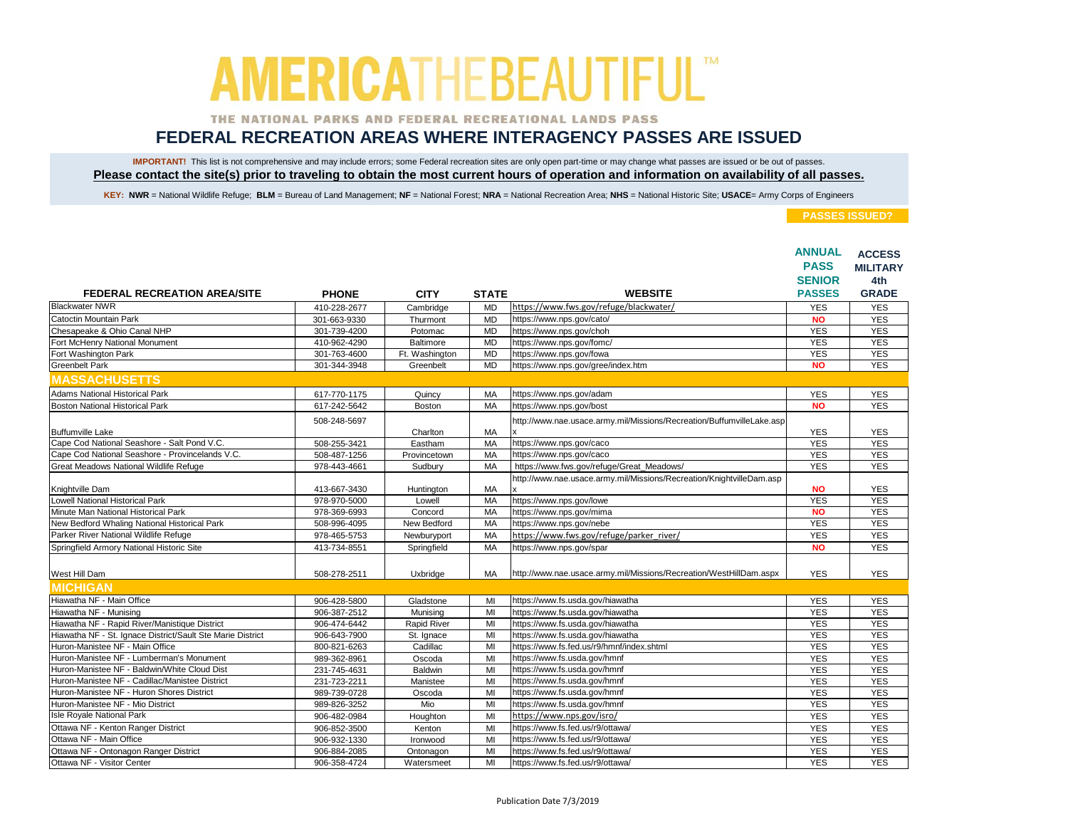# AMERICA THE BEAUTIFUL™

THE NATIONAL PARKS AND FEDERAL RECREATIONAL LANDS PASS

## FEDERAL RECREATION AREAS WHERE INTERAGENCY PASSES ARE ISSUED

**IMPORTANT!** This list is not comprehensive and may include errors; some Federal recreation sites are only open part-time or may change what passes are issued or be out of passes.

**Please contact the site(s) prior to traveling to obtain the most current hours of operation and information on availability of all passes.**

**KEY: NWR** = National Wildlife Refuge; **BLM** = Bureau of Land Management; **NF** = National Forest; **NRA** = National Recreation Area; **NHS** = National Historic Site; **USACE**= Army Corps of Engineers

**PASSES ISSUED?**

| FEDERAL RECREATION AREA/SITE | PHONE | CITY | STATE | WEBSITE | ANNUAL PASS SENIOR PASSES | ACCESS MILITARY 4th GRADE |
|---|---|---|---|---|---|---|
| Blackwater NWR | 410-228-2677 | Cambridge | MD | https://www.fws.gov/refuge/blackwater/ | YES | YES |
| Catoctin Mountain Park | 301-663-9330 | Thurmont | MD | https://www.nps.gov/cato/ | NO | YES |
| Chesapeake & Ohio Canal NHP | 301-739-4200 | Potomac | MD | https://www.nps.gov/choh | YES | YES |
| Fort McHenry National Monument | 410-962-4290 | Baltimore | MD | https://www.nps.gov/fomc/ | YES | YES |
| Fort Washington Park | 301-763-4600 | Ft. Washington | MD | https://www.nps.gov/fowa | YES | YES |
| Greenbelt Park | 301-344-3948 | Greenbelt | MD | https://www.nps.gov/gree/index.htm | NO | YES |
| **MASSACHUSETTS** | | | | | | |
| Adams National Historical Park | 617-770-1175 | Quincy | MA | https://www.nps.gov/adam | YES | YES |
| Boston National Historical Park | 617-242-5642 | Boston | MA | https://www.nps.gov/bost | NO | YES |
| Buffumville Lake | 508-248-5697 | Charlton | MA | http://www.nae.usace.army.mil/Missions/Recreation/BuffumvilleLake.aspx | YES | YES |
| Cape Cod National Seashore - Salt Pond V.C. | 508-255-3421 | Eastham | MA | https://www.nps.gov/caco | YES | YES |
| Cape Cod National Seashore - Provincelands V.C. | 508-487-1256 | Provincetown | MA | https://www.nps.gov/caco | YES | YES |
| Great Meadows National Wildlife Refuge | 978-443-4661 | Sudbury | MA | https://www.fws.gov/refuge/Great_Meadows/ | YES | YES |
| Knightville Dam | 413-667-3430 | Huntington | MA | http://www.nae.usace.army.mil/Missions/Recreation/KnightvilleDam.aspx | NO | YES |
| Lowell National Historical Park | 978-970-5000 | Lowell | MA | https://www.nps.gov/lowe | YES | YES |
| Minute Man National Historical Park | 978-369-6993 | Concord | MA | https://www.nps.gov/mima | NO | YES |
| New Bedford Whaling National Historical Park | 508-996-4095 | New Bedford | MA | https://www.nps.gov/nebe | YES | YES |
| Parker River National Wildlife Refuge | 978-465-5753 | Newburyport | MA | https://www.fws.gov/refuge/parker_river/ | YES | YES |
| Springfield Armory National Historic Site | 413-734-8551 | Springfield | MA | https://www.nps.gov/spar | NO | YES |
| West Hill Dam | 508-278-2511 | Uxbridge | MA | http://www.nae.usace.army.mil/Missions/Recreation/WestHillDam.aspx | YES | YES |
| **MICHIGAN** | | | | | | |
| Hiawatha NF - Main Office | 906-428-5800 | Gladstone | MI | https://www.fs.usda.gov/hiawatha | YES | YES |
| Hiawatha NF - Munising | 906-387-2512 | Munising | MI | https://www.fs.usda.gov/hiawatha | YES | YES |
| Hiawatha NF - Rapid River/Manistique District | 906-474-6442 | Rapid River | MI | https://www.fs.usda.gov/hiawatha | YES | YES |
| Hiawatha NF - St. Ignace District/Sault Ste Marie District | 906-643-7900 | St. Ignace | MI | https://www.fs.usda.gov/hiawatha | YES | YES |
| Huron-Manistee NF - Main Office | 800-821-6263 | Cadillac | MI | https://www.fs.fed.us/r9/hmnf/index.shtml | YES | YES |
| Huron-Manistee NF - Lumberman's Monument | 989-362-8961 | Oscoda | MI | https://www.fs.usda.gov/hmnf | YES | YES |
| Huron-Manistee NF - Baldwin/White Cloud Dist | 231-745-4631 | Baldwin | MI | https://www.fs.usda.gov/hmnf | YES | YES |
| Huron-Manistee NF - Cadillac/Manistee District | 231-723-2211 | Manistee | MI | https://www.fs.usda.gov/hmnf | YES | YES |
| Huron-Manistee NF - Huron Shores District | 989-739-0728 | Oscoda | MI | https://www.fs.usda.gov/hmnf | YES | YES |
| Huron-Manistee NF - Mio District | 989-826-3252 | Mio | MI | https://www.fs.usda.gov/hmnf | YES | YES |
| Isle Royale National Park | 906-482-0984 | Houghton | MI | https://www.nps.gov/isro/ | YES | YES |
| Ottawa NF - Kenton Ranger District | 906-852-3500 | Kenton | MI | https://www.fs.fed.us/r9/ottawa/ | YES | YES |
| Ottawa NF - Main Office | 906-932-1330 | Ironwood | MI | https://www.fs.fed.us/r9/ottawa/ | YES | YES |
| Ottawa NF - Ontonagon Ranger District | 906-884-2085 | Ontonagon | MI | https://www.fs.fed.us/r9/ottawa/ | YES | YES |
| Ottawa NF - Visitor Center | 906-358-4724 | Watersmeet | MI | https://www.fs.fed.us/r9/ottawa/ | YES | YES |

Publication Date 7/3/2019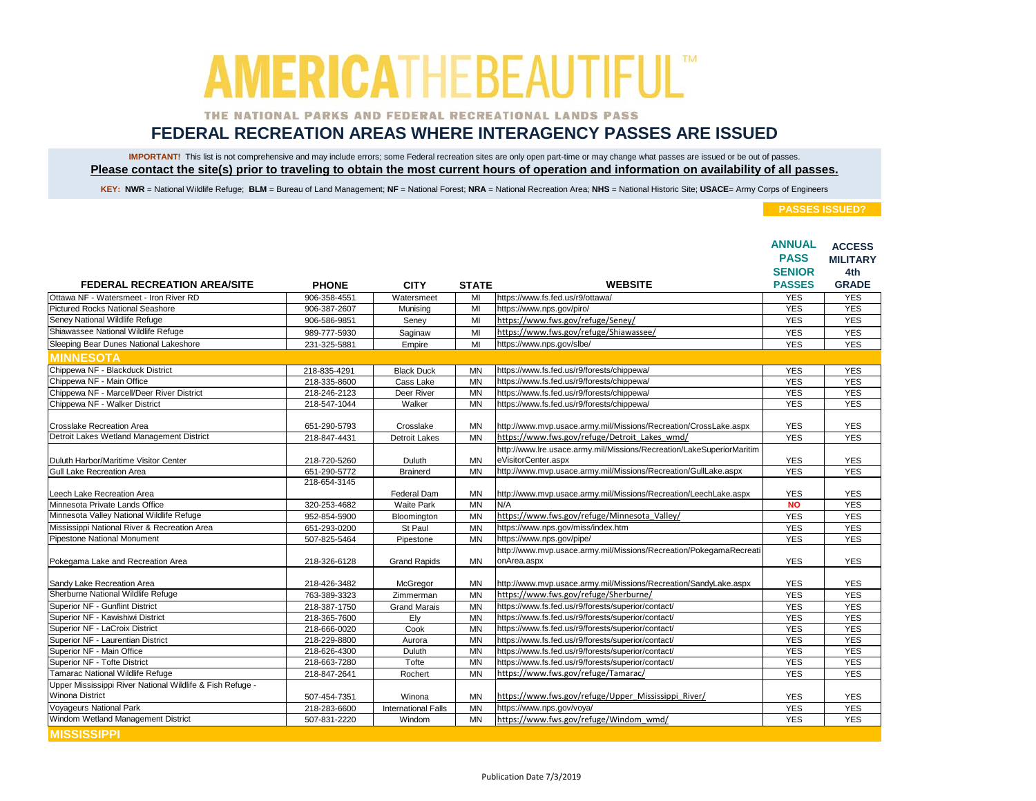# AMERICA THE BEAUTIFUL™

THE NATIONAL PARKS AND FEDERAL RECREATIONAL LANDS PASS

## FEDERAL RECREATION AREAS WHERE INTERAGENCY PASSES ARE ISSUED

**IMPORTANT!** This list is not comprehensive and may include errors; some Federal recreation sites are only open part-time or may change what passes are issued or be out of passes.

**Please contact the site(s) prior to traveling to obtain the most current hours of operation and information on availability of all passes.**

**KEY: NWR** = National Wildlife Refuge; **BLM** = Bureau of Land Management; **NF** = National Forest; **NRA** = National Recreation Area; **NHS** = National Historic Site; **USACE**= Army Corps of Engineers

| FEDERAL RECREATION AREA/SITE | PHONE | CITY | STATE | WEBSITE | PASSES ISSUED? ANNUAL PASS SENIOR PASSES | ACCESS MILITARY 4th GRADE |
|---|---|---|---|---|---|---|
| Ottawa NF - Watersmeet - Iron River RD | 906-358-4551 | Watersmeet | MI | https://www.fs.fed.us/r9/ottawa/ | YES | YES |
| Pictured Rocks National Seashore | 906-387-2607 | Munising | MI | https://www.nps.gov/piro/ | YES | YES |
| Seney National Wildlife Refuge | 906-586-9851 | Seney | MI | https://www.fws.gov/refuge/Seney/ | YES | YES |
| Shiawassee National Wildlife Refuge | 989-777-5930 | Saginaw | MI | https://www.fws.gov/refuge/Shiawassee/ | YES | YES |
| Sleeping Bear Dunes National Lakeshore | 231-325-5881 | Empire | MI | https://www.nps.gov/slbe/ | YES | YES |
| **MINNESOTA** | | | | | | |
| Chippewa NF - Blackduck District | 218-835-4291 | Black Duck | MN | https://www.fs.fed.us/r9/forests/chippewa/ | YES | YES |
| Chippewa NF - Main Office | 218-335-8600 | Cass Lake | MN | https://www.fs.fed.us/r9/forests/chippewa/ | YES | YES |
| Chippewa NF - Marcell/Deer River District | 218-246-2123 | Deer River | MN | https://www.fs.fed.us/r9/forests/chippewa/ | YES | YES |
| Chippewa NF - Walker District | 218-547-1044 | Walker | MN | https://www.fs.fed.us/r9/forests/chippewa/ | YES | YES |
| Crosslake Recreation Area | 651-290-5793 | Crosslake | MN | http://www.mvp.usace.army.mil/Missions/Recreation/CrossLake.aspx | YES | YES |
| Detroit Lakes Wetland Management District | 218-847-4431 | Detroit Lakes | MN | https://www.fws.gov/refuge/Detroit_Lakes_wmd/ | YES | YES |
| Duluth Harbor/Maritime Visitor Center | 218-720-5260 | Duluth | MN | http://www.lre.usace.army.mil/Missions/Recreation/LakeSuperiorMaritimeVisitorCenter.aspx | YES | YES |
| Gull Lake Recreation Area | 651-290-5772 | Brainerd | MN | http://www.mvp.usace.army.mil/Missions/Recreation/GullLake.aspx | YES | YES |
| Leech Lake Recreation Area | 218-654-3145 | Federal Dam | MN | http://www.mvp.usace.army.mil/Missions/Recreation/LeechLake.aspx | YES | YES |
| Minnesota Private Lands Office | 320-253-4682 | Waite Park | MN | N/A | NO | YES |
| Minnesota Valley National Wildlife Refuge | 952-854-5900 | Bloomington | MN | https://www.fws.gov/refuge/Minnesota_Valley/ | YES | YES |
| Mississippi National River & Recreation Area | 651-293-0200 | St Paul | MN | https://www.nps.gov/miss/index.htm | YES | YES |
| Pipestone National Monument | 507-825-5464 | Pipestone | MN | https://www.nps.gov/pipe/ | YES | YES |
| Pokegama Lake and Recreation Area | 218-326-6128 | Grand Rapids | MN | http://www.mvp.usace.army.mil/Missions/Recreation/PokegamaRecreationArea.aspx | YES | YES |
| Sandy Lake Recreation Area | 218-426-3482 | McGregor | MN | http://www.mvp.usace.army.mil/Missions/Recreation/SandyLake.aspx | YES | YES |
| Sherburne National Wildlife Refuge | 763-389-3323 | Zimmerman | MN | https://www.fws.gov/refuge/Sherburne/ | YES | YES |
| Superior NF - Gunflint District | 218-387-1750 | Grand Marais | MN | https://www.fs.fed.us/r9/forests/superior/contact/ | YES | YES |
| Superior NF - Kawishiwi District | 218-365-7600 | Ely | MN | https://www.fs.fed.us/r9/forests/superior/contact/ | YES | YES |
| Superior NF - LaCroix District | 218-666-0020 | Cook | MN | https://www.fs.fed.us/r9/forests/superior/contact/ | YES | YES |
| Superior NF - Laurentian District | 218-229-8800 | Aurora | MN | https://www.fs.fed.us/r9/forests/superior/contact/ | YES | YES |
| Superior NF - Main Office | 218-626-4300 | Duluth | MN | https://www.fs.fed.us/r9/forests/superior/contact/ | YES | YES |
| Superior NF - Tofte District | 218-663-7280 | Tofte | MN | https://www.fs.fed.us/r9/forests/superior/contact/ | YES | YES |
| Tamarac National Wildlife Refuge | 218-847-2641 | Rochert | MN | https://www.fws.gov/refuge/Tamarac/ | YES | YES |
| Upper Mississippi River National Wildlife & Fish Refuge - Winona District | 507-454-7351 | Winona | MN | https://www.fws.gov/refuge/Upper_Mississippi_River/ | YES | YES |
| Voyageurs National Park | 218-283-6600 | International Falls | MN | https://www.nps.gov/voya/ | YES | YES |
| Windom Wetland Management District | 507-831-2220 | Windom | MN | https://www.fws.gov/refuge/Windom_wmd/ | YES | YES |
| **MISSISSIPPI** | | | | | | |

Publication Date 7/3/2019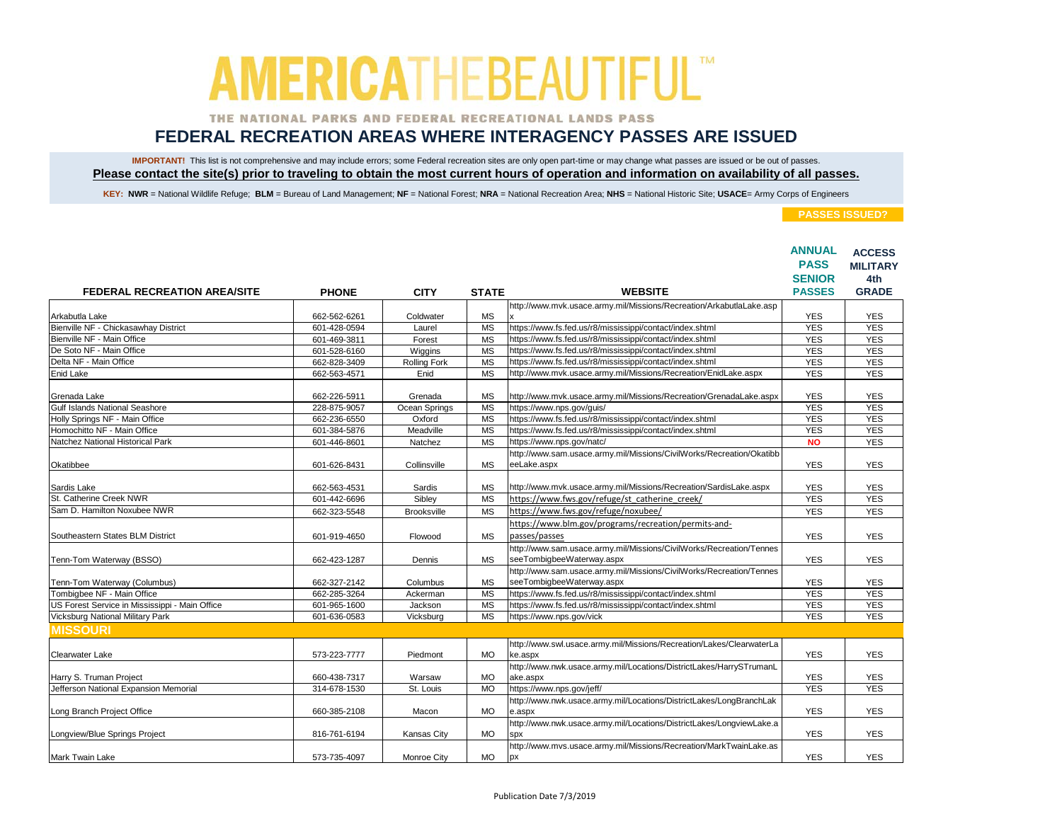# AMERICA THE BEAUTIFUL™

THE NATIONAL PARKS AND FEDERAL RECREATIONAL LANDS PASS

## FEDERAL RECREATION AREAS WHERE INTERAGENCY PASSES ARE ISSUED

**IMPORTANT!** This list is not comprehensive and may include errors; some Federal recreation sites are only open part-time or may change what passes are issued or be out of passes.
**Please contact the site(s) prior to traveling to obtain the most current hours of operation and information on availability of all passes.**

**KEY: NWR** = National Wildlife Refuge; **BLM** = Bureau of Land Management; **NF** = National Forest; **NRA** = National Recreation Area; **NHS** = National Historic Site; **USACE**= Army Corps of Engineers

| FEDERAL RECREATION AREA/SITE | PHONE | CITY | STATE | WEBSITE | PASSES ISSUED? ANNUAL PASS SENIOR PASSES | ACCESS MILITARY 4th GRADE |
|---|---|---|---|---|---|---|
| Arkabutla Lake | 662-562-6261 | Coldwater | MS | http://www.mvk.usace.army.mil/Missions/Recreation/ArkabutlaLake.aspx | YES | YES |
| Bienville NF - Chickasawhay District | 601-428-0594 | Laurel | MS | https://www.fs.fed.us/r8/mississippi/contact/index.shtml | YES | YES |
| Bienville NF - Main Office | 601-469-3811 | Forest | MS | https://www.fs.fed.us/r8/mississippi/contact/index.shtml | YES | YES |
| De Soto NF - Main Office | 601-528-6160 | Wiggins | MS | https://www.fs.fed.us/r8/mississippi/contact/index.shtml | YES | YES |
| Delta NF - Main Office | 662-828-3409 | Rolling Fork | MS | https://www.fs.fed.us/r8/mississippi/contact/index.shtml | YES | YES |
| Enid Lake | 662-563-4571 | Enid | MS | http://www.mvk.usace.army.mil/Missions/Recreation/EnidLake.aspx | YES | YES |
| Grenada Lake | 662-226-5911 | Grenada | MS | http://www.mvk.usace.army.mil/Missions/Recreation/GrenadaLake.aspx | YES | YES |
| Gulf Islands National Seashore | 228-875-9057 | Ocean Springs | MS | https://www.nps.gov/guis/ | YES | YES |
| Holly Springs NF - Main Office | 662-236-6550 | Oxford | MS | https://www.fs.fed.us/r8/mississippi/contact/index.shtml | YES | YES |
| Homochitto NF - Main Office | 601-384-5876 | Meadville | MS | https://www.fs.fed.us/r8/mississippi/contact/index.shtml | YES | YES |
| Natchez National Historical Park | 601-446-8601 | Natchez | MS | https://www.nps.gov/natc/ | NO | YES |
| Okatibbee | 601-626-8431 | Collinsville | MS | http://www.sam.usace.army.mil/Missions/CivilWorks/Recreation/OkatibbeeLake.aspx | YES | YES |
| Sardis Lake | 662-563-4531 | Sardis | MS | http://www.mvk.usace.army.mil/Missions/Recreation/SardisLake.aspx | YES | YES |
| St. Catherine Creek NWR | 601-442-6696 | Sibley | MS | https://www.fws.gov/refuge/st_catherine_creek/ | YES | YES |
| Sam D. Hamilton Noxubee NWR | 662-323-5548 | Brooksville | MS | https://www.fws.gov/refuge/noxubee/ | YES | YES |
| Southeastern States BLM District | 601-919-4650 | Flowood | MS | https://www.blm.gov/programs/recreation/permits-and-passes/passes | YES | YES |
| Tenn-Tom Waterway (BSSO) | 662-423-1287 | Dennis | MS | http://www.sam.usace.army.mil/Missions/CivilWorks/Recreation/TennesseeTombigbeeWaterway.aspx | YES | YES |
| Tenn-Tom Waterway (Columbus) | 662-327-2142 | Columbus | MS | http://www.sam.usace.army.mil/Missions/CivilWorks/Recreation/TennesseeTombigbeeWaterway.aspx | YES | YES |
| Tombigbee NF - Main Office | 662-285-3264 | Ackerman | MS | https://www.fs.fed.us/r8/mississippi/contact/index.shtml | YES | YES |
| US Forest Service in Mississippi - Main Office | 601-965-1600 | Jackson | MS | https://www.fs.fed.us/r8/mississippi/contact/index.shtml | YES | YES |
| Vicksburg National Military Park | 601-636-0583 | Vicksburg | MS | https://www.nps.gov/vick | YES | YES |
| **MISSOURI** | | | | | | |
| Clearwater Lake | 573-223-7777 | Piedmont | MO | http://www.swl.usace.army.mil/Missions/Recreation/Lakes/ClearwaterLake.aspx | YES | YES |
| Harry S. Truman Project | 660-438-7317 | Warsaw | MO | http://www.nwk.usace.army.mil/Locations/DistrictLakes/HarrySTrumanLake.aspx | YES | YES |
| Jefferson National Expansion Memorial | 314-678-1530 | St. Louis | MO | https://www.nps.gov/jeff/ | YES | YES |
| Long Branch Project Office | 660-385-2108 | Macon | MO | http://www.nwk.usace.army.mil/Locations/DistrictLakes/LongBranchLake.aspx | YES | YES |
| Longview/Blue Springs Project | 816-761-6194 | Kansas City | MO | http://www.nwk.usace.army.mil/Locations/DistrictLakes/LongviewLake.aspx | YES | YES |
| Mark Twain Lake | 573-735-4097 | Monroe City | MO | http://www.mvs.usace.army.mil/Missions/Recreation/MarkTwainLake.aspx | YES | YES |

Publication Date 7/3/2019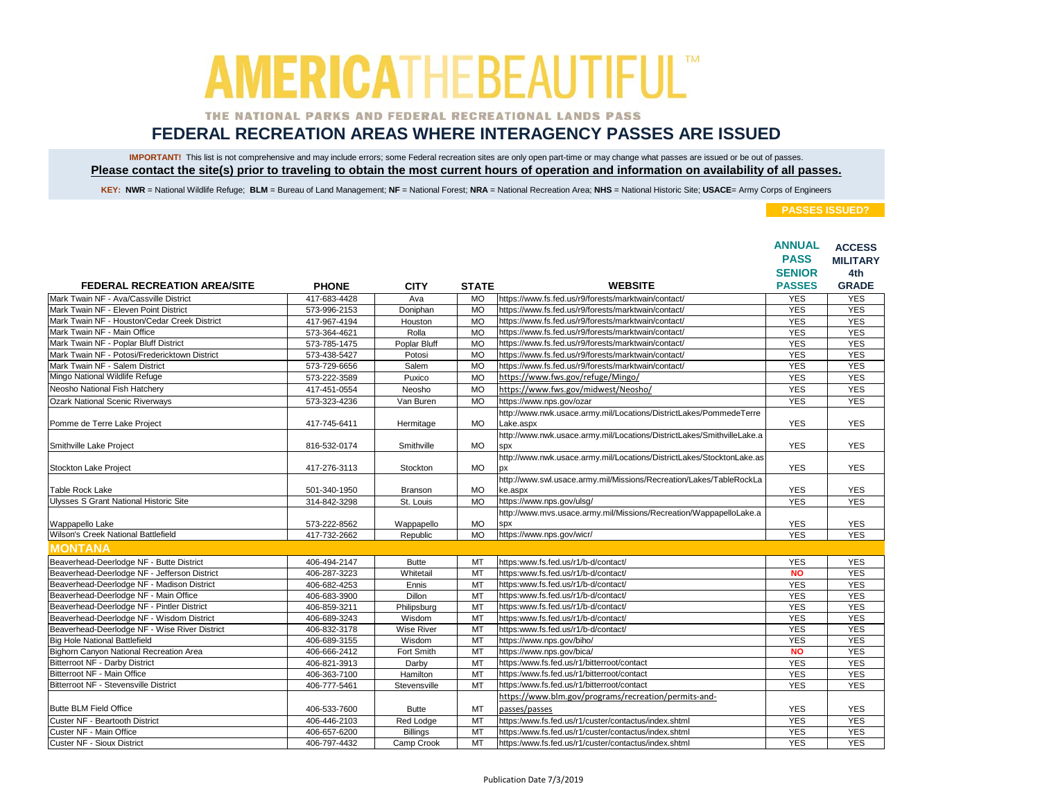# AMERICA THE BEAUTIFUL™

THE NATIONAL PARKS AND FEDERAL RECREATIONAL LANDS PASS

## FEDERAL RECREATION AREAS WHERE INTERAGENCY PASSES ARE ISSUED

**IMPORTANT!** This list is not comprehensive and may include errors; some Federal recreation sites are only open part-time or may change what passes are issued or be out of passes.

**Please contact the site(s) prior to traveling to obtain the most current hours of operation and information on availability of all passes.**

**KEY: NWR** = National Wildlife Refuge; **BLM** = Bureau of Land Management; **NF** = National Forest; **NRA** = National Recreation Area; **NHS** = National Historic Site; **USACE**= Army Corps of Engineers

| FEDERAL RECREATION AREA/SITE | PHONE | CITY | STATE | WEBSITE | PASSES ISSUED? ANNUAL PASS SENIOR PASSES | ACCESS MILITARY 4th GRADE |
|---|---|---|---|---|---|---|
| Mark Twain NF - Ava/Cassville District | 417-683-4428 | Ava | MO | https://www.fs.fed.us/r9/forests/marktwain/contact/ | YES | YES |
| Mark Twain NF - Eleven Point District | 573-996-2153 | Doniphan | MO | https://www.fs.fed.us/r9/forests/marktwain/contact/ | YES | YES |
| Mark Twain NF - Houston/Cedar Creek District | 417-967-4194 | Houston | MO | https://www.fs.fed.us/r9/forests/marktwain/contact/ | YES | YES |
| Mark Twain NF - Main Office | 573-364-4621 | Rolla | MO | https://www.fs.fed.us/r9/forests/marktwain/contact/ | YES | YES |
| Mark Twain NF - Poplar Bluff District | 573-785-1475 | Poplar Bluff | MO | https://www.fs.fed.us/r9/forests/marktwain/contact/ | YES | YES |
| Mark Twain NF - Potosi/Fredericktown District | 573-438-5427 | Potosi | MO | https://www.fs.fed.us/r9/forests/marktwain/contact/ | YES | YES |
| Mark Twain NF - Salem District | 573-729-6656 | Salem | MO | https://www.fs.fed.us/r9/forests/marktwain/contact/ | YES | YES |
| Mingo National Wildlife Refuge | 573-222-3589 | Puxico | MO | https://www.fws.gov/refuge/Mingo/ | YES | YES |
| Neosho National Fish Hatchery | 417-451-0554 | Neosho | MO | https://www.fws.gov/midwest/Neosho/ | YES | YES |
| Ozark National Scenic Riverways | 573-323-4236 | Van Buren | MO | https://www.nps.gov/ozar | YES | YES |
| Pomme de Terre Lake Project | 417-745-6411 | Hermitage | MO | http://www.nwk.usace.army.mil/Locations/DistrictLakes/PommedeTerreLake.aspx | YES | YES |
| Smithville Lake Project | 816-532-0174 | Smithville | MO | http://www.nwk.usace.army.mil/Locations/DistrictLakes/SmithvilleLake.aspx | YES | YES |
| Stockton Lake Project | 417-276-3113 | Stockton | MO | http://www.nwk.usace.army.mil/Locations/DistrictLakes/StocktonLake.aspx | YES | YES |
| Table Rock Lake | 501-340-1950 | Branson | MO | http://www.swl.usace.army.mil/Missions/Recreation/Lakes/TableRockLake.aspx | YES | YES |
| Ulysses S Grant National Historic Site | 314-842-3298 | St. Louis | MO | https://www.nps.gov/ulsg/ | YES | YES |
| Wappapello Lake | 573-222-8562 | Wappapello | MO | http://www.mvs.usace.army.mil/Missions/Recreation/WappapelloLake.aspx | YES | YES |
| Wilson's Creek National Battlefield | 417-732-2662 | Republic | MO | https://www.nps.gov/wicr/ | YES | YES |
| **MONTANA** | | | | | | |
| Beaverhead-Deerlodge NF - Butte District | 406-494-2147 | Butte | MT | https:www.fs.fed.us/r1/b-d/contact/ | YES | YES |
| Beaverhead-Deerlodge NF - Jefferson District | 406-287-3223 | Whitetail | MT | https:www.fs.fed.us/r1/b-d/contact/ | NO | YES |
| Beaverhead-Deerlodge NF - Madison District | 406-682-4253 | Ennis | MT | https:www.fs.fed.us/r1/b-d/contact/ | YES | YES |
| Beaverhead-Deerlodge NF - Main Office | 406-683-3900 | Dillon | MT | https:www.fs.fed.us/r1/b-d/contact/ | YES | YES |
| Beaverhead-Deerlodge NF - Pintler District | 406-859-3211 | Philipsburg | MT | https:www.fs.fed.us/r1/b-d/contact/ | YES | YES |
| Beaverhead-Deerlodge NF - Wisdom District | 406-689-3243 | Wisdom | MT | https:www.fs.fed.us/r1/b-d/contact/ | YES | YES |
| Beaverhead-Deerlodge NF - Wise River District | 406-832-3178 | Wise River | MT | https:www.fs.fed.us/r1/b-d/contact/ | YES | YES |
| Big Hole National Battlefield | 406-689-3155 | Wisdom | MT | https://www.nps.gov/biho/ | YES | YES |
| Bighorn Canyon National Recreation Area | 406-666-2412 | Fort Smith | MT | https://www.nps.gov/bica/ | NO | YES |
| Bitterroot NF - Darby District | 406-821-3913 | Darby | MT | https:/www.fs.fed.us/r1/bitterroot/contact | YES | YES |
| Bitterroot NF - Main Office | 406-363-7100 | Hamilton | MT | https:/www.fs.fed.us/r1/bitterroot/contact | YES | YES |
| Bitterroot NF - Stevensville District | 406-777-5461 | Stevensville | MT | https:/www.fs.fed.us/r1/bitterroot/contact | YES | YES |
| Butte BLM Field Office | 406-533-7600 | Butte | MT | https://www.blm.gov/programs/recreation/permits-and-passes/passes | YES | YES |
| Custer NF - Beartooth District | 406-446-2103 | Red Lodge | MT | https:/www.fs.fed.us/r1/custer/contactus/index.shtml | YES | YES |
| Custer NF - Main Office | 406-657-6200 | Billings | MT | https:/www.fs.fed.us/r1/custer/contactus/index.shtml | YES | YES |
| Custer NF - Sioux District | 406-797-4432 | Camp Crook | MT | https:/www.fs.fed.us/r1/custer/contactus/index.shtml | YES | YES |

Publication Date 7/3/2019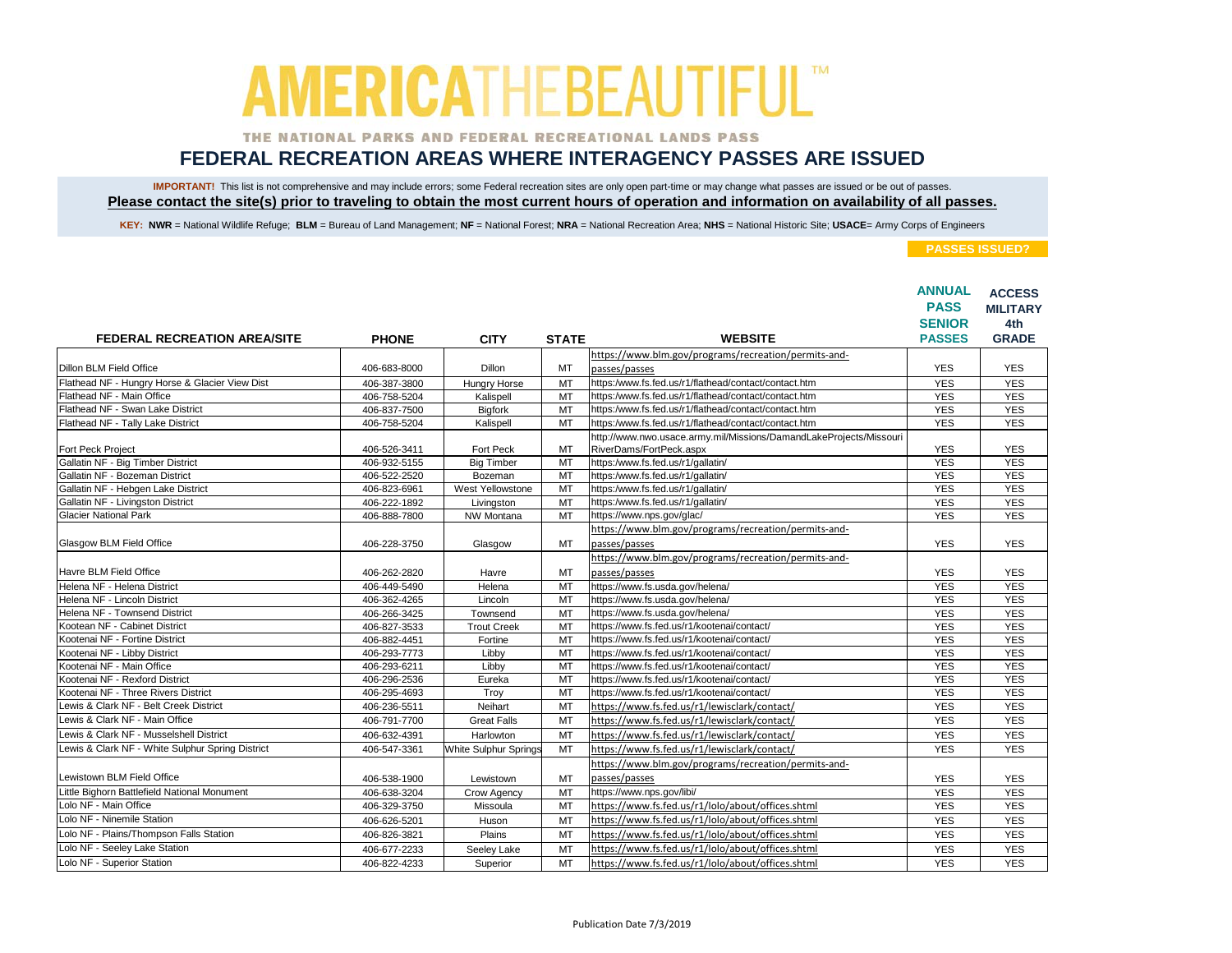# AMERICA THE BEAUTIFUL™

THE NATIONAL PARKS AND FEDERAL RECREATIONAL LANDS PASS

## FEDERAL RECREATION AREAS WHERE INTERAGENCY PASSES ARE ISSUED

**IMPORTANT!** This list is not comprehensive and may include errors; some Federal recreation sites are only open part-time or may change what passes are issued or be out of passes.

**Please contact the site(s) prior to traveling to obtain the most current hours of operation and information on availability of all passes.**

**KEY: NWR** = National Wildlife Refuge; **BLM** = Bureau of Land Management; **NF** = National Forest; **NRA** = National Recreation Area; **NHS** = National Historic Site; **USACE**= Army Corps of Engineers

| FEDERAL RECREATION AREA/SITE | PHONE | CITY | STATE | WEBSITE | PASSES ISSUED? ANNUAL PASS SENIOR PASSES | ACCESS MILITARY 4th GRADE |
|---|---|---|---|---|---|---|
| Dillon BLM Field Office | 406-683-8000 | Dillon | MT | https://www.blm.gov/programs/recreation/permits-and-passes/passes | YES | YES |
| Flathead NF - Hungry Horse & Glacier View Dist | 406-387-3800 | Hungry Horse | MT | https:/www.fs.fed.us/r1/flathead/contact/contact.htm | YES | YES |
| Flathead NF - Main Office | 406-758-5204 | Kalispell | MT | https:/www.fs.fed.us/r1/flathead/contact/contact.htm | YES | YES |
| Flathead NF - Swan Lake District | 406-837-7500 | Bigfork | MT | https:/www.fs.fed.us/r1/flathead/contact/contact.htm | YES | YES |
| Flathead NF - Tally Lake District | 406-758-5204 | Kalispell | MT | https:/www.fs.fed.us/r1/flathead/contact/contact.htm | YES | YES |
| Fort Peck Project | 406-526-3411 | Fort Peck | MT | http://www.nwo.usace.army.mil/Missions/DamandLakeProjects/MissouriRiverDams/FortPeck.aspx | YES | YES |
| Gallatin NF - Big Timber District | 406-932-5155 | Big Timber | MT | https:/www.fs.fed.us/r1/gallatin/ | YES | YES |
| Gallatin NF - Bozeman District | 406-522-2520 | Bozeman | MT | https:/www.fs.fed.us/r1/gallatin/ | YES | YES |
| Gallatin NF - Hebgen Lake District | 406-823-6961 | West Yellowstone | MT | https:/www.fs.fed.us/r1/gallatin/ | YES | YES |
| Gallatin NF - Livingston District | 406-222-1892 | Livingston | MT | https:/www.fs.fed.us/r1/gallatin/ | YES | YES |
| Glacier National Park | 406-888-7800 | NW Montana | MT | https://www.nps.gov/glac/ | YES | YES |
| Glasgow BLM Field Office | 406-228-3750 | Glasgow | MT | https://www.blm.gov/programs/recreation/permits-and-passes/passes | YES | YES |
| Havre BLM Field Office | 406-262-2820 | Havre | MT | https://www.blm.gov/programs/recreation/permits-and-passes/passes | YES | YES |
| Helena NF - Helena District | 406-449-5490 | Helena | MT | https://www.fs.usda.gov/helena/ | YES | YES |
| Helena NF - Lincoln District | 406-362-4265 | Lincoln | MT | https://www.fs.usda.gov/helena/ | YES | YES |
| Helena NF - Townsend District | 406-266-3425 | Townsend | MT | https://www.fs.usda.gov/helena/ | YES | YES |
| Kootean NF - Cabinet District | 406-827-3533 | Trout Creek | MT | https://www.fs.fed.us/r1/kootenai/contact/ | YES | YES |
| Kootenai NF - Fortine District | 406-882-4451 | Fortine | MT | https://www.fs.fed.us/r1/kootenai/contact/ | YES | YES |
| Kootenai NF - Libby District | 406-293-7773 | Libby | MT | https://www.fs.fed.us/r1/kootenai/contact/ | YES | YES |
| Kootenai NF - Main Office | 406-293-6211 | Libby | MT | https://www.fs.fed.us/r1/kootenai/contact/ | YES | YES |
| Kootenai NF - Rexford District | 406-296-2536 | Eureka | MT | https://www.fs.fed.us/r1/kootenai/contact/ | YES | YES |
| Kootenai NF - Three Rivers District | 406-295-4693 | Troy | MT | https://www.fs.fed.us/r1/kootenai/contact/ | YES | YES |
| Lewis & Clark NF - Belt Creek District | 406-236-5511 | Neihart | MT | https://www.fs.fed.us/r1/lewisclark/contact/ | YES | YES |
| Lewis & Clark NF - Main Office | 406-791-7700 | Great Falls | MT | https://www.fs.fed.us/r1/lewisclark/contact/ | YES | YES |
| Lewis & Clark NF - Musselshell District | 406-632-4391 | Harlowton | MT | https://www.fs.fed.us/r1/lewisclark/contact/ | YES | YES |
| Lewis & Clark NF - White Sulphur Spring District | 406-547-3361 | White Sulphur Springs | MT | https://www.fs.fed.us/r1/lewisclark/contact/ | YES | YES |
| Lewistown BLM Field Office | 406-538-1900 | Lewistown | MT | https://www.blm.gov/programs/recreation/permits-and-passes/passes | YES | YES |
| Little Bighorn Battlefield National Monument | 406-638-3204 | Crow Agency | MT | https://www.nps.gov/libi/ | YES | YES |
| Lolo NF - Main Office | 406-329-3750 | Missoula | MT | https://www.fs.fed.us/r1/lolo/about/offices.shtml | YES | YES |
| Lolo NF - Ninemile Station | 406-626-5201 | Huson | MT | https://www.fs.fed.us/r1/lolo/about/offices.shtml | YES | YES |
| Lolo NF - Plains/Thompson Falls Station | 406-826-3821 | Plains | MT | https://www.fs.fed.us/r1/lolo/about/offices.shtml | YES | YES |
| Lolo NF - Seeley Lake Station | 406-677-2233 | Seeley Lake | MT | https://www.fs.fed.us/r1/lolo/about/offices.shtml | YES | YES |
| Lolo NF - Superior Station | 406-822-4233 | Superior | MT | https://www.fs.fed.us/r1/lolo/about/offices.shtml | YES | YES |

Publication Date 7/3/2019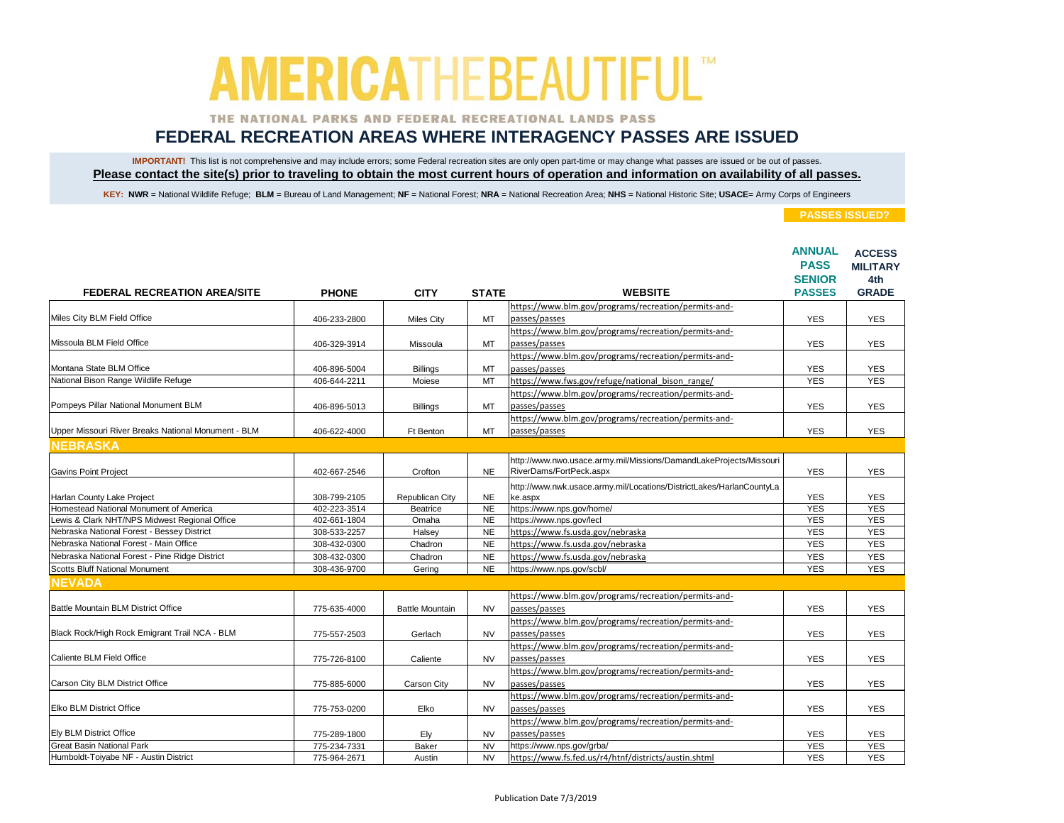# AMERICATHEBEAUTIFUL™

THE NATIONAL PARKS AND FEDERAL RECREATIONAL LANDS PASS

## FEDERAL RECREATION AREAS WHERE INTERAGENCY PASSES ARE ISSUED

**IMPORTANT!** This list is not comprehensive and may include errors; some Federal recreation sites are only open part-time or may change what passes are issued or be out of passes.

**Please contact the site(s) prior to traveling to obtain the most current hours of operation and information on availability of all passes.**

**KEY: NWR** = National Wildlife Refuge; **BLM** = Bureau of Land Management; **NF** = National Forest; **NRA** = National Recreation Area; **NHS** = National Historic Site; **USACE**= Army Corps of Engineers

**PASSES ISSUED?**

| FEDERAL RECREATION AREA/SITE | PHONE | CITY | STATE | WEBSITE | ANNUAL PASS SENIOR PASSES | ACCESS MILITARY 4th GRADE |
|---|---|---|---|---|---|---|
| Miles City BLM Field Office | 406-233-2800 | Miles City | MT | https://www.blm.gov/programs/recreation/permits-and-passes/passes | YES | YES |
| Missoula BLM Field Office | 406-329-3914 | Missoula | MT | https://www.blm.gov/programs/recreation/permits-and-passes/passes | YES | YES |
| Montana State BLM Office | 406-896-5004 | Billings | MT | https://www.blm.gov/programs/recreation/permits-and-passes/passes | YES | YES |
| National Bison Range Wildlife Refuge | 406-644-2211 | Moiese | MT | https://www.fws.gov/refuge/national_bison_range/ | YES | YES |
| Pompeys Pillar National Monument BLM | 406-896-5013 | Billings | MT | https://www.blm.gov/programs/recreation/permits-and-passes/passes | YES | YES |
| Upper Missouri River Breaks National Monument - BLM | 406-622-4000 | Ft Benton | MT | https://www.blm.gov/programs/recreation/permits-and-passes/passes | YES | YES |
| **NEBRASKA** | | | | | | |
| Gavins Point Project | 402-667-2546 | Crofton | NE | http://www.nwo.usace.army.mil/Missions/DamandLakeProjects/MissouriRiverDams/FortPeck.aspx | YES | YES |
| Harlan County Lake Project | 308-799-2105 | Republican City | NE | http://www.nwk.usace.army.mil/Locations/DistrictLakes/HarlanCountyLake.aspx | YES | YES |
| Homestead National Monument of America | 402-223-3514 | Beatrice | NE | https://www.nps.gov/home/ | YES | YES |
| Lewis & Clark NHT/NPS Midwest Regional Office | 402-661-1804 | Omaha | NE | https://www.nps.gov/lecl | YES | YES |
| Nebraska National Forest - Bessey District | 308-533-2257 | Halsey | NE | https://www.fs.usda.gov/nebraska | YES | YES |
| Nebraska National Forest - Main Office | 308-432-0300 | Chadron | NE | https://www.fs.usda.gov/nebraska | YES | YES |
| Nebraska National Forest - Pine Ridge District | 308-432-0300 | Chadron | NE | https://www.fs.usda.gov/nebraska | YES | YES |
| Scotts Bluff National Monument | 308-436-9700 | Gering | NE | https://www.nps.gov/scbl/ | YES | YES |
| **NEVADA** | | | | | | |
| Battle Mountain BLM District Office | 775-635-4000 | Battle Mountain | NV | https://www.blm.gov/programs/recreation/permits-and-passes/passes | YES | YES |
| Black Rock/High Rock Emigrant Trail NCA - BLM | 775-557-2503 | Gerlach | NV | https://www.blm.gov/programs/recreation/permits-and-passes/passes | YES | YES |
| Caliente BLM Field Office | 775-726-8100 | Caliente | NV | https://www.blm.gov/programs/recreation/permits-and-passes/passes | YES | YES |
| Carson City BLM District Office | 775-885-6000 | Carson City | NV | https://www.blm.gov/programs/recreation/permits-and-passes/passes | YES | YES |
| Elko BLM District Office | 775-753-0200 | Elko | NV | https://www.blm.gov/programs/recreation/permits-and-passes/passes | YES | YES |
| Ely BLM District Office | 775-289-1800 | Ely | NV | https://www.blm.gov/programs/recreation/permits-and-passes/passes | YES | YES |
| Great Basin National Park | 775-234-7331 | Baker | NV | https://www.nps.gov/grba/ | YES | YES |
| Humboldt-Toiyabe NF - Austin District | 775-964-2671 | Austin | NV | https://www.fs.fed.us/r4/htnf/districts/austin.shtml | YES | YES |

Publication Date 7/3/2019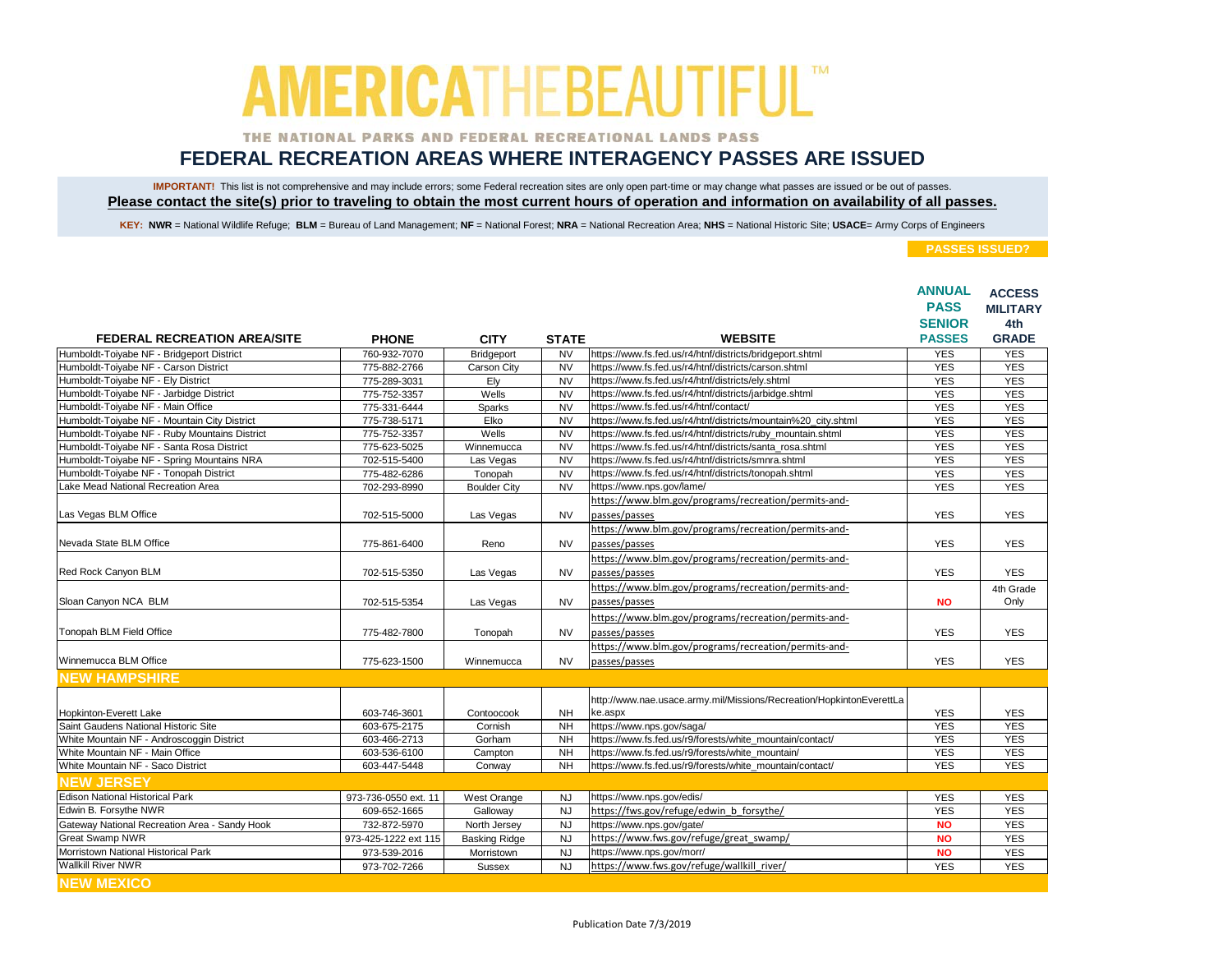# AMERICA THE BEAUTIFUL™

THE NATIONAL PARKS AND FEDERAL RECREATIONAL LANDS PASS

## FEDERAL RECREATION AREAS WHERE INTERAGENCY PASSES ARE ISSUED

**IMPORTANT!** This list is not comprehensive and may include errors; some Federal recreation sites are only open part-time or may change what passes are issued or be out of passes.

**Please contact the site(s) prior to traveling to obtain the most current hours of operation and information on availability of all passes.**

**KEY: NWR** = National Wildlife Refuge; **BLM** = Bureau of Land Management; **NF** = National Forest; **NRA** = National Recreation Area; **NHS** = National Historic Site; **USACE**= Army Corps of Engineers

| FEDERAL RECREATION AREA/SITE | PHONE | CITY | STATE | WEBSITE | PASSES ISSUED? ANNUAL PASS SENIOR PASSES | ACCESS MILITARY 4th GRADE |
|---|---|---|---|---|---|---|
| Humboldt-Toiyabe NF - Bridgeport District | 760-932-7070 | Bridgeport | NV | https://www.fs.fed.us/r4/htnf/districts/bridgeport.shtml | YES | YES |
| Humboldt-Toiyabe NF - Carson District | 775-882-2766 | Carson City | NV | https://www.fs.fed.us/r4/htnf/districts/carson.shtml | YES | YES |
| Humboldt-Toiyabe NF - Ely District | 775-289-3031 | Ely | NV | https://www.fs.fed.us/r4/htnf/districts/ely.shtml | YES | YES |
| Humboldt-Toiyabe NF - Jarbidge District | 775-752-3357 | Wells | NV | https://www.fs.fed.us/r4/htnf/districts/jarbidge.shtml | YES | YES |
| Humboldt-Toiyabe NF - Main Office | 775-331-6444 | Sparks | NV | https://www.fs.fed.us/r4/htnf/contact/ | YES | YES |
| Humboldt-Toiyabe NF - Mountain City District | 775-738-5171 | Elko | NV | https://www.fs.fed.us/r4/htnf/districts/mountain%20_city.shtml | YES | YES |
| Humboldt-Toiyabe NF - Ruby Mountains District | 775-752-3357 | Wells | NV | https://www.fs.fed.us/r4/htnf/districts/ruby_mountain.shtml | YES | YES |
| Humboldt-Toiyabe NF - Santa Rosa District | 775-623-5025 | Winnemucca | NV | https://www.fs.fed.us/r4/htnf/districts/santa_rosa.shtml | YES | YES |
| Humboldt-Toiyabe NF - Spring Mountains NRA | 702-515-5400 | Las Vegas | NV | https://www.fs.fed.us/r4/htnf/districts/smnra.shtml | YES | YES |
| Humboldt-Toiyabe NF - Tonopah District | 775-482-6286 | Tonopah | NV | https://www.fs.fed.us/r4/htnf/districts/tonopah.shtml | YES | YES |
| Lake Mead National Recreation Area | 702-293-8990 | Boulder City | NV | https://www.nps.gov/lame/ | YES | YES |
| Las Vegas BLM Office | 702-515-5000 | Las Vegas | NV | https://www.blm.gov/programs/recreation/permits-and-passes/passes | YES | YES |
| Nevada State BLM Office | 775-861-6400 | Reno | NV | https://www.blm.gov/programs/recreation/permits-and-passes/passes | YES | YES |
| Red Rock Canyon BLM | 702-515-5350 | Las Vegas | NV | https://www.blm.gov/programs/recreation/permits-and-passes/passes | YES | YES |
| Sloan Canyon NCA BLM | 702-515-5354 | Las Vegas | NV | https://www.blm.gov/programs/recreation/permits-and-passes/passes | NO | 4th Grade Only |
| Tonopah BLM Field Office | 775-482-7800 | Tonopah | NV | https://www.blm.gov/programs/recreation/permits-and-passes/passes | YES | YES |
| Winnemucca BLM Office | 775-623-1500 | Winnemucca | NV | https://www.blm.gov/programs/recreation/permits-and-passes/passes | YES | YES |
| **NEW HAMPSHIRE** | | | | | | |
| Hopkinton-Everett Lake | 603-746-3601 | Contoocook | NH | http://www.nae.usace.army.mil/Missions/Recreation/HopkintonEverettLake.aspx | YES | YES |
| Saint Gaudens National Historic Site | 603-675-2175 | Cornish | NH | https://www.nps.gov/saga/ | YES | YES |
| White Mountain NF - Androscoggin District | 603-466-2713 | Gorham | NH | https://www.fs.fed.us/r9/forests/white_mountain/contact/ | YES | YES |
| White Mountain NF - Main Office | 603-536-6100 | Campton | NH | https://www.fs.fed.us/r9/forests/white_mountain/ | YES | YES |
| White Mountain NF - Saco District | 603-447-5448 | Conway | NH | https://www.fs.fed.us/r9/forests/white_mountain/contact/ | YES | YES |
| **NEW JERSEY** | | | | | | |
| Edison National Historical Park | 973-736-0550 ext. 11 | West Orange | NJ | https://www.nps.gov/edis/ | YES | YES |
| Edwin B. Forsythe NWR | 609-652-1665 | Galloway | NJ | https://fws.gov/refuge/edwin_b_forsythe/ | YES | YES |
| Gateway National Recreation Area - Sandy Hook | 732-872-5970 | North Jersey | NJ | https://www.nps.gov/gate/ | NO | YES |
| Great Swamp NWR | 973-425-1222 ext 115 | Basking Ridge | NJ | https://www.fws.gov/refuge/great_swamp/ | NO | YES |
| Morristown National Historical Park | 973-539-2016 | Morristown | NJ | https://www.nps.gov/morr/ | NO | YES |
| Wallkill River NWR | 973-702-7266 | Sussex | NJ | https://www.fws.gov/refuge/wallkill_river/ | YES | YES |
| **NEW MEXICO** | | | | | | |

Publication Date 7/3/2019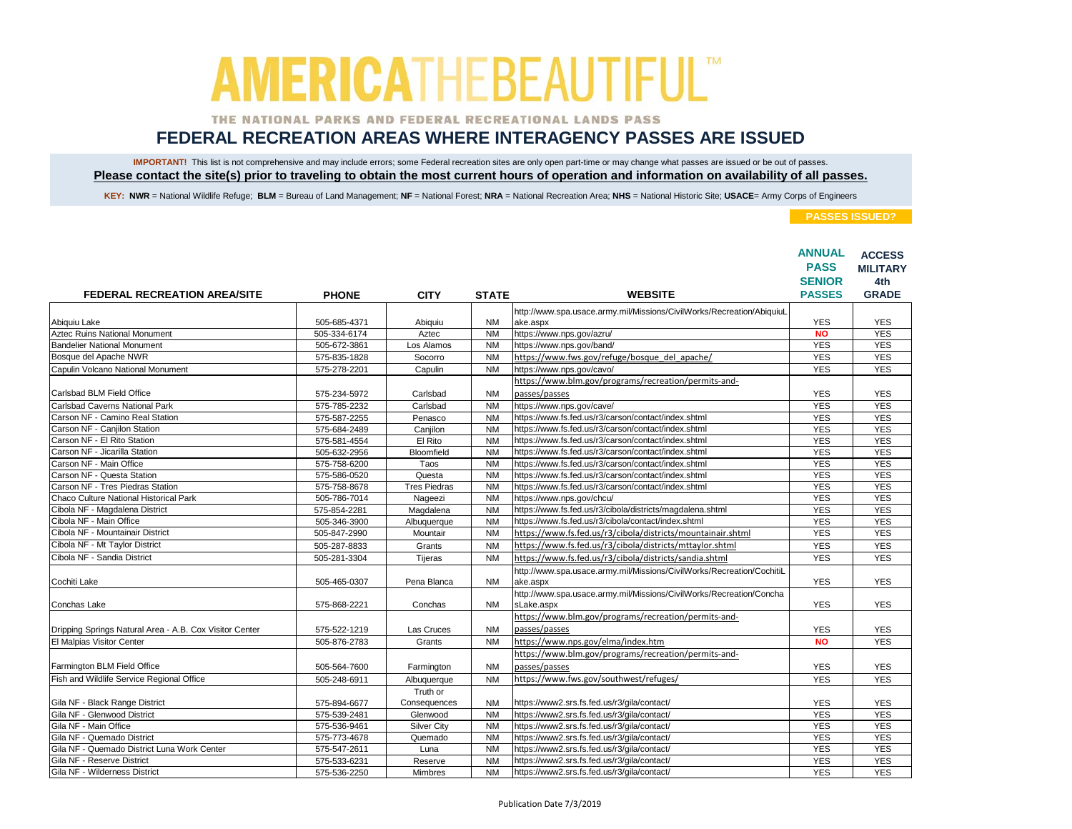# AMERICA THE BEAUTIFUL™

THE NATIONAL PARKS AND FEDERAL RECREATIONAL LANDS PASS

## FEDERAL RECREATION AREAS WHERE INTERAGENCY PASSES ARE ISSUED

**IMPORTANT!** This list is not comprehensive and may include errors; some Federal recreation sites are only open part-time or may change what passes are issued or be out of passes.

**Please contact the site(s) prior to traveling to obtain the most current hours of operation and information on availability of all passes.**

**KEY:** **NWR** = National Wildlife Refuge; **BLM** = Bureau of Land Management; **NF** = National Forest; **NRA** = National Recreation Area; **NHS** = National Historic Site; **USACE**= Army Corps of Engineers

**PASSES ISSUED?**

| FEDERAL RECREATION AREA/SITE | PHONE | CITY | STATE | WEBSITE | ANNUAL PASS SENIOR PASSES | ACCESS MILITARY 4th GRADE |
|---|---|---|---|---|---|---|
| Abiquiu Lake | 505-685-4371 | Abiquiu | NM | http://www.spa.usace.army.mil/Missions/CivilWorks/Recreation/AbiquiuLake.aspx | YES | YES |
| Aztec Ruins National Monument | 505-334-6174 | Aztec | NM | https://www.nps.gov/azru/ | NO | YES |
| Bandelier National Monument | 505-672-3861 | Los Alamos | NM | https://www.nps.gov/band/ | YES | YES |
| Bosque del Apache NWR | 575-835-1828 | Socorro | NM | https://www.fws.gov/refuge/bosque_del_apache/ | YES | YES |
| Capulin Volcano National Monument | 575-278-2201 | Capulin | NM | https://www.nps.gov/cavo/ | YES | YES |
| Carlsbad BLM Field Office | 575-234-5972 | Carlsbad | NM | https://www.blm.gov/programs/recreation/permits-and-passes/passes | YES | YES |
| Carlsbad Caverns National Park | 575-785-2232 | Carlsbad | NM | https://www.nps.gov/cave/ | YES | YES |
| Carson NF - Camino Real Station | 575-587-2255 | Penasco | NM | https://www.fs.fed.us/r3/carson/contact/index.shtml | YES | YES |
| Carson NF - Canjilon Station | 575-684-2489 | Canjilon | NM | https://www.fs.fed.us/r3/carson/contact/index.shtml | YES | YES |
| Carson NF - El Rito Station | 575-581-4554 | El Rito | NM | https://www.fs.fed.us/r3/carson/contact/index.shtml | YES | YES |
| Carson NF - Jicarilla Station | 505-632-2956 | Bloomfield | NM | https://www.fs.fed.us/r3/carson/contact/index.shtml | YES | YES |
| Carson NF - Main Office | 575-758-6200 | Taos | NM | https://www.fs.fed.us/r3/carson/contact/index.shtml | YES | YES |
| Carson NF - Questa Station | 575-586-0520 | Questa | NM | https://www.fs.fed.us/r3/carson/contact/index.shtml | YES | YES |
| Carson NF - Tres Piedras Station | 575-758-8678 | Tres Piedras | NM | https://www.fs.fed.us/r3/carson/contact/index.shtml | YES | YES |
| Chaco Culture National Historical Park | 505-786-7014 | Nageezi | NM | https://www.nps.gov/chcu/ | YES | YES |
| Cibola NF - Magdalena District | 575-854-2281 | Magdalena | NM | https://www.fs.fed.us/r3/cibola/districts/magdalena.shtml | YES | YES |
| Cibola NF - Main Office | 505-346-3900 | Albuquerque | NM | https://www.fs.fed.us/r3/cibola/contact/index.shtml | YES | YES |
| Cibola NF - Mountainair District | 505-847-2990 | Mountair | NM | https://www.fs.fed.us/r3/cibola/districts/mountainair.shtml | YES | YES |
| Cibola NF - Mt Taylor District | 505-287-8833 | Grants | NM | https://www.fs.fed.us/r3/cibola/districts/mttaylor.shtml | YES | YES |
| Cibola NF - Sandia District | 505-281-3304 | Tijeras | NM | https://www.fs.fed.us/r3/cibola/districts/sandia.shtml | YES | YES |
| Cochiti Lake | 505-465-0307 | Pena Blanca | NM | http://www.spa.usace.army.mil/Missions/CivilWorks/Recreation/CochitiLake.aspx | YES | YES |
| Conchas Lake | 575-868-2221 | Conchas | NM | http://www.spa.usace.army.mil/Missions/CivilWorks/Recreation/ConchasLake.aspx | YES | YES |
| Dripping Springs Natural Area - A.B. Cox Visitor Center | 575-522-1219 | Las Cruces | NM | https://www.blm.gov/programs/recreation/permits-and-passes/passes | YES | YES |
| El Malpias Visitor Center | 505-876-2783 | Grants | NM | https://www.nps.gov/elma/index.htm | NO | YES |
| Farmington BLM Field Office | 505-564-7600 | Farmington | NM | https://www.blm.gov/programs/recreation/permits-and-passes/passes | YES | YES |
| Fish and Wildlife Service Regional Office | 505-248-6911 | Albuquerque | NM | https://www.fws.gov/southwest/refuges/ | YES | YES |
| Gila NF - Black Range District | 575-894-6677 | Truth or Consequences | NM | https://www2.srs.fs.fed.us/r3/gila/contact/ | YES | YES |
| Gila NF - Glenwood District | 575-539-2481 | Glenwood | NM | https://www2.srs.fs.fed.us/r3/gila/contact/ | YES | YES |
| Gila NF - Main Office | 575-536-9461 | Silver City | NM | https://www2.srs.fs.fed.us/r3/gila/contact/ | YES | YES |
| Gila NF - Quemado District | 575-773-4678 | Quemado | NM | https://www2.srs.fs.fed.us/r3/gila/contact/ | YES | YES |
| Gila NF - Quemado District Luna Work Center | 575-547-2611 | Luna | NM | https://www2.srs.fs.fed.us/r3/gila/contact/ | YES | YES |
| Gila NF - Reserve District | 575-533-6231 | Reserve | NM | https://www2.srs.fs.fed.us/r3/gila/contact/ | YES | YES |
| Gila NF - Wilderness District | 575-536-2250 | Mimbres | NM | https://www2.srs.fs.fed.us/r3/gila/contact/ | YES | YES |

Publication Date 7/3/2019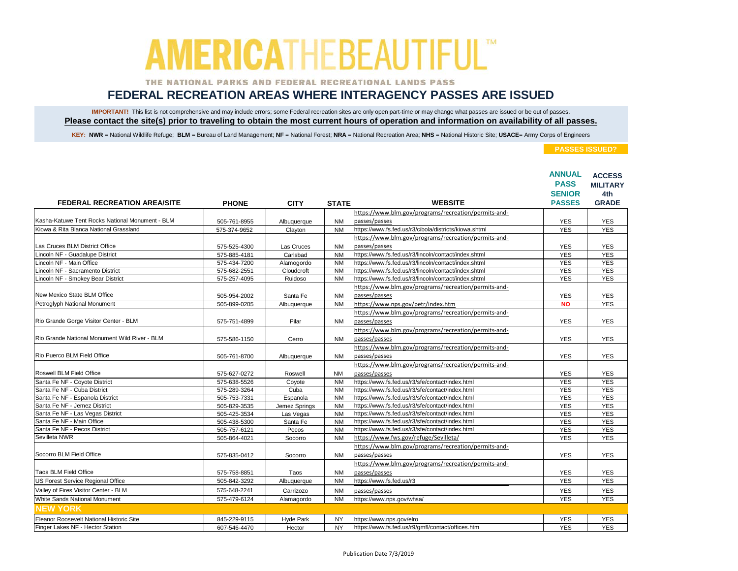# AMERICATHEBEAUTIFUL™

THE NATIONAL PARKS AND FEDERAL RECREATIONAL LANDS PASS

## FEDERAL RECREATION AREAS WHERE INTERAGENCY PASSES ARE ISSUED

**IMPORTANT!** This list is not comprehensive and may include errors; some Federal recreation sites are only open part-time or may change what passes are issued or be out of passes.

**Please contact the site(s) prior to traveling to obtain the most current hours of operation and information on availability of all passes.**

**KEY: NWR** = National Wildlife Refuge; **BLM** = Bureau of Land Management; **NF** = National Forest; **NRA** = National Recreation Area; **NHS** = National Historic Site; **USACE**= Army Corps of Engineers

| FEDERAL RECREATION AREA/SITE | PHONE | CITY | STATE | WEBSITE | PASSES ISSUED? ANNUAL PASS SENIOR PASSES | ACCESS MILITARY 4th GRADE |
|---|---|---|---|---|---|---|
| Kasha-Katuwe Tent Rocks National Monument - BLM | 505-761-8955 | Albuquerque | NM | https://www.blm.gov/programs/recreation/permits-and-passes/passes | YES | YES |
| Kiowa & Rita Blanca National Grassland | 575-374-9652 | Clayton | NM | https://www.fs.fed.us/r3/cibola/districts/kiowa.shtml | YES | YES |
| Las Cruces BLM District Office | 575-525-4300 | Las Cruces | NM | https://www.blm.gov/programs/recreation/permits-and-passes/passes | YES | YES |
| Lincoln NF - Guadalupe District | 575-885-4181 | Carlsbad | NM | https://www.fs.fed.us/r3/lincoln/contact/index.shtml | YES | YES |
| Lincoln NF - Main Office | 575-434-7200 | Alamogordo | NM | https://www.fs.fed.us/r3/lincoln/contact/index.shtml | YES | YES |
| Lincoln NF - Sacramento District | 575-682-2551 | Cloudcroft | NM | https://www.fs.fed.us/r3/lincoln/contact/index.shtml | YES | YES |
| Lincoln NF - Smokey Bear District | 575-257-4095 | Ruidoso | NM | https://www.fs.fed.us/r3/lincoln/contact/index.shtml | YES | YES |
| New Mexico State BLM Office | 505-954-2002 | Santa Fe | NM | https://www.blm.gov/programs/recreation/permits-and-passes/passes | YES | YES |
| Petroglyph National Monument | 505-899-0205 | Albuquerque | NM | https://www.nps.gov/petr/index.htm | NO | YES |
| Rio Grande Gorge Visitor Center - BLM | 575-751-4899 | Pilar | NM | https://www.blm.gov/programs/recreation/permits-and-passes/passes | YES | YES |
| Rio Grande National Monument Wild River - BLM | 575-586-1150 | Cerro | NM | https://www.blm.gov/programs/recreation/permits-and-passes/passes | YES | YES |
| Rio Puerco BLM Field Office | 505-761-8700 | Albuquerque | NM | https://www.blm.gov/programs/recreation/permits-and-passes/passes | YES | YES |
| Roswell BLM Field Office | 575-627-0272 | Roswell | NM | https://www.blm.gov/programs/recreation/permits-and-passes/passes | YES | YES |
| Santa Fe NF - Coyote District | 575-638-5526 | Coyote | NM | https://www.fs.fed.us/r3/sfe/contact/index.html | YES | YES |
| Santa Fe NF - Cuba District | 575-289-3264 | Cuba | NM | https://www.fs.fed.us/r3/sfe/contact/index.html | YES | YES |
| Santa Fe NF - Espanola District | 505-753-7331 | Espanola | NM | https://www.fs.fed.us/r3/sfe/contact/index.html | YES | YES |
| Santa Fe NF - Jemez District | 505-829-3535 | Jemez Springs | NM | https://www.fs.fed.us/r3/sfe/contact/index.html | YES | YES |
| Santa Fe NF - Las Vegas District | 505-425-3534 | Las Vegas | NM | https://www.fs.fed.us/r3/sfe/contact/index.html | YES | YES |
| Santa Fe NF - Main Office | 505-438-5300 | Santa Fe | NM | https://www.fs.fed.us/r3/sfe/contact/index.html | YES | YES |
| Santa Fe NF - Pecos District | 505-757-6121 | Pecos | NM | https://www.fs.fed.us/r3/sfe/contact/index.html | YES | YES |
| Sevilleta NWR | 505-864-4021 | Socorro | NM | https://www.fws.gov/refuge/Sevilleta/ | YES | YES |
| Socorro BLM Field Office | 575-835-0412 | Socorro | NM | https://www.blm.gov/programs/recreation/permits-and-passes/passes | YES | YES |
| Taos BLM Field Office | 575-758-8851 | Taos | NM | https://www.blm.gov/programs/recreation/permits-and-passes/passes | YES | YES |
| US Forest Service Regional Office | 505-842-3292 | Albuquerque | NM | https://www.fs.fed.us/r3 | YES | YES |
| Valley of Fires Visitor Center - BLM | 575-648-2241 | Carrizozo | NM | passes/passes | YES | YES |
| White Sands National Monument | 575-479-6124 | Alamagordo | NM | https://www.nps.gov/whsa/ | YES | YES |
| **NEW YORK** | | | | | | |
| Eleanor Roosevelt National Historic Site | 845-229-9115 | Hyde Park | NY | https://www.nps.gov/elro | YES | YES |
| Finger Lakes NF - Hector Station | 607-546-4470 | Hector | NY | https://www.fs.fed.us/r9/gmfl/contact/offices.htm | YES | YES |

Publication Date 7/3/2019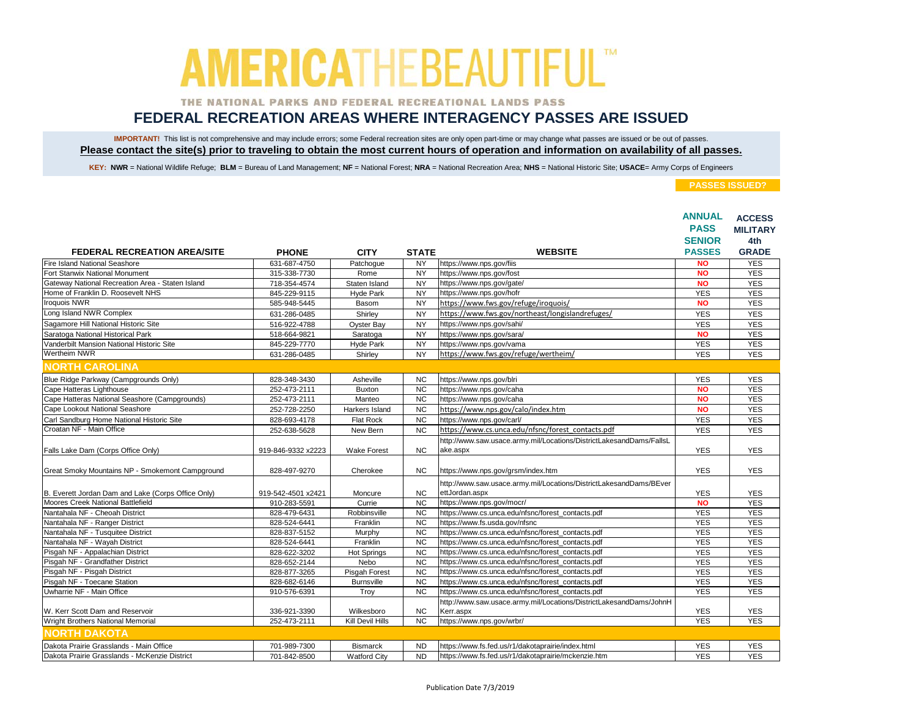# AMERICA THE BEAUTIFUL™

THE NATIONAL PARKS AND FEDERAL RECREATIONAL LANDS PASS

## FEDERAL RECREATION AREAS WHERE INTERAGENCY PASSES ARE ISSUED

**IMPORTANT!** This list is not comprehensive and may include errors; some Federal recreation sites are only open part-time or may change what passes are issued or be out of passes.
**Please contact the site(s) prior to traveling to obtain the most current hours of operation and information on availability of all passes.**

**KEY: NWR** = National Wildlife Refuge; **BLM** = Bureau of Land Management; **NF** = National Forest; **NRA** = National Recreation Area; **NHS** = National Historic Site; **USACE**= Army Corps of Engineers

| FEDERAL RECREATION AREA/SITE | PHONE | CITY | STATE | WEBSITE | PASSES ISSUED? ANNUAL PASS SENIOR PASSES | ACCESS MILITARY 4th GRADE |
|---|---|---|---|---|---|---|
| Fire Island National Seashore | 631-687-4750 | Patchogue | NY | https://www.nps.gov/fiis | NO | YES |
| Fort Stanwix National Monument | 315-338-7730 | Rome | NY | https://www.nps.gov/fost | NO | YES |
| Gateway National Recreation Area - Staten Island | 718-354-4574 | Staten Island | NY | https://www.nps.gov/gate/ | NO | YES |
| Home of Franklin D. Roosevelt NHS | 845-229-9115 | Hyde Park | NY | https://www.nps.gov/hofr | YES | YES |
| Iroquois NWR | 585-948-5445 | Basom | NY | https://www.fws.gov/refuge/iroquois/ | NO | YES |
| Long Island NWR Complex | 631-286-0485 | Shirley | NY | https://www.fws.gov/northeast/longislandrefuges/ | YES | YES |
| Sagamore Hill National Historic Site | 516-922-4788 | Oyster Bay | NY | https://www.nps.gov/sahi/ | YES | YES |
| Saratoga National Historical Park | 518-664-9821 | Saratoga | NY | https://www.nps.gov/sara/ | NO | YES |
| Vanderbilt Mansion National Historic Site | 845-229-7770 | Hyde Park | NY | https://www.nps.gov/vama | YES | YES |
| Wertheim NWR | 631-286-0485 | Shirley | NY | https://www.fws.gov/refuge/wertheim/ | YES | YES |
| **NORTH CAROLINA** | | | | | | |
| Blue Ridge Parkway (Campgrounds Only) | 828-348-3430 | Asheville | NC | https://www.nps.gov/blri | YES | YES |
| Cape Hatteras Lighthouse | 252-473-2111 | Buxton | NC | https://www.nps.gov/caha | NO | YES |
| Cape Hatteras National Seashore (Campgrounds) | 252-473-2111 | Manteo | NC | https://www.nps.gov/caha | NO | YES |
| Cape Lookout National Seashore | 252-728-2250 | Harkers Island | NC | https://www.nps.gov/calo/index.htm | NO | YES |
| Carl Sandburg Home National Historic Site | 828-693-4178 | Flat Rock | NC | https://www.nps.gov/carl/ | YES | YES |
| Croatan NF - Main Office | 252-638-5628 | New Bern | NC | https://www.cs.unca.edu/nfsnc/forest_contacts.pdf | YES | YES |
| Falls Lake Dam (Corps Office Only) | 919-846-9332 x2223 | Wake Forest | NC | http://www.saw.usace.army.mil/Locations/DistrictLakesandDams/FallsLake.aspx | YES | YES |
| Great Smoky Mountains NP - Smokemont Campground | 828-497-9270 | Cherokee | NC | https://www.nps.gov/grsm/index.htm | YES | YES |
| B. Everett Jordan Dam and Lake (Corps Office Only) | 919-542-4501 x2421 | Moncure | NC | http://www.saw.usace.army.mil/Locations/DistrictLakesandDams/BEverettJordan.aspx | YES | YES |
| Moores Creek National Battlefield | 910-283-5591 | Currie | NC | https://www.nps.gov/mocr/ | NO | YES |
| Nantahala NF - Cheoah District | 828-479-6431 | Robbinsville | NC | https://www.cs.unca.edu/nfsnc/forest_contacts.pdf | YES | YES |
| Nantahala NF - Ranger District | 828-524-6441 | Franklin | NC | https://www.fs.usda.gov/nfsnc | YES | YES |
| Nantahala NF - Tusquitee District | 828-837-5152 | Murphy | NC | https://www.cs.unca.edu/nfsnc/forest_contacts.pdf | YES | YES |
| Nantahala NF - Wayah District | 828-524-6441 | Franklin | NC | https://www.cs.unca.edu/nfsnc/forest_contacts.pdf | YES | YES |
| Pisgah NF - Appalachian District | 828-622-3202 | Hot Springs | NC | https://www.cs.unca.edu/nfsnc/forest_contacts.pdf | YES | YES |
| Pisgah NF - Grandfather District | 828-652-2144 | Nebo | NC | https://www.cs.unca.edu/nfsnc/forest_contacts.pdf | YES | YES |
| Pisgah NF - Pisgah District | 828-877-3265 | Pisgah Forest | NC | https://www.cs.unca.edu/nfsnc/forest_contacts.pdf | YES | YES |
| Pisgah NF - Toecane Station | 828-682-6146 | Burnsville | NC | https://www.cs.unca.edu/nfsnc/forest_contacts.pdf | YES | YES |
| Uwharrie NF - Main Office | 910-576-6391 | Troy | NC | https://www.cs.unca.edu/nfsnc/forest_contacts.pdf | YES | YES |
| W. Kerr Scott Dam and Reservoir | 336-921-3390 | Wilkesboro | NC | http://www.saw.usace.army.mil/Locations/DistrictLakesandDams/JohnHKerr.aspx | YES | YES |
| Wright Brothers National Memorial | 252-473-2111 | Kill Devil Hills | NC | https://www.nps.gov/wrbr/ | YES | YES |
| **NORTH DAKOTA** | | | | | | |
| Dakota Prairie Grasslands - Main Office | 701-989-7300 | Bismarck | ND | https://www.fs.fed.us/r1/dakotaprairie/index.html | YES | YES |
| Dakota Prairie Grasslands - McKenzie District | 701-842-8500 | Watford City | ND | https://www.fs.fed.us/r1/dakotaprairie/mckenzie.htm | YES | YES |

Publication Date 7/3/2019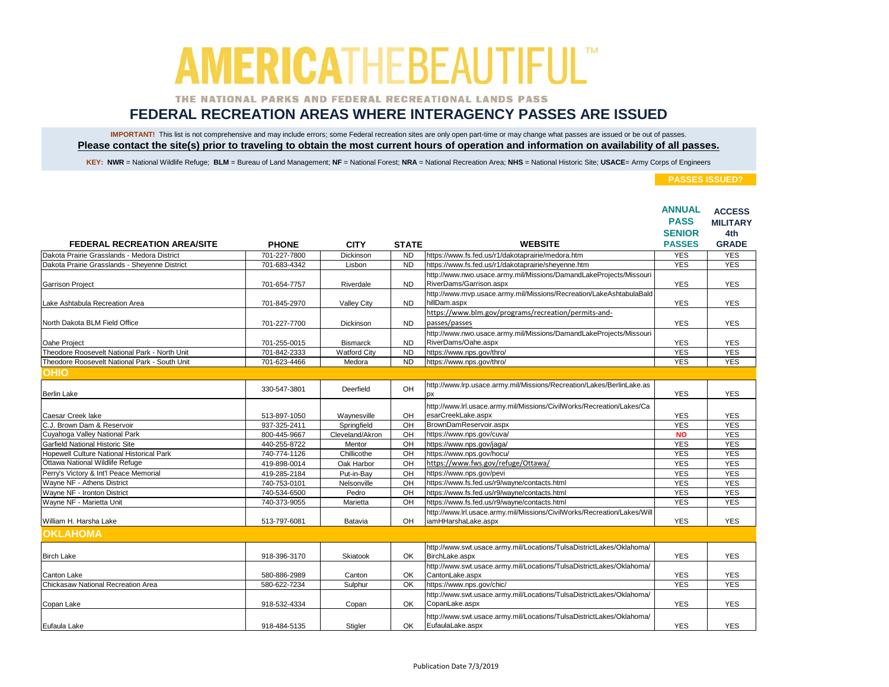# AMERICATHEBEAUTIFUL™

THE NATIONAL PARKS AND FEDERAL RECREATIONAL LANDS PASS

## FEDERAL RECREATION AREAS WHERE INTERAGENCY PASSES ARE ISSUED

**IMPORTANT!** This list is not comprehensive and may include errors; some Federal recreation sites are only open part-time or may change what passes are issued or be out of passes.

**Please contact the site(s) prior to traveling to obtain the most current hours of operation and information on availability of all passes.**

**KEY: NWR** = National Wildlife Refuge; **BLM** = Bureau of Land Management; **NF** = National Forest; **NRA** = National Recreation Area; **NHS** = National Historic Site; **USACE**= Army Corps of Engineers

| FEDERAL RECREATION AREA/SITE | PHONE | CITY | STATE | WEBSITE | PASSES ISSUED? ANNUAL PASS SENIOR PASSES | ACCESS MILITARY 4th GRADE |
|---|---|---|---|---|---|---|
| Dakota Prairie Grasslands - Medora District | 701-227-7800 | Dickinson | ND | https://www.fs.fed.us/r1/dakotaprairie/medora.htm | YES | YES |
| Dakota Prairie Grasslands - Sheyenne District | 701-683-4342 | Lisbon | ND | https://www.fs.fed.us/r1/dakotaprairie/sheyenne.htm | YES | YES |
| Garrison Project | 701-654-7757 | Riverdale | ND | http://www.nwo.usace.army.mil/Missions/DamandLakeProjects/MissouriRiverDams/Garrison.aspx | YES | YES |
| Lake Ashtabula Recreation Area | 701-845-2970 | Valley City | ND | http://www.mvp.usace.army.mil/Missions/Recreation/LakeAshtabulaBaldhillDam.aspx | YES | YES |
| North Dakota BLM Field Office | 701-227-7700 | Dickinson | ND | https://www.blm.gov/programs/recreation/permits-and-passes/passes | YES | YES |
| Oahe Project | 701-255-0015 | Bismarck | ND | http://www.nwo.usace.army.mil/Missions/DamandLakeProjects/MissouriRiverDams/Oahe.aspx | YES | YES |
| Theodore Roosevelt National Park - North Unit | 701-842-2333 | Watford City | ND | https://www.nps.gov/thro/ | YES | YES |
| Theodore Roosevelt National Park - South Unit | 701-623-4466 | Medora | ND | https://www.nps.gov/thro/ | YES | YES |
| **OHIO** | | | | | | |
| Berlin Lake | 330-547-3801 | Deerfield | OH | http://www.lrp.usace.army.mil/Missions/Recreation/Lakes/BerlinLake.aspx | YES | YES |
| Caesar Creek lake | 513-897-1050 | Waynesville | OH | http://www.lrl.usace.army.mil/Missions/CivilWorks/Recreation/Lakes/CaesarCreekLake.aspx | YES | YES |
| C.J. Brown Dam & Reservoir | 937-325-2411 | Springfield | OH | BrownDamReservoir.aspx | YES | YES |
| Cuyahoga Valley National Park | 800-445-9667 | Cleveland/Akron | OH | https://www.nps.gov/cuva/ | NO | YES |
| Garfield National Historic Site | 440-255-8722 | Mentor | OH | https://www.nps.gov/jaga/ | YES | YES |
| Hopewell Culture National Historical Park | 740-774-1126 | Chillicothe | OH | https://www.nps.gov/hocu/ | YES | YES |
| Ottawa National Wildlife Refuge | 419-898-0014 | Oak Harbor | OH | https://www.fws.gov/refuge/Ottawa/ | YES | YES |
| Perry's Victory & Int'l Peace Memorial | 419-285-2184 | Put-in-Bay | OH | https://www.nps.gov/pevi | YES | YES |
| Wayne NF - Athens District | 740-753-0101 | Nelsonville | OH | https://www.fs.fed.us/r9/wayne/contacts.html | YES | YES |
| Wayne NF - Ironton District | 740-534-6500 | Pedro | OH | https://www.fs.fed.us/r9/wayne/contacts.html | YES | YES |
| Wayne NF - Marietta Unit | 740-373-9055 | Marietta | OH | https://www.fs.fed.us/r9/wayne/contacts.html | YES | YES |
| William H. Harsha Lake | 513-797-6081 | Batavia | OH | http://www.lrl.usace.army.mil/Missions/CivilWorks/Recreation/Lakes/WilliamHHarshaLake.aspx | YES | YES |
| **OKLAHOMA** | | | | | | |
| Birch Lake | 918-396-3170 | Skiatook | OK | http://www.swt.usace.army.mil/Locations/TulsaDistrictLakes/Oklahoma/BirchLake.aspx | YES | YES |
| Canton Lake | 580-886-2989 | Canton | OK | http://www.swt.usace.army.mil/Locations/TulsaDistrictLakes/Oklahoma/CantonLake.aspx | YES | YES |
| Chickasaw National Recreation Area | 580-622-7234 | Sulphur | OK | https://www.nps.gov/chic/ | YES | YES |
| Copan Lake | 918-532-4334 | Copan | OK | http://www.swt.usace.army.mil/Locations/TulsaDistrictLakes/Oklahoma/CopanLake.aspx | YES | YES |
| Eufaula Lake | 918-484-5135 | Stigler | OK | http://www.swt.usace.army.mil/Locations/TulsaDistrictLakes/Oklahoma/EufaulaLake.aspx | YES | YES |

Publication Date 7/3/2019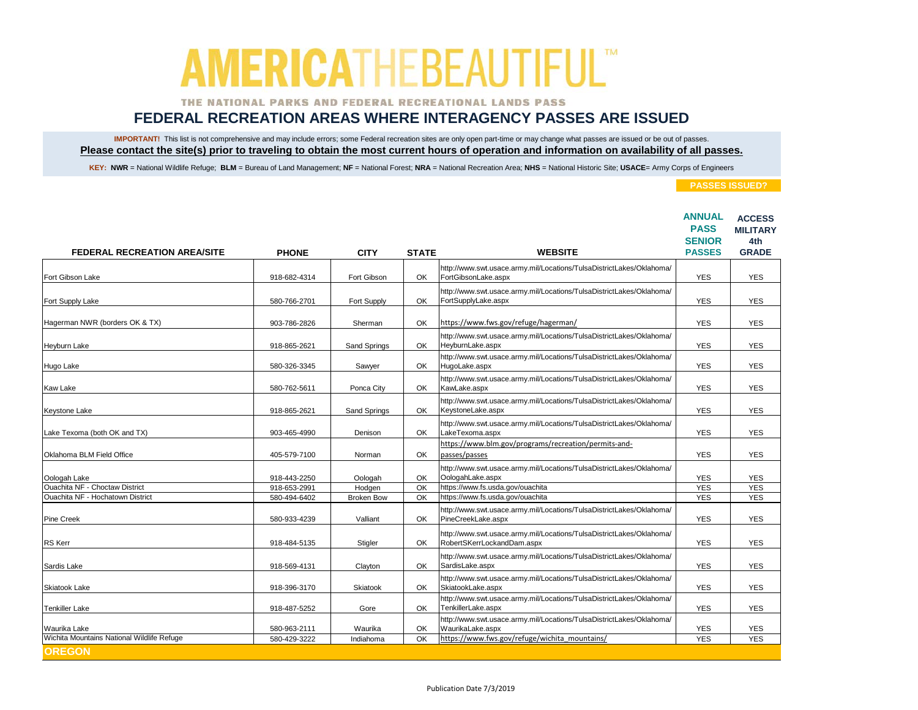# AMERICA THE BEAUTIFUL™

THE NATIONAL PARKS AND FEDERAL RECREATIONAL LANDS PASS

## FEDERAL RECREATION AREAS WHERE INTERAGENCY PASSES ARE ISSUED

**IMPORTANT!** This list is not comprehensive and may include errors; some Federal recreation sites are only open part-time or may change what passes are issued or be out of passes.

**Please contact the site(s) prior to traveling to obtain the most current hours of operation and information on availability of all passes.**

**KEY: NWR** = National Wildlife Refuge; **BLM** = Bureau of Land Management; **NF** = National Forest; **NRA** = National Recreation Area; **NHS** = National Historic Site; **USACE**= Army Corps of Engineers

| FEDERAL RECREATION AREA/SITE | PHONE | CITY | STATE | WEBSITE | PASSES ISSUED? ANNUAL PASS SENIOR PASSES | ACCESS MILITARY 4th GRADE |
|---|---|---|---|---|---|---|
| Fort Gibson Lake | 918-682-4314 | Fort Gibson | OK | http://www.swt.usace.army.mil/Locations/TulsaDistrictLakes/Oklahoma/FortGibsonLake.aspx | YES | YES |
| Fort Supply Lake | 580-766-2701 | Fort Supply | OK | http://www.swt.usace.army.mil/Locations/TulsaDistrictLakes/Oklahoma/FortSupplyLake.aspx | YES | YES |
| Hagerman NWR (borders OK & TX) | 903-786-2826 | Sherman | OK | https://www.fws.gov/refuge/hagerman/ | YES | YES |
| Heyburn Lake | 918-865-2621 | Sand Springs | OK | http://www.swt.usace.army.mil/Locations/TulsaDistrictLakes/Oklahoma/HeyburnLake.aspx | YES | YES |
| Hugo Lake | 580-326-3345 | Sawyer | OK | http://www.swt.usace.army.mil/Locations/TulsaDistrictLakes/Oklahoma/HugoLake.aspx | YES | YES |
| Kaw Lake | 580-762-5611 | Ponca City | OK | http://www.swt.usace.army.mil/Locations/TulsaDistrictLakes/Oklahoma/KawLake.aspx | YES | YES |
| Keystone Lake | 918-865-2621 | Sand Springs | OK | http://www.swt.usace.army.mil/Locations/TulsaDistrictLakes/Oklahoma/KeystoneLake.aspx | YES | YES |
| Lake Texoma (both OK and TX) | 903-465-4990 | Denison | OK | http://www.swt.usace.army.mil/Locations/TulsaDistrictLakes/Oklahoma/LakeTexoma.aspx | YES | YES |
| Oklahoma BLM Field Office | 405-579-7100 | Norman | OK | https://www.blm.gov/programs/recreation/permits-and-passes/passes | YES | YES |
| Oologah Lake | 918-443-2250 | Oologah | OK | http://www.swt.usace.army.mil/Locations/TulsaDistrictLakes/Oklahoma/OologahLake.aspx | YES | YES |
| Ouachita NF - Choctaw District | 918-653-2991 | Hodgen | OK | https://www.fs.usda.gov/ouachita | YES | YES |
| Ouachita NF - Hochatown District | 580-494-6402 | Broken Bow | OK | https://www.fs.usda.gov/ouachita | YES | YES |
| Pine Creek | 580-933-4239 | Valliant | OK | http://www.swt.usace.army.mil/Locations/TulsaDistrictLakes/Oklahoma/PineCreekLake.aspx | YES | YES |
| RS Kerr | 918-484-5135 | Stigler | OK | http://www.swt.usace.army.mil/Locations/TulsaDistrictLakes/Oklahoma/RobertSKerrLockandDam.aspx | YES | YES |
| Sardis Lake | 918-569-4131 | Clayton | OK | http://www.swt.usace.army.mil/Locations/TulsaDistrictLakes/Oklahoma/SardisLake.aspx | YES | YES |
| Skiatook Lake | 918-396-3170 | Skiatook | OK | http://www.swt.usace.army.mil/Locations/TulsaDistrictLakes/Oklahoma/SkiatookLake.aspx | YES | YES |
| Tenkiller Lake | 918-487-5252 | Gore | OK | http://www.swt.usace.army.mil/Locations/TulsaDistrictLakes/Oklahoma/TenkillerLake.aspx | YES | YES |
| Waurika Lake | 580-963-2111 | Waurika | OK | http://www.swt.usace.army.mil/Locations/TulsaDistrictLakes/Oklahoma/WaurikaLake.aspx | YES | YES |
| Wichita Mountains National Wildlife Refuge | 580-429-3222 | Indiahoma | OK | https://www.fws.gov/refuge/wichita_mountains/ | YES | YES |

## OREGON

Publication Date 7/3/2019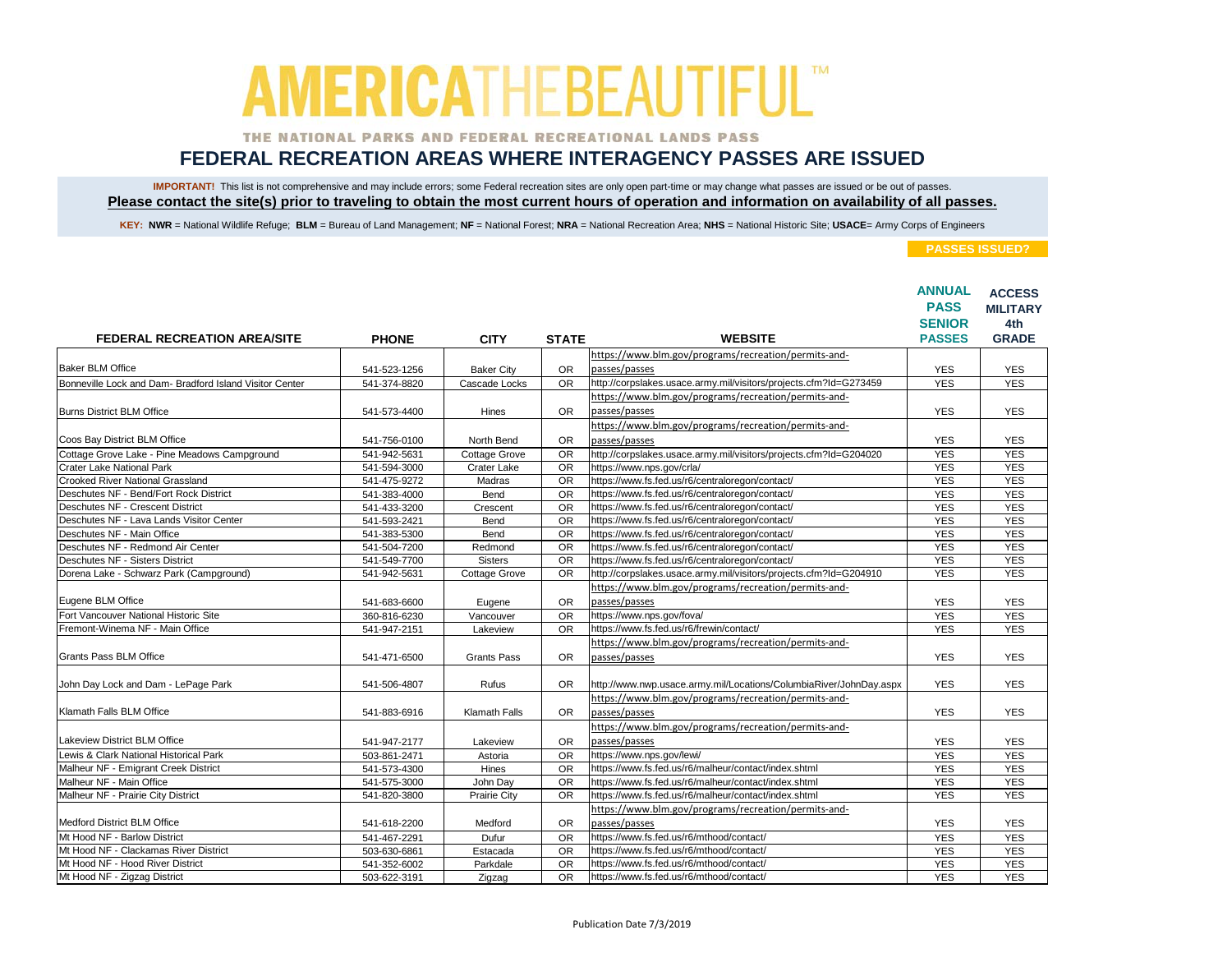# AMERICA THE BEAUTIFUL™

THE NATIONAL PARKS AND FEDERAL RECREATIONAL LANDS PASS

## FEDERAL RECREATION AREAS WHERE INTERAGENCY PASSES ARE ISSUED

**IMPORTANT!** This list is not comprehensive and may include errors; some Federal recreation sites are only open part-time or may change what passes are issued or be out of passes.

**Please contact the site(s) prior to traveling to obtain the most current hours of operation and information on availability of all passes.**

**KEY: NWR** = National Wildlife Refuge; **BLM** = Bureau of Land Management; **NF** = National Forest; **NRA** = National Recreation Area; **NHS** = National Historic Site; **USACE**= Army Corps of Engineers

| FEDERAL RECREATION AREA/SITE | PHONE | CITY | STATE | WEBSITE | PASSES ISSUED? ANNUAL PASS SENIOR PASSES | ACCESS MILITARY 4th GRADE |
|---|---|---|---|---|---|---|
| Baker BLM Office | 541-523-1256 | Baker City | OR | https://www.blm.gov/programs/recreation/permits-and-passes/passes | YES | YES |
| Bonneville Lock and Dam- Bradford Island Visitor Center | 541-374-8820 | Cascade Locks | OR | http://corpslakes.usace.army.mil/visitors/projects.cfm?Id=G273459 | YES | YES |
| Burns District BLM Office | 541-573-4400 | Hines | OR | https://www.blm.gov/programs/recreation/permits-and-passes/passes | YES | YES |
| Coos Bay District BLM Office | 541-756-0100 | North Bend | OR | https://www.blm.gov/programs/recreation/permits-and-passes/passes | YES | YES |
| Cottage Grove Lake - Pine Meadows Campground | 541-942-5631 | Cottage Grove | OR | http://corpslakes.usace.army.mil/visitors/projects.cfm?Id=G204020 | YES | YES |
| Crater Lake National Park | 541-594-3000 | Crater Lake | OR | https://www.nps.gov/crla/ | YES | YES |
| Crooked River National Grassland | 541-475-9272 | Madras | OR | https://www.fs.fed.us/r6/centraloregon/contact/ | YES | YES |
| Deschutes NF - Bend/Fort Rock District | 541-383-4000 | Bend | OR | https://www.fs.fed.us/r6/centraloregon/contact/ | YES | YES |
| Deschutes NF - Crescent District | 541-433-3200 | Crescent | OR | https://www.fs.fed.us/r6/centraloregon/contact/ | YES | YES |
| Deschutes NF - Lava Lands Visitor Center | 541-593-2421 | Bend | OR | https://www.fs.fed.us/r6/centraloregon/contact/ | YES | YES |
| Deschutes NF - Main Office | 541-383-5300 | Bend | OR | https://www.fs.fed.us/r6/centraloregon/contact/ | YES | YES |
| Deschutes NF - Redmond Air Center | 541-504-7200 | Redmond | OR | https://www.fs.fed.us/r6/centraloregon/contact/ | YES | YES |
| Deschutes NF - Sisters District | 541-549-7700 | Sisters | OR | https://www.fs.fed.us/r6/centraloregon/contact/ | YES | YES |
| Dorena Lake - Schwarz Park (Campground) | 541-942-5631 | Cottage Grove | OR | http://corpslakes.usace.army.mil/visitors/projects.cfm?Id=G204910 | YES | YES |
| Eugene BLM Office | 541-683-6600 | Eugene | OR | https://www.blm.gov/programs/recreation/permits-and-passes/passes | YES | YES |
| Fort Vancouver National Historic Site | 360-816-6230 | Vancouver | OR | https://www.nps.gov/fova/ | YES | YES |
| Fremont-Winema NF - Main Office | 541-947-2151 | Lakeview | OR | https://www.fs.fed.us/r6/frewin/contact/ | YES | YES |
| Grants Pass BLM Office | 541-471-6500 | Grants Pass | OR | https://www.blm.gov/programs/recreation/permits-and-passes/passes | YES | YES |
| John Day Lock and Dam - LePage Park | 541-506-4807 | Rufus | OR | http://www.nwp.usace.army.mil/Locations/ColumbiaRiver/JohnDay.aspx | YES | YES |
| Klamath Falls BLM Office | 541-883-6916 | Klamath Falls | OR | https://www.blm.gov/programs/recreation/permits-and-passes/passes | YES | YES |
| Lakeview District BLM Office | 541-947-2177 | Lakeview | OR | https://www.blm.gov/programs/recreation/permits-and-passes/passes | YES | YES |
| Lewis & Clark National Historical Park | 503-861-2471 | Astoria | OR | https://www.nps.gov/lewi/ | YES | YES |
| Malheur NF - Emigrant Creek District | 541-573-4300 | Hines | OR | https://www.fs.fed.us/r6/malheur/contact/index.shtml | YES | YES |
| Malheur NF - Main Office | 541-575-3000 | John Day | OR | https://www.fs.fed.us/r6/malheur/contact/index.shtml | YES | YES |
| Malheur NF - Prairie City District | 541-820-3800 | Prairie City | OR | https://www.fs.fed.us/r6/malheur/contact/index.shtml | YES | YES |
| Medford District BLM Office | 541-618-2200 | Medford | OR | https://www.blm.gov/programs/recreation/permits-and-passes/passes | YES | YES |
| Mt Hood NF - Barlow District | 541-467-2291 | Dufur | OR | https://www.fs.fed.us/r6/mthood/contact/ | YES | YES |
| Mt Hood NF - Clackamas River District | 503-630-6861 | Estacada | OR | https://www.fs.fed.us/r6/mthood/contact/ | YES | YES |
| Mt Hood NF - Hood River District | 541-352-6002 | Parkdale | OR | https://www.fs.fed.us/r6/mthood/contact/ | YES | YES |
| Mt Hood NF - Zigzag District | 503-622-3191 | Zigzag | OR | https://www.fs.fed.us/r6/mthood/contact/ | YES | YES |

Publication Date 7/3/2019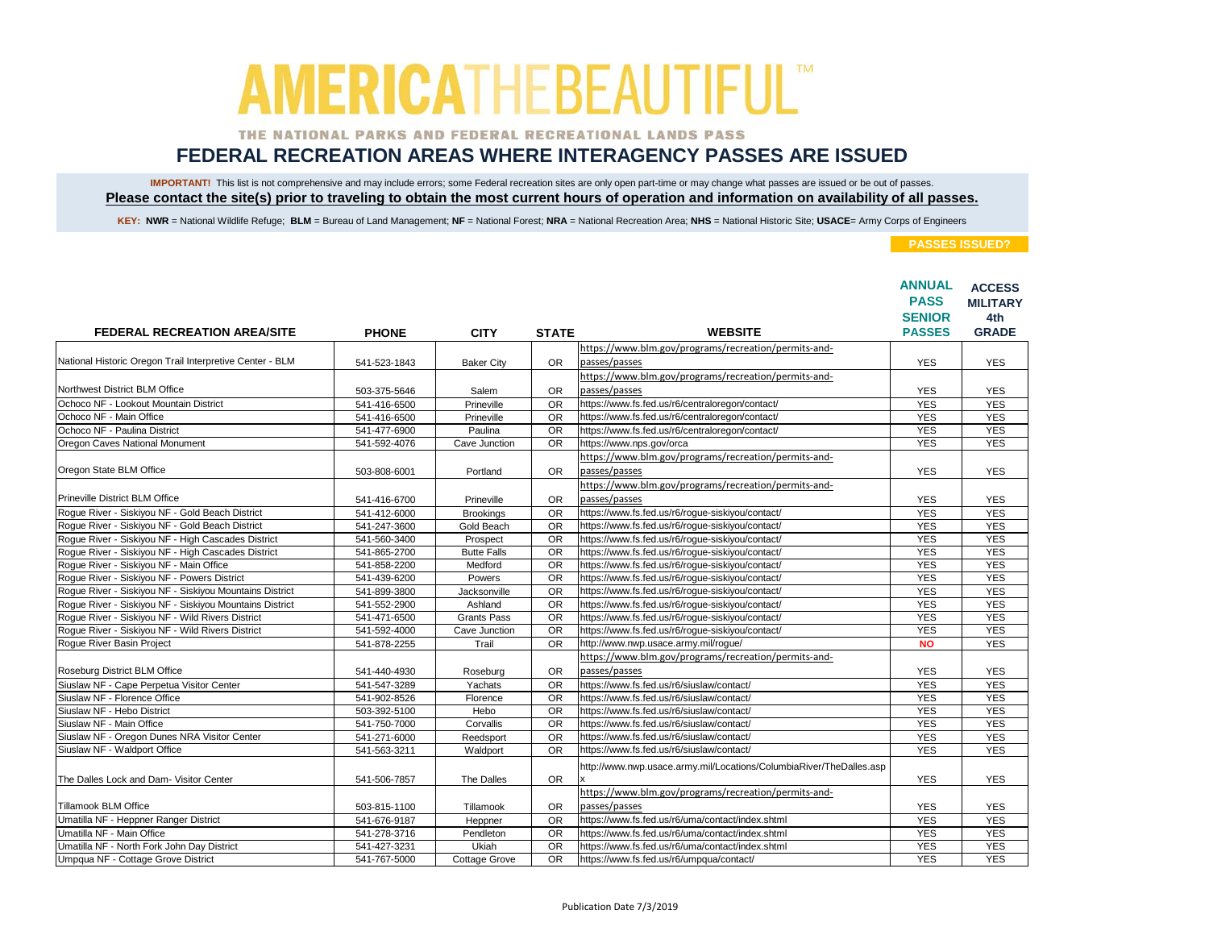# AMERICA THE BEAUTIFUL™

THE NATIONAL PARKS AND FEDERAL RECREATIONAL LANDS PASS

## FEDERAL RECREATION AREAS WHERE INTERAGENCY PASSES ARE ISSUED

**IMPORTANT!** This list is not comprehensive and may include errors; some Federal recreation sites are only open part-time or may change what passes are issued or be out of passes.

**Please contact the site(s) prior to traveling to obtain the most current hours of operation and information on availability of all passes.**

**KEY: NWR** = National Wildlife Refuge; **BLM** = Bureau of Land Management; **NF** = National Forest; **NRA** = National Recreation Area; **NHS** = National Historic Site; **USACE**= Army Corps of Engineers

| FEDERAL RECREATION AREA/SITE | PHONE | CITY | STATE | WEBSITE | PASSES ISSUED? ANNUAL PASS SENIOR PASSES | ACCESS MILITARY 4th GRADE |
|---|---|---|---|---|---|---|
| National Historic Oregon Trail Interpretive Center - BLM | 541-523-1843 | Baker City | OR | https://www.blm.gov/programs/recreation/permits-and-passes/passes | YES | YES |
| Northwest District BLM Office | 503-375-5646 | Salem | OR | https://www.blm.gov/programs/recreation/permits-and-passes/passes | YES | YES |
| Ochoco NF - Lookout Mountain District | 541-416-6500 | Prineville | OR | https://www.fs.fed.us/r6/centraloregon/contact/ | YES | YES |
| Ochoco NF - Main Office | 541-416-6500 | Prineville | OR | https://www.fs.fed.us/r6/centraloregon/contact/ | YES | YES |
| Ochoco NF - Paulina District | 541-477-6900 | Paulina | OR | https://www.fs.fed.us/r6/centraloregon/contact/ | YES | YES |
| Oregon Caves National Monument | 541-592-4076 | Cave Junction | OR | https://www.nps.gov/orca | YES | YES |
| Oregon State BLM Office | 503-808-6001 | Portland | OR | https://www.blm.gov/programs/recreation/permits-and-passes/passes | YES | YES |
| Prineville District BLM Office | 541-416-6700 | Prineville | OR | https://www.blm.gov/programs/recreation/permits-and-passes/passes | YES | YES |
| Rogue River - Siskiyou NF - Gold Beach District | 541-412-6000 | Brookings | OR | https://www.fs.fed.us/r6/rogue-siskiyou/contact/ | YES | YES |
| Rogue River - Siskiyou NF - Gold Beach District | 541-247-3600 | Gold Beach | OR | https://www.fs.fed.us/r6/rogue-siskiyou/contact/ | YES | YES |
| Rogue River - Siskiyou NF - High Cascades District | 541-560-3400 | Prospect | OR | https://www.fs.fed.us/r6/rogue-siskiyou/contact/ | YES | YES |
| Rogue River - Siskiyou NF - High Cascades District | 541-865-2700 | Butte Falls | OR | https://www.fs.fed.us/r6/rogue-siskiyou/contact/ | YES | YES |
| Rogue River - Siskiyou NF - Main Office | 541-858-2200 | Medford | OR | https://www.fs.fed.us/r6/rogue-siskiyou/contact/ | YES | YES |
| Rogue River - Siskiyou NF - Powers District | 541-439-6200 | Powers | OR | https://www.fs.fed.us/r6/rogue-siskiyou/contact/ | YES | YES |
| Rogue River - Siskiyou NF - Siskiyou Mountains District | 541-899-3800 | Jacksonville | OR | https://www.fs.fed.us/r6/rogue-siskiyou/contact/ | YES | YES |
| Rogue River - Siskiyou NF - Siskiyou Mountains District | 541-552-2900 | Ashland | OR | https://www.fs.fed.us/r6/rogue-siskiyou/contact/ | YES | YES |
| Rogue River - Siskiyou NF - Wild Rivers District | 541-471-6500 | Grants Pass | OR | https://www.fs.fed.us/r6/rogue-siskiyou/contact/ | YES | YES |
| Rogue River - Siskiyou NF - Wild Rivers District | 541-592-4000 | Cave Junction | OR | https://www.fs.fed.us/r6/rogue-siskiyou/contact/ | YES | YES |
| Rogue River Basin Project | 541-878-2255 | Trail | OR | http://www.nwp.usace.army.mil/rogue/ | NO | YES |
| Roseburg District BLM Office | 541-440-4930 | Roseburg | OR | https://www.blm.gov/programs/recreation/permits-and-passes/passes | YES | YES |
| Siuslaw NF - Cape Perpetua Visitor Center | 541-547-3289 | Yachats | OR | https://www.fs.fed.us/r6/siuslaw/contact/ | YES | YES |
| Siuslaw NF - Florence Office | 541-902-8526 | Florence | OR | https://www.fs.fed.us/r6/siuslaw/contact/ | YES | YES |
| Siuslaw NF - Hebo District | 503-392-5100 | Hebo | OR | https://www.fs.fed.us/r6/siuslaw/contact/ | YES | YES |
| Siuslaw NF - Main Office | 541-750-7000 | Corvallis | OR | https://www.fs.fed.us/r6/siuslaw/contact/ | YES | YES |
| Siuslaw NF - Oregon Dunes NRA Visitor Center | 541-271-6000 | Reedsport | OR | https://www.fs.fed.us/r6/siuslaw/contact/ | YES | YES |
| Siuslaw NF - Waldport Office | 541-563-3211 | Waldport | OR | https://www.fs.fed.us/r6/siuslaw/contact/ | YES | YES |
| The Dalles Lock and Dam- Visitor Center | 541-506-7857 | The Dalles | OR | http://www.nwp.usace.army.mil/Locations/ColumbiaRiver/TheDalles.aspx | YES | YES |
| Tillamook BLM Office | 503-815-1100 | Tillamook | OR | https://www.blm.gov/programs/recreation/permits-and-passes/passes | YES | YES |
| Umatilla NF - Heppner Ranger District | 541-676-9187 | Heppner | OR | https://www.fs.fed.us/r6/uma/contact/index.shtml | YES | YES |
| Umatilla NF - Main Office | 541-278-3716 | Pendleton | OR | https://www.fs.fed.us/r6/uma/contact/index.shtml | YES | YES |
| Umatilla NF - North Fork John Day District | 541-427-3231 | Ukiah | OR | https://www.fs.fed.us/r6/uma/contact/index.shtml | YES | YES |
| Umpqua NF - Cottage Grove District | 541-767-5000 | Cottage Grove | OR | https://www.fs.fed.us/r6/umpqua/contact/ | YES | YES |

Publication Date 7/3/2019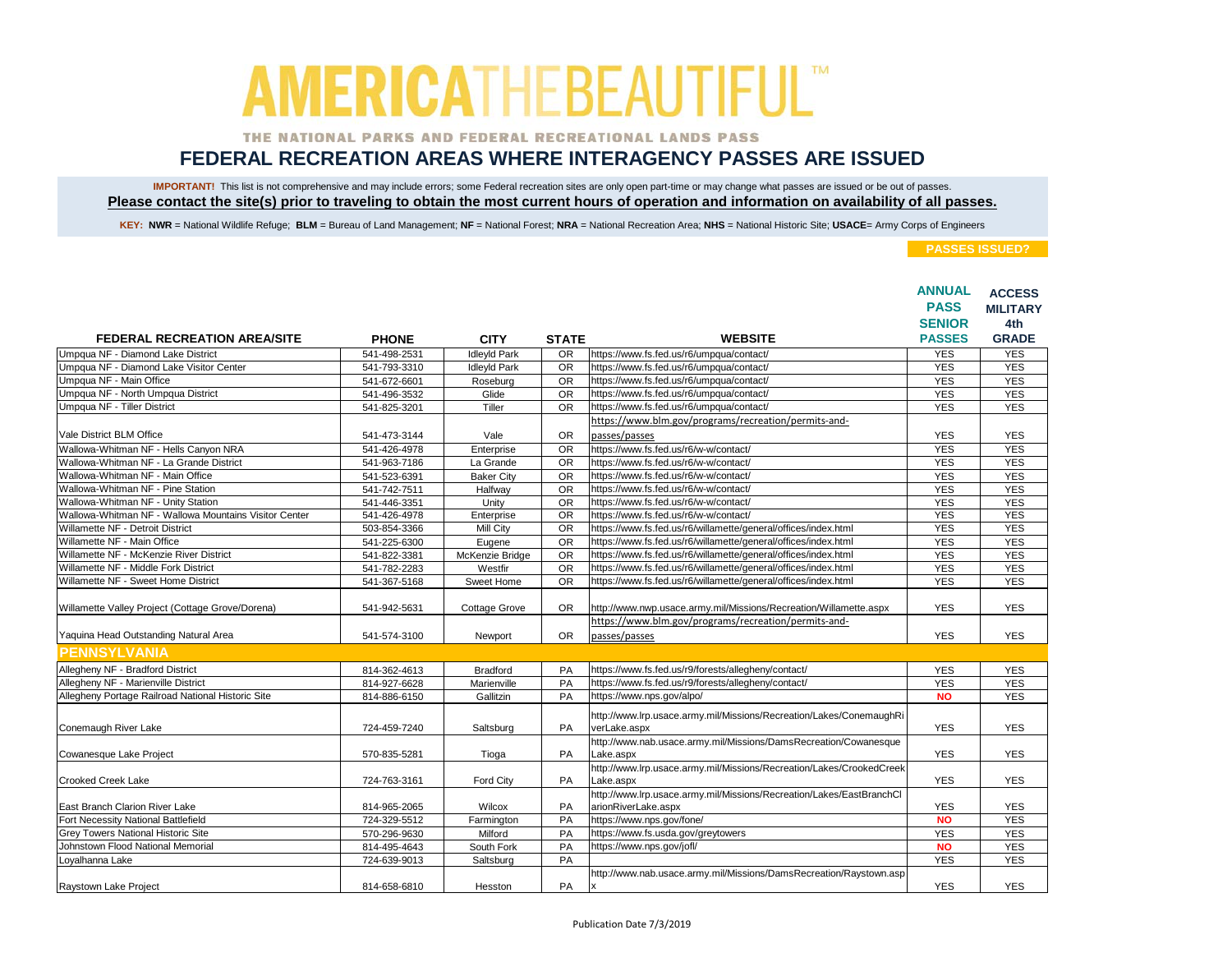# AMERICA THE BEAUTIFUL™

THE NATIONAL PARKS AND FEDERAL RECREATIONAL LANDS PASS

## FEDERAL RECREATION AREAS WHERE INTERAGENCY PASSES ARE ISSUED

**IMPORTANT!** This list is not comprehensive and may include errors; some Federal recreation sites are only open part-time or may change what passes are issued or be out of passes.

**Please contact the site(s) prior to traveling to obtain the most current hours of operation and information on availability of all passes.**

**KEY: NWR** = National Wildlife Refuge; **BLM** = Bureau of Land Management; **NF** = National Forest; **NRA** = National Recreation Area; **NHS** = National Historic Site; **USACE**= Army Corps of Engineers

| FEDERAL RECREATION AREA/SITE | PHONE | CITY | STATE | WEBSITE | PASSES ISSUED? ANNUAL PASS SENIOR PASSES | ACCESS MILITARY 4th GRADE |
|---|---|---|---|---|---|---|
| Umpqua NF - Diamond Lake District | 541-498-2531 | Idleyld Park | OR | https://www.fs.fed.us/r6/umpqua/contact/ | YES | YES |
| Umpqua NF - Diamond Lake Visitor Center | 541-793-3310 | Idleyld Park | OR | https://www.fs.fed.us/r6/umpqua/contact/ | YES | YES |
| Umpqua NF - Main Office | 541-672-6601 | Roseburg | OR | https://www.fs.fed.us/r6/umpqua/contact/ | YES | YES |
| Umpqua NF - North Umpqua District | 541-496-3532 | Glide | OR | https://www.fs.fed.us/r6/umpqua/contact/ | YES | YES |
| Umpqua NF - Tiller District | 541-825-3201 | Tiller | OR | https://www.fs.fed.us/r6/umpqua/contact/ | YES | YES |
| Vale District BLM Office | 541-473-3144 | Vale | OR | https://www.blm.gov/programs/recreation/permits-and-passes/passes | YES | YES |
| Wallowa-Whitman NF - Hells Canyon NRA | 541-426-4978 | Enterprise | OR | https://www.fs.fed.us/r6/w-w/contact/ | YES | YES |
| Wallowa-Whitman NF - La Grande District | 541-963-7186 | La Grande | OR | https://www.fs.fed.us/r6/w-w/contact/ | YES | YES |
| Wallowa-Whitman NF - Main Office | 541-523-6391 | Baker City | OR | https://www.fs.fed.us/r6/w-w/contact/ | YES | YES |
| Wallowa-Whitman NF - Pine Station | 541-742-7511 | Halfway | OR | https://www.fs.fed.us/r6/w-w/contact/ | YES | YES |
| Wallowa-Whitman NF - Unity Station | 541-446-3351 | Unity | OR | https://www.fs.fed.us/r6/w-w/contact/ | YES | YES |
| Wallowa-Whitman NF - Wallowa Mountains Visitor Center | 541-426-4978 | Enterprise | OR | https://www.fs.fed.us/r6/w-w/contact/ | YES | YES |
| Willamette NF - Detroit District | 503-854-3366 | Mill City | OR | https://www.fs.fed.us/r6/willamette/general/offices/index.html | YES | YES |
| Willamette NF - Main Office | 541-225-6300 | Eugene | OR | https://www.fs.fed.us/r6/willamette/general/offices/index.html | YES | YES |
| Willamette NF - McKenzie River District | 541-822-3381 | McKenzie Bridge | OR | https://www.fs.fed.us/r6/willamette/general/offices/index.html | YES | YES |
| Willamette NF - Middle Fork District | 541-782-2283 | Westfir | OR | https://www.fs.fed.us/r6/willamette/general/offices/index.html | YES | YES |
| Willamette NF - Sweet Home District | 541-367-5168 | Sweet Home | OR | https://www.fs.fed.us/r6/willamette/general/offices/index.html | YES | YES |
| Willamette Valley Project (Cottage Grove/Dorena) | 541-942-5631 | Cottage Grove | OR | http://www.nwp.usace.army.mil/Missions/Recreation/Willamette.aspx | YES | YES |
| Yaquina Head Outstanding Natural Area | 541-574-3100 | Newport | OR | https://www.blm.gov/programs/recreation/permits-and-passes/passes | YES | YES |
| **PENNSYLVANIA** | | | | | | |
| Allegheny NF - Bradford District | 814-362-4613 | Bradford | PA | https://www.fs.fed.us/r9/forests/allegheny/contact/ | YES | YES |
| Allegheny NF - Marienville District | 814-927-6628 | Marienville | PA | https://www.fs.fed.us/r9/forests/allegheny/contact/ | YES | YES |
| Allegheny Portage Railroad National Historic Site | 814-886-6150 | Gallitzin | PA | https://www.nps.gov/alpo/ | NO | YES |
| Conemaugh River Lake | 724-459-7240 | Saltsburg | PA | http://www.lrp.usace.army.mil/Missions/Recreation/Lakes/ConemaughRiverLake.aspx | YES | YES |
| Cowanesque Lake Project | 570-835-5281 | Tioga | PA | http://www.nab.usace.army.mil/Missions/DamsRecreation/CowanesqueLake.aspx | YES | YES |
| Crooked Creek Lake | 724-763-3161 | Ford City | PA | http://www.lrp.usace.army.mil/Missions/Recreation/Lakes/CrookedCreekLake.aspx | YES | YES |
| East Branch Clarion River Lake | 814-965-2065 | Wilcox | PA | http://www.lrp.usace.army.mil/Missions/Recreation/Lakes/EastBranchClarionRiverLake.aspx | YES | YES |
| Fort Necessity National Battlefield | 724-329-5512 | Farmington | PA | https://www.nps.gov/fone/ | NO | YES |
| Grey Towers National Historic Site | 570-296-9630 | Milford | PA | https://www.fs.usda.gov/greytowers | YES | YES |
| Johnstown Flood National Memorial | 814-495-4643 | South Fork | PA | https://www.nps.gov/jofl/ | NO | YES |
| Loyalhanna Lake | 724-639-9013 | Saltsburg | PA | | YES | YES |
| Raystown Lake Project | 814-658-6810 | Hesston | PA | http://www.nab.usace.army.mil/Missions/DamsRecreation/Raystown.aspx | YES | YES |

Publication Date 7/3/2019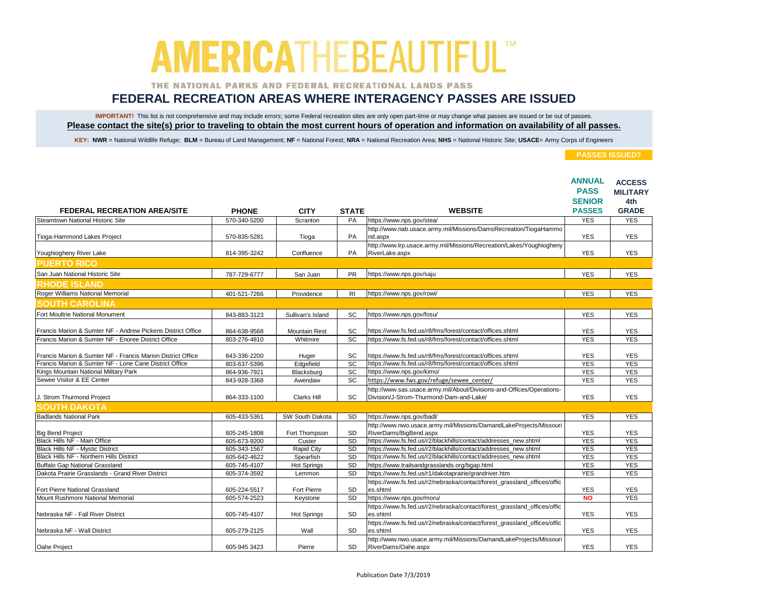# AMERICA THE BEAUTIFUL™

THE NATIONAL PARKS AND FEDERAL RECREATIONAL LANDS PASS

## FEDERAL RECREATION AREAS WHERE INTERAGENCY PASSES ARE ISSUED

**IMPORTANT!** This list is not comprehensive and may include errors; some Federal recreation sites are only open part-time or may change what passes are issued or be out of passes.

**Please contact the site(s) prior to traveling to obtain the most current hours of operation and information on availability of all passes.**

**KEY: NWR** = National Wildlife Refuge; **BLM** = Bureau of Land Management; **NF** = National Forest; **NRA** = National Recreation Area; **NHS** = National Historic Site; **USACE**= Army Corps of Engineers

| FEDERAL RECREATION AREA/SITE | PHONE | CITY | STATE | WEBSITE | PASSES ISSUED? ANNUAL PASS SENIOR PASSES | ACCESS MILITARY 4th GRADE |
|---|---|---|---|---|---|---|
| Steamtown National Historic Site | 570-340-5200 | Scranton | PA | https://www.nps.gov/stea/ | YES | YES |
| Tioga-Hammond Lakes Project | 570-835-5281 | Tioga | PA | http://www.nab.usace.army.mil/Missions/DamsRecreation/TiogaHammond.aspx | YES | YES |
| Youghiogheny River Lake | 814-395-3242 | Confluence | PA | http://www.lrp.usace.army.mil/Missions/Recreation/Lakes/YoughioghenyRiverLake.aspx | YES | YES |
| **PUERTO RICO** | | | | | | |
| San Juan National Historic Site | 787-729-6777 | San Juan | PR | https://www.nps.gov/saju | YES | YES |
| **RHODE ISLAND** | | | | | | |
| Roger Williams National Memorial | 401-521-7266 | Providence | RI | https://www.nps.gov/rowi/ | YES | YES |
| **SOUTH CAROLINA** | | | | | | |
| Fort Moultrie National Monument | 843-883-3123 | Sullivan's Island | SC | https://www.nps.gov/fosu/ | YES | YES |
| Francis Marion & Sumter NF - Andrew Pickens District Office | 864-638-9568 | Mountain Rest | SC | https://www.fs.fed.us/r8/fms/forest/contact/offices.shtml | YES | YES |
| Francis Marion & Sumter NF - Enoree District Office | 803-276-4810 | Whitmire | SC | https://www.fs.fed.us/r8/fms/forest/contact/offices.shtml | YES | YES |
| Francis Marion & Sumter NF - Francis Marion District Office | 843-336-2200 | Huger | SC | https://www.fs.fed.us/r8/fms/forest/contact/offices.shtml | YES | YES |
| Francis Marion & Sumter NF - Lone Cane District Office | 803-637-5396 | Edgefield | SC | https://www.fs.fed.us/r8/fms/forest/contact/offices.shtml | YES | YES |
| Kings Mountain National Military Park | 864-936-7921 | Blacksburg | SC | https://www.nps.gov/kimo/ | YES | YES |
| Sewee Visitor & EE Center | 843-928-3368 | Awendaw | SC | https://www.fws.gov/refuge/sewee_center/ | YES | YES |
| J. Strom Thurmond Project | 864-333-1100 | Clarks Hill | SC | http://www.sas.usace.army.mil/About/Divisions-and-Offices/Operations-Division/J-Strom-Thurmond-Dam-and-Lake/ | YES | YES |
| **SOUTH DAKOTA** | | | | | | |
| Badlands National Park | 605-433-5361 | SW South Dakota | SD | https://www.nps.gov/badl/ | YES | YES |
| Big Bend Project | 605-245-1808 | Fort Thompson | SD | http://www.nwo.usace.army.mil/Missions/DamandLakeProjects/MissouriRiverDams/BigBend.aspx | YES | YES |
| Black Hills NF - Main Office | 605-673-9200 | Custer | SD | https://www.fs.fed.us/r2/blackhills/contact/addresses_new.shtml | YES | YES |
| Black Hills NF - Mystic District | 605-343-1567 | Rapid City | SD | https://www.fs.fed.us/r2/blackhills/contact/addresses_new.shtml | YES | YES |
| Black Hills NF - Northern Hills District | 605-642-4622 | Spearfish | SD | https://www.fs.fed.us/r2/blackhills/contact/addresses_new.shtml | YES | YES |
| Buffalo Gap National Grassland | 605-745-4107 | Hot Springs | SD | https://www.trailsandgrasslands.org/bgap.html | YES | YES |
| Dakota Prairie Grasslands - Grand River District | 605-374-3592 | Lemmon | SD | https://www.fs.fed.us/r1/dakotaprairie/grandriver.htm | YES | YES |
| Fort Pierre National Grassland | 605-224-5517 | Fort Pierre | SD | https://www.fs.fed.us/r2/nebraska/contact/forest_grassland_offices/offices.shtml | YES | YES |
| Mount Rushmore National Memorial | 605-574-2523 | Keystone | SD | https://www.nps.gov/moru/ | NO | YES |
| Nebraska NF - Fall River District | 605-745-4107 | Hot Springs | SD | https://www.fs.fed.us/r2/nebraska/contact/forest_grassland_offices/offices.shtml | YES | YES |
| Nebraska NF - Wall District | 605-279-2125 | Wall | SD | https://www.fs.fed.us/r2/nebraska/contact/forest_grassland_offices/offices.shtml | YES | YES |
| Oahe Project | 605-945 3423 | Pierre | SD | http://www.nwo.usace.army.mil/Missions/DamandLakeProjects/MissouriRiverDams/Oahe.aspx | YES | YES |

Publication Date 7/3/2019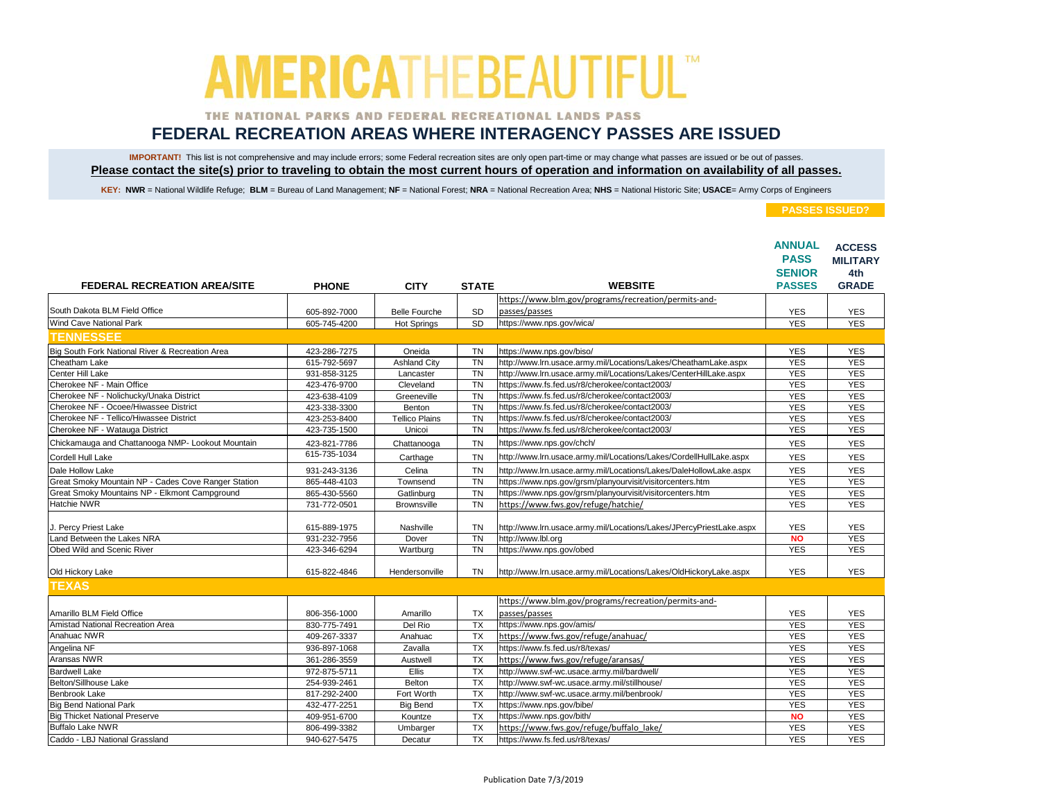# AMERICA THE BEAUTIFUL™

THE NATIONAL PARKS AND FEDERAL RECREATIONAL LANDS PASS

## FEDERAL RECREATION AREAS WHERE INTERAGENCY PASSES ARE ISSUED

**IMPORTANT!** This list is not comprehensive and may include errors; some Federal recreation sites are only open part-time or may change what passes are issued or be out of passes.

**Please contact the site(s) prior to traveling to obtain the most current hours of operation and information on availability of all passes.**

**KEY: NWR** = National Wildlife Refuge; **BLM** = Bureau of Land Management; **NF** = National Forest; **NRA** = National Recreation Area; **NHS** = National Historic Site; **USACE**= Army Corps of Engineers

| FEDERAL RECREATION AREA/SITE | PHONE | CITY | STATE | WEBSITE | PASSES ISSUED? ANNUAL PASS SENIOR PASSES | ACCESS MILITARY 4th GRADE |
|---|---|---|---|---|---|---|
| South Dakota BLM Field Office | 605-892-7000 | Belle Fourche | SD | https://www.blm.gov/programs/recreation/permits-and-passes/passes | YES | YES |
| Wind Cave National Park | 605-745-4200 | Hot Springs | SD | https://www.nps.gov/wica/ | YES | YES |
| **TENNESSEE** | | | | | | |
| Big South Fork National River & Recreation Area | 423-286-7275 | Oneida | TN | https://www.nps.gov/biso/ | YES | YES |
| Cheatham Lake | 615-792-5697 | Ashland City | TN | http://www.lrn.usace.army.mil/Locations/Lakes/CheathamLake.aspx | YES | YES |
| Center Hill Lake | 931-858-3125 | Lancaster | TN | http://www.lrn.usace.army.mil/Locations/Lakes/CenterHillLake.aspx | YES | YES |
| Cherokee NF - Main Office | 423-476-9700 | Cleveland | TN | https://www.fs.fed.us/r8/cherokee/contact2003/ | YES | YES |
| Cherokee NF - Nolichucky/Unaka District | 423-638-4109 | Greeneville | TN | https://www.fs.fed.us/r8/cherokee/contact2003/ | YES | YES |
| Cherokee NF - Ocoee/Hiwassee District | 423-338-3300 | Benton | TN | https://www.fs.fed.us/r8/cherokee/contact2003/ | YES | YES |
| Cherokee NF - Tellico/Hiwassee District | 423-253-8400 | Tellico Plains | TN | https://www.fs.fed.us/r8/cherokee/contact2003/ | YES | YES |
| Cherokee NF - Watauga District | 423-735-1500 | Unicoi | TN | https://www.fs.fed.us/r8/cherokee/contact2003/ | YES | YES |
| Chickamauga and Chattanooga NMP- Lookout Mountain | 423-821-7786 | Chattanooga | TN | https://www.nps.gov/chch/ | YES | YES |
| Cordell Hull Lake | 615-735-1034 | Carthage | TN | http://www.lrn.usace.army.mil/Locations/Lakes/CordellHullLake.aspx | YES | YES |
| Dale Hollow Lake | 931-243-3136 | Celina | TN | http://www.lrn.usace.army.mil/Locations/Lakes/DaleHollowLake.aspx | YES | YES |
| Great Smoky Mountain NP - Cades Cove Ranger Station | 865-448-4103 | Townsend | TN | https://www.nps.gov/grsm/planyourvisit/visitorcenters.htm | YES | YES |
| Great Smoky Mountains NP - Elkmont Campground | 865-430-5560 | Gatlinburg | TN | https://www.nps.gov/grsm/planyourvisit/visitorcenters.htm | YES | YES |
| Hatchie NWR | 731-772-0501 | Brownsville | TN | https://www.fws.gov/refuge/hatchie/ | YES | YES |
| J. Percy Priest Lake | 615-889-1975 | Nashville | TN | http://www.lrn.usace.army.mil/Locations/Lakes/JPercyPriestLake.aspx | YES | YES |
| Land Between the Lakes NRA | 931-232-7956 | Dover | TN | http://www.lbl.org | **NO** | YES |
| Obed Wild and Scenic River | 423-346-6294 | Wartburg | TN | https://www.nps.gov/obed | YES | YES |
| Old Hickory Lake | 615-822-4846 | Hendersonville | TN | http://www.lrn.usace.army.mil/Locations/Lakes/OldHickoryLake.aspx | YES | YES |
| **TEXAS** | | | | | | |
| Amarillo BLM Field Office | 806-356-1000 | Amarillo | TX | https://www.blm.gov/programs/recreation/permits-and-passes/passes | YES | YES |
| Amistad National Recreation Area | 830-775-7491 | Del Rio | TX | https://www.nps.gov/amis/ | YES | YES |
| Anahuac NWR | 409-267-3337 | Anahuac | TX | https://www.fws.gov/refuge/anahuac/ | YES | YES |
| Angelina NF | 936-897-1068 | Zavalla | TX | https://www.fs.fed.us/r8/texas/ | YES | YES |
| Aransas NWR | 361-286-3559 | Austwell | TX | https://www.fws.gov/refuge/aransas/ | YES | YES |
| Bardwell Lake | 972-875-5711 | Ellis | TX | http://www.swf-wc.usace.army.mil/bardwell/ | YES | YES |
| Belton/Sillhouse Lake | 254-939-2461 | Belton | TX | http://www.swf-wc.usace.army.mil/stillhouse/ | YES | YES |
| Benbrook Lake | 817-292-2400 | Fort Worth | TX | http://www.swf-wc.usace.army.mil/benbrook/ | YES | YES |
| Big Bend National Park | 432-477-2251 | Big Bend | TX | https://www.nps.gov/bibe/ | YES | YES |
| Big Thicket National Preserve | 409-951-6700 | Kountze | TX | https://www.nps.gov/bith/ | **NO** | YES |
| Buffalo Lake NWR | 806-499-3382 | Umbarger | TX | https://www.fws.gov/refuge/buffalo_lake/ | YES | YES |
| Caddo - LBJ National Grassland | 940-627-5475 | Decatur | TX | https://www.fs.fed.us/r8/texas/ | YES | YES |

Publication Date 7/3/2019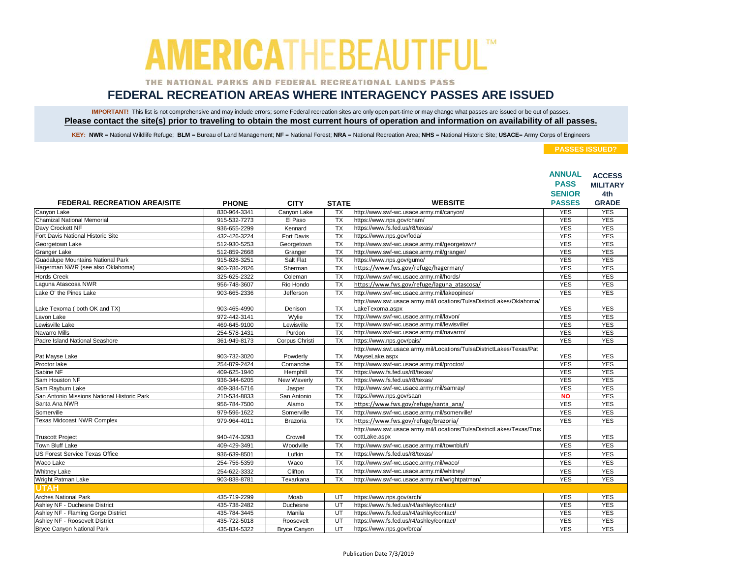# AMERICA THE BEAUTIFUL™

THE NATIONAL PARKS AND FEDERAL RECREATIONAL LANDS PASS

## FEDERAL RECREATION AREAS WHERE INTERAGENCY PASSES ARE ISSUED

**IMPORTANT!** This list is not comprehensive and may include errors; some Federal recreation sites are only open part-time or may change what passes are issued or be out of passes.

**Please contact the site(s) prior to traveling to obtain the most current hours of operation and information on availability of all passes.**

**KEY: NWR** = National Wildlife Refuge; **BLM** = Bureau of Land Management; **NF** = National Forest; **NRA** = National Recreation Area; **NHS** = National Historic Site; **USACE**= Army Corps of Engineers

| FEDERAL RECREATION AREA/SITE | PHONE | CITY | STATE | WEBSITE | PASSES ISSUED? ANNUAL PASS SENIOR PASSES | ACCESS MILITARY 4th GRADE |
|---|---|---|---|---|---|---|
| Canyon Lake | 830-964-3341 | Canyon Lake | TX | http://www.swf-wc.usace.army.mil/canyon/ | YES | YES |
| Chamizal National Memorial | 915-532-7273 | El Paso | TX | https://www.nps.gov/cham/ | YES | YES |
| Davy Crockett NF | 936-655-2299 | Kennard | TX | https://www.fs.fed.us/r8/texas/ | YES | YES |
| Fort Davis National Historic Site | 432-426-3224 | Fort Davis | TX | https://www.nps.gov/foda/ | YES | YES |
| Georgetown Lake | 512-930-5253 | Georgetown | TX | http://www.swf-wc.usace.army.mil/georgetown/ | YES | YES |
| Granger Lake | 512-859-2668 | Granger | TX | http://www.swf-wc.usace.army.mil/granger/ | YES | YES |
| Guadalupe Mountains National Park | 915-828-3251 | Salt Flat | TX | https://www.nps.gov/gumo/ | YES | YES |
| Hagerman NWR (see also Oklahoma) | 903-786-2826 | Sherman | TX | https://www.fws.gov/refuge/hagerman/ | YES | YES |
| Hords Creek | 325-625-2322 | Coleman | TX | http://www.swf-wc.usace.army.mil/hords/ | YES | YES |
| Laguna Atascosa NWR | 956-748-3607 | Rio Hondo | TX | https://www.fws.gov/refuge/laguna_atascosa/ | YES | YES |
| Lake O' the Pines Lake | 903-665-2336 | Jefferson | TX | http://www.swf-wc.usace.army.mil/lakeopines/ | YES | YES |
| Lake Texoma ( both OK and TX) | 903-465-4990 | Denison | TX | http://www.swt.usace.army.mil/Locations/TulsaDistrictLakes/Oklahoma/LakeTexoma.aspx | YES | YES |
| Lavon Lake | 972-442-3141 | Wylie | TX | http://www.swf-wc.usace.army.mil/lavon/ | YES | YES |
| Lewisville Lake | 469-645-9100 | Lewisville | TX | http://www.swf-wc.usace.army.mil/lewisville/ | YES | YES |
| Navarro Mills | 254-578-1431 | Purdon | TX | http://www.swf-wc.usace.army.mil/navarro/ | YES | YES |
| Padre Island National Seashore | 361-949-8173 | Corpus Christi | TX | https://www.nps.gov/pais/ | YES | YES |
| Pat Mayse Lake | 903-732-3020 | Powderly | TX | http://www.swt.usace.army.mil/Locations/TulsaDistrictLakes/Texas/PatMayseLake.aspx | YES | YES |
| Proctor lake | 254-879-2424 | Comanche | TX | http://www.swf-wc.usace.army.mil/proctor/ | YES | YES |
| Sabine NF | 409-625-1940 | Hemphill | TX | https://www.fs.fed.us/r8/texas/ | YES | YES |
| Sam Houston NF | 936-344-6205 | New Waverly | TX | https://www.fs.fed.us/r8/texas/ | YES | YES |
| Sam Rayburn Lake | 409-384-5716 | Jasper | TX | http://www.swf-wc.usace.army.mil/samray/ | YES | YES |
| San Antonio Missions National Historic Park | 210-534-8833 | San Antonio | TX | https://www.nps.gov/saan | NO | YES |
| Santa Ana NWR | 956-784-7500 | Alamo | TX | https://www.fws.gov/refuge/santa_ana/ | YES | YES |
| Somerville | 979-596-1622 | Somerville | TX | http://www.swf-wc.usace.army.mil/somerville/ | YES | YES |
| Texas Midcoast NWR Complex | 979-964-4011 | Brazoria | TX | https://www.fws.gov/refuge/brazoria/ | YES | YES |
| Truscott Project | 940-474-3293 | Crowell | TX | http://www.swt.usace.army.mil/Locations/TulsaDistrictLakes/Texas/TruscottLake.aspx | YES | YES |
| Town Bluff Lake | 409-429-3491 | Woodville | TX | http://www.swf-wc.usace.army.mil/townbluff/ | YES | YES |
| US Forest Service Texas Office | 936-639-8501 | Lufkin | TX | https://www.fs.fed.us/r8/texas/ | YES | YES |
| Waco Lake | 254-756-5359 | Waco | TX | http://www.swf-wc.usace.army.mil/waco/ | YES | YES |
| Whitney Lake | 254-622-3332 | Clifton | TX | http://www.swf-wc.usace.army.mil/whitney/ | YES | YES |
| Wright Patman Lake | 903-838-8781 | Texarkana | TX | http://www.swf-wc.usace.army.mil/wrightpatman/ | YES | YES |
| **UTAH** | | | | | | |
| Arches National Park | 435-719-2299 | Moab | UT | https://www.nps.gov/arch/ | YES | YES |
| Ashley NF - Duchesne District | 435-738-2482 | Duchesne | UT | https://www.fs.fed.us/r4/ashley/contact/ | YES | YES |
| Ashley NF - Flaming Gorge District | 435-784-3445 | Manila | UT | https://www.fs.fed.us/r4/ashley/contact/ | YES | YES |
| Ashley NF - Roosevelt District | 435-722-5018 | Roosevelt | UT | https://www.fs.fed.us/r4/ashley/contact/ | YES | YES |
| Bryce Canyon National Park | 435-834-5322 | Bryce Canyon | UT | https://www.nps.gov/brca/ | YES | YES |

Publication Date 7/3/2019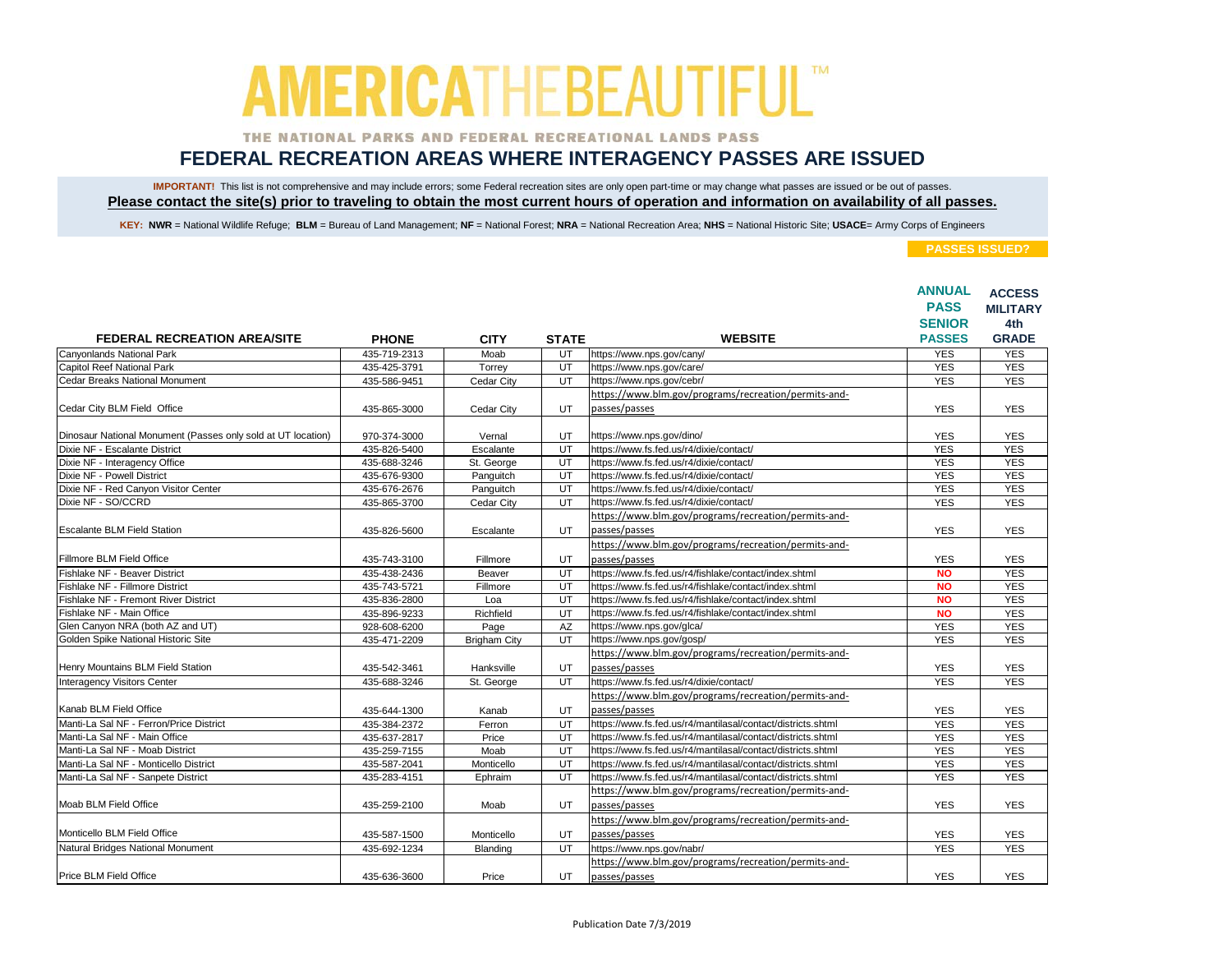# AMERICA THE BEAUTIFUL™

THE NATIONAL PARKS AND FEDERAL RECREATIONAL LANDS PASS

## FEDERAL RECREATION AREAS WHERE INTERAGENCY PASSES ARE ISSUED

**IMPORTANT!** This list is not comprehensive and may include errors; some Federal recreation sites are only open part-time or may change what passes are issued or be out of passes.

**Please contact the site(s) prior to traveling to obtain the most current hours of operation and information on availability of all passes.**

**KEY: NWR** = National Wildlife Refuge; **BLM** = Bureau of Land Management; **NF** = National Forest; **NRA** = National Recreation Area; **NHS** = National Historic Site; **USACE**= Army Corps of Engineers

| FEDERAL RECREATION AREA/SITE | PHONE | CITY | STATE | WEBSITE | PASSES ISSUED? ANNUAL PASS SENIOR PASSES | ACCESS MILITARY 4th GRADE |
|---|---|---|---|---|---|---|
| Canyonlands National Park | 435-719-2313 | Moab | UT | https://www.nps.gov/cany/ | YES | YES |
| Capitol Reef National Park | 435-425-3791 | Torrey | UT | https://www.nps.gov/care/ | YES | YES |
| Cedar Breaks National Monument | 435-586-9451 | Cedar City | UT | https://www.nps.gov/cebr/ | YES | YES |
| Cedar City BLM Field Office | 435-865-3000 | Cedar City | UT | https://www.blm.gov/programs/recreation/permits-and-passes/passes | YES | YES |
| Dinosaur National Monument (Passes only sold at UT location) | 970-374-3000 | Vernal | UT | https://www.nps.gov/dino/ | YES | YES |
| Dixie NF - Escalante District | 435-826-5400 | Escalante | UT | https://www.fs.fed.us/r4/dixie/contact/ | YES | YES |
| Dixie NF - Interagency Office | 435-688-3246 | St. George | UT | https://www.fs.fed.us/r4/dixie/contact/ | YES | YES |
| Dixie NF - Powell District | 435-676-9300 | Panguitch | UT | https://www.fs.fed.us/r4/dixie/contact/ | YES | YES |
| Dixie NF - Red Canyon Visitor Center | 435-676-2676 | Panguitch | UT | https://www.fs.fed.us/r4/dixie/contact/ | YES | YES |
| Dixie NF - SO/CCRD | 435-865-3700 | Cedar City | UT | https://www.fs.fed.us/r4/dixie/contact/ | YES | YES |
| Escalante BLM Field Station | 435-826-5600 | Escalante | UT | https://www.blm.gov/programs/recreation/permits-and-passes/passes | YES | YES |
| Fillmore BLM Field Office | 435-743-3100 | Fillmore | UT | https://www.blm.gov/programs/recreation/permits-and-passes/passes | YES | YES |
| Fishlake NF - Beaver District | 435-438-2436 | Beaver | UT | https://www.fs.fed.us/r4/fishlake/contact/index.shtml | NO | YES |
| Fishlake NF - Fillmore District | 435-743-5721 | Fillmore | UT | https://www.fs.fed.us/r4/fishlake/contact/index.shtml | NO | YES |
| Fishlake NF - Fremont River District | 435-836-2800 | Loa | UT | https://www.fs.fed.us/r4/fishlake/contact/index.shtml | NO | YES |
| Fishlake NF - Main Office | 435-896-9233 | Richfield | UT | https://www.fs.fed.us/r4/fishlake/contact/index.shtml | NO | YES |
| Glen Canyon NRA (both AZ and UT) | 928-608-6200 | Page | AZ | https://www.nps.gov/glca/ | YES | YES |
| Golden Spike National Historic Site | 435-471-2209 | Brigham City | UT | https://www.nps.gov/gosp/ | YES | YES |
| Henry Mountains BLM Field Station | 435-542-3461 | Hanksville | UT | https://www.blm.gov/programs/recreation/permits-and-passes/passes | YES | YES |
| Interagency Visitors Center | 435-688-3246 | St. George | UT | https://www.fs.fed.us/r4/dixie/contact/ | YES | YES |
| Kanab BLM Field Office | 435-644-1300 | Kanab | UT | https://www.blm.gov/programs/recreation/permits-and-passes/passes | YES | YES |
| Manti-La Sal NF - Ferron/Price District | 435-384-2372 | Ferron | UT | https://www.fs.fed.us/r4/mantilasal/contact/districts.shtml | YES | YES |
| Manti-La Sal NF - Main Office | 435-637-2817 | Price | UT | https://www.fs.fed.us/r4/mantilasal/contact/districts.shtml | YES | YES |
| Manti-La Sal NF - Moab District | 435-259-7155 | Moab | UT | https://www.fs.fed.us/r4/mantilasal/contact/districts.shtml | YES | YES |
| Manti-La Sal NF - Monticello District | 435-587-2041 | Monticello | UT | https://www.fs.fed.us/r4/mantilasal/contact/districts.shtml | YES | YES |
| Manti-La Sal NF - Sanpete District | 435-283-4151 | Ephraim | UT | https://www.fs.fed.us/r4/mantilasal/contact/districts.shtml | YES | YES |
| Moab BLM Field Office | 435-259-2100 | Moab | UT | https://www.blm.gov/programs/recreation/permits-and-passes/passes | YES | YES |
| Monticello BLM Field Office | 435-587-1500 | Monticello | UT | https://www.blm.gov/programs/recreation/permits-and-passes/passes | YES | YES |
| Natural Bridges National Monument | 435-692-1234 | Blanding | UT | https://www.nps.gov/nabr/ | YES | YES |
| Price BLM Field Office | 435-636-3600 | Price | UT | https://www.blm.gov/programs/recreation/permits-and-passes/passes | YES | YES |

Publication Date 7/3/2019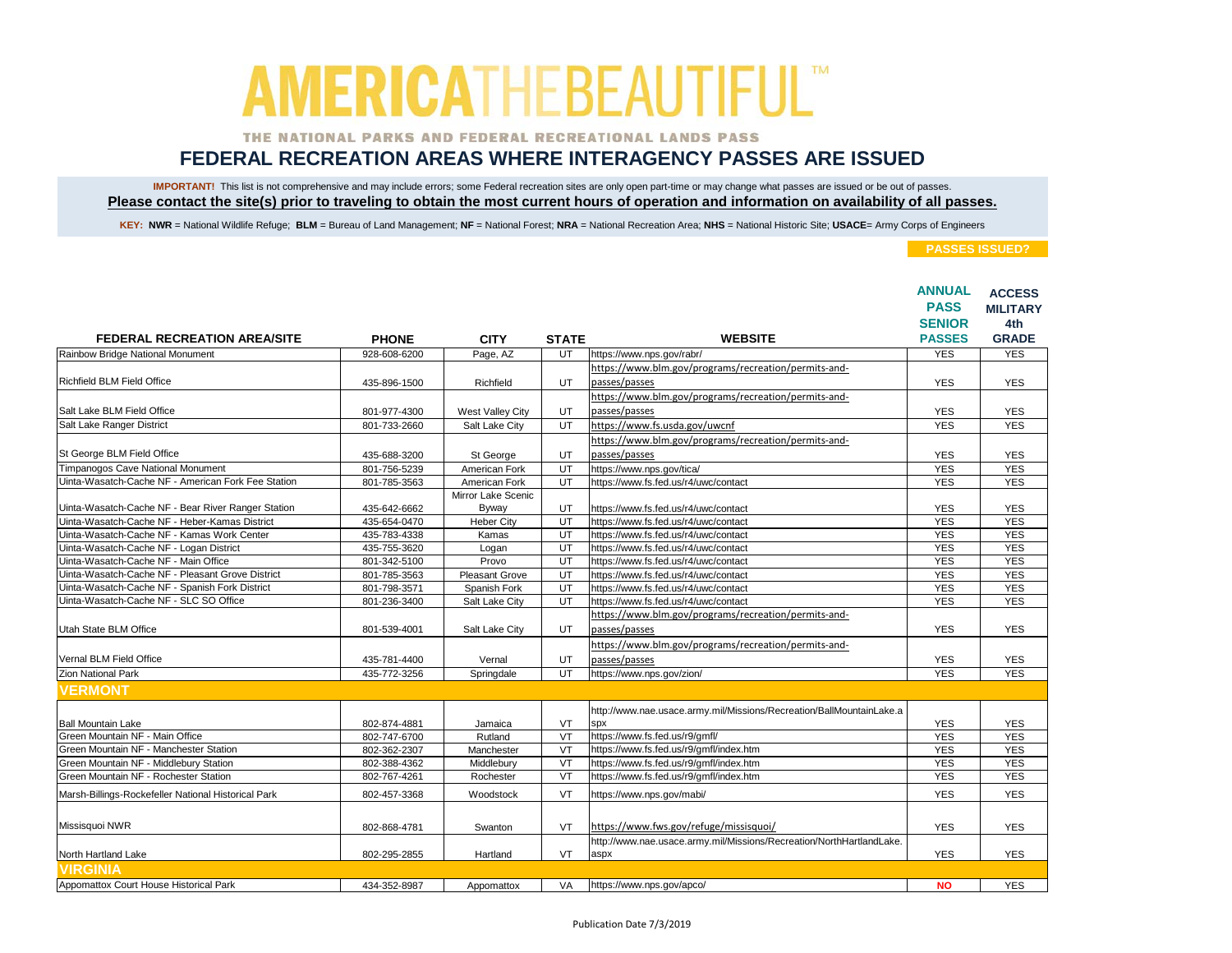# AMERICATHEBEAUTIFUL™

THE NATIONAL PARKS AND FEDERAL RECREATIONAL LANDS PASS

## FEDERAL RECREATION AREAS WHERE INTERAGENCY PASSES ARE ISSUED

**IMPORTANT!** This list is not comprehensive and may include errors; some Federal recreation sites are only open part-time or may change what passes are issued or be out of passes.

**Please contact the site(s) prior to traveling to obtain the most current hours of operation and information on availability of all passes.**

**KEY: NWR** = National Wildlife Refuge; **BLM** = Bureau of Land Management; **NF** = National Forest; **NRA** = National Recreation Area; **NHS** = National Historic Site; **USACE**= Army Corps of Engineers

| FEDERAL RECREATION AREA/SITE | PHONE | CITY | STATE | WEBSITE | PASSES ISSUED? ANNUAL PASS SENIOR PASSES | ACCESS MILITARY 4th GRADE |
|---|---|---|---|---|---|---|
| Rainbow Bridge National Monument | 928-608-6200 | Page, AZ | UT | https://www.nps.gov/rabr/ | YES | YES |
| Richfield BLM Field Office | 435-896-1500 | Richfield | UT | https://www.blm.gov/programs/recreation/permits-and-passes/passes | YES | YES |
| Salt Lake BLM Field Office | 801-977-4300 | West Valley City | UT | https://www.blm.gov/programs/recreation/permits-and-passes/passes | YES | YES |
| Salt Lake Ranger District | 801-733-2660 | Salt Lake City | UT | https://www.fs.usda.gov/uwcnf | YES | YES |
| St George BLM Field Office | 435-688-3200 | St George | UT | https://www.blm.gov/programs/recreation/permits-and-passes/passes | YES | YES |
| Timpanogos Cave National Monument | 801-756-5239 | American Fork | UT | https://www.nps.gov/tica/ | YES | YES |
| Uinta-Wasatch-Cache NF - American Fork Fee Station | 801-785-3563 | American Fork | UT | https://www.fs.fed.us/r4/uwc/contact | YES | YES |
| Uinta-Wasatch-Cache NF - Bear River Ranger Station | 435-642-6662 | Mirror Lake Scenic Byway | UT | https://www.fs.fed.us/r4/uwc/contact | YES | YES |
| Uinta-Wasatch-Cache NF - Heber-Kamas District | 435-654-0470 | Heber City | UT | https://www.fs.fed.us/r4/uwc/contact | YES | YES |
| Uinta-Wasatch-Cache NF - Kamas Work Center | 435-783-4338 | Kamas | UT | https://www.fs.fed.us/r4/uwc/contact | YES | YES |
| Uinta-Wasatch-Cache NF - Logan District | 435-755-3620 | Logan | UT | https://www.fs.fed.us/r4/uwc/contact | YES | YES |
| Uinta-Wasatch-Cache NF - Main Office | 801-342-5100 | Provo | UT | https://www.fs.fed.us/r4/uwc/contact | YES | YES |
| Uinta-Wasatch-Cache NF - Pleasant Grove District | 801-785-3563 | Pleasant Grove | UT | https://www.fs.fed.us/r4/uwc/contact | YES | YES |
| Uinta-Wasatch-Cache NF - Spanish Fork District | 801-798-3571 | Spanish Fork | UT | https://www.fs.fed.us/r4/uwc/contact | YES | YES |
| Uinta-Wasatch-Cache NF - SLC SO Office | 801-236-3400 | Salt Lake City | UT | https://www.fs.fed.us/r4/uwc/contact | YES | YES |
| Utah State BLM Office | 801-539-4001 | Salt Lake City | UT | https://www.blm.gov/programs/recreation/permits-and-passes/passes | YES | YES |
| Vernal BLM Field Office | 435-781-4400 | Vernal | UT | https://www.blm.gov/programs/recreation/permits-and-passes/passes | YES | YES |
| Zion National Park | 435-772-3256 | Springdale | UT | https://www.nps.gov/zion/ | YES | YES |
| **VERMONT** | | | | | | |
| Ball Mountain Lake | 802-874-4881 | Jamaica | VT | http://www.nae.usace.army.mil/Missions/Recreation/BallMountainLake.aspx | YES | YES |
| Green Mountain NF - Main Office | 802-747-6700 | Rutland | VT | https://www.fs.fed.us/r9/gmfl/ | YES | YES |
| Green Mountain NF - Manchester Station | 802-362-2307 | Manchester | VT | https://www.fs.fed.us/r9/gmfl/index.htm | YES | YES |
| Green Mountain NF - Middlebury Station | 802-388-4362 | Middlebury | VT | https://www.fs.fed.us/r9/gmfl/index.htm | YES | YES |
| Green Mountain NF - Rochester Station | 802-767-4261 | Rochester | VT | https://www.fs.fed.us/r9/gmfl/index.htm | YES | YES |
| Marsh-Billings-Rockefeller National Historical Park | 802-457-3368 | Woodstock | VT | https://www.nps.gov/mabi/ | YES | YES |
| Missisquoi NWR | 802-868-4781 | Swanton | VT | https://www.fws.gov/refuge/missisquoi/ | YES | YES |
| North Hartland Lake | 802-295-2855 | Hartland | VT | http://www.nae.usace.army.mil/Missions/Recreation/NorthHartlandLake.aspx | YES | YES |
| **VIRGINIA** | | | | | | |
| Appomattox Court House Historical Park | 434-352-8987 | Appomattox | VA | https://www.nps.gov/apco/ | NO | YES |

Publication Date 7/3/2019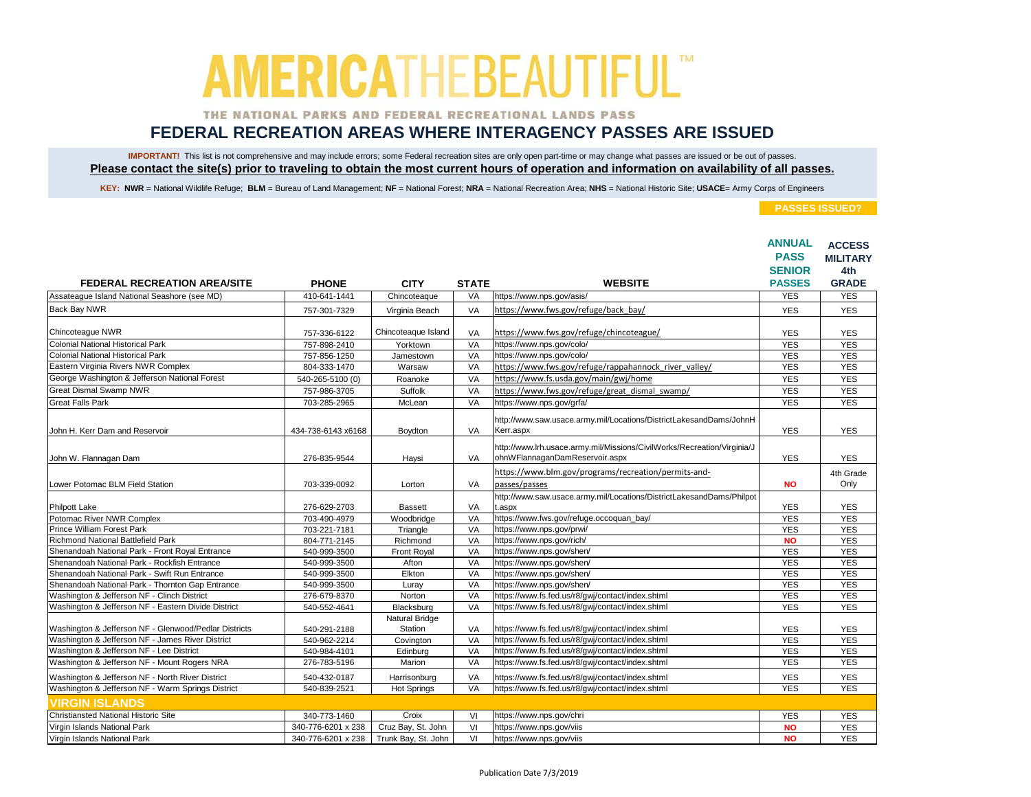# AMERICA THE BEAUTIFUL™

THE NATIONAL PARKS AND FEDERAL RECREATIONAL LANDS PASS

## FEDERAL RECREATION AREAS WHERE INTERAGENCY PASSES ARE ISSUED

**IMPORTANT!** This list is not comprehensive and may include errors; some Federal recreation sites are only open part-time or may change what passes are issued or be out of passes.

**Please contact the site(s) prior to traveling to obtain the most current hours of operation and information on availability of all passes.**

**KEY: NWR** = National Wildlife Refuge; **BLM** = Bureau of Land Management; **NF** = National Forest; **NRA** = National Recreation Area; **NHS** = National Historic Site; **USACE**= Army Corps of Engineers

| FEDERAL RECREATION AREA/SITE | PHONE | CITY | STATE | WEBSITE | PASSES ISSUED? ANNUAL PASS SENIOR PASSES | ACCESS MILITARY 4th GRADE |
|---|---|---|---|---|---|---|
| Assateague Island National Seashore (see MD) | 410-641-1441 | Chincoteaque | VA | https://www.nps.gov/asis/ | YES | YES |
| Back Bay NWR | 757-301-7329 | Virginia Beach | VA | https://www.fws.gov/refuge/back_bay/ | YES | YES |
| Chincoteague NWR | 757-336-6122 | Chincoteaque Island | VA | https://www.fws.gov/refuge/chincoteague/ | YES | YES |
| Colonial National Historical Park | 757-898-2410 | Yorktown | VA | https://www.nps.gov/colo/ | YES | YES |
| Colonial National Historical Park | 757-856-1250 | Jamestown | VA | https://www.nps.gov/colo/ | YES | YES |
| Eastern Virginia Rivers NWR Complex | 804-333-1470 | Warsaw | VA | https://www.fws.gov/refuge/rappahannock_river_valley/ | YES | YES |
| George Washington & Jefferson National Forest | 540-265-5100 (0) | Roanoke | VA | https://www.fs.usda.gov/main/gwj/home | YES | YES |
| Great Dismal Swamp NWR | 757-986-3705 | Suffolk | VA | https://www.fws.gov/refuge/great_dismal_swamp/ | YES | YES |
| Great Falls Park | 703-285-2965 | McLean | VA | https://www.nps.gov/grfa/ | YES | YES |
| John H. Kerr Dam and Reservoir | 434-738-6143 x6168 | Boydton | VA | http://www.saw.usace.army.mil/Locations/DistrictLakesandDams/JohnHKerr.aspx | YES | YES |
| John W. Flannagan Dam | 276-835-9544 | Haysi | VA | http://www.lrh.usace.army.mil/Missions/CivilWorks/Recreation/Virginia/JohnWFlannaganDamReservoir.aspx | YES | YES |
| Lower Potomac BLM Field Station | 703-339-0092 | Lorton | VA | https://www.blm.gov/programs/recreation/permits-and-passes/passes | NO | 4th Grade Only |
| Philpott Lake | 276-629-2703 | Bassett | VA | http://www.saw.usace.army.mil/Locations/DistrictLakesandDams/Philpott.aspx | YES | YES |
| Potomac River NWR Complex | 703-490-4979 | Woodbridge | VA | https://www.fws.gov/refuge.occoquan_bay/ | YES | YES |
| Prince William Forest Park | 703-221-7181 | Triangle | VA | https://www.nps.gov/prwi/ | YES | YES |
| Richmond National Battlefield Park | 804-771-2145 | Richmond | VA | https://www.nps.gov/rich/ | NO | YES |
| Shenandoah National Park - Front Royal Entrance | 540-999-3500 | Front Royal | VA | https://www.nps.gov/shen/ | YES | YES |
| Shenandoah National Park - Rockfish Entrance | 540-999-3500 | Afton | VA | https://www.nps.gov/shen/ | YES | YES |
| Shenandoah National Park - Swift Run Entrance | 540-999-3500 | Elkton | VA | https://www.nps.gov/shen/ | YES | YES |
| Shenandoah National Park - Thornton Gap Entrance | 540-999-3500 | Luray | VA | https://www.nps.gov/shen/ | YES | YES |
| Washington & Jefferson NF - Clinch District | 276-679-8370 | Norton | VA | https://www.fs.fed.us/r8/gwj/contact/index.shtml | YES | YES |
| Washington & Jefferson NF - Eastern Divide District | 540-552-4641 | Blacksburg | VA | https://www.fs.fed.us/r8/gwj/contact/index.shtml | YES | YES |
| Washington & Jefferson NF - Glenwood/Pedlar Districts | 540-291-2188 | Natural Bridge Station | VA | https://www.fs.fed.us/r8/gwj/contact/index.shtml | YES | YES |
| Washington & Jefferson NF - James River District | 540-962-2214 | Covington | VA | https://www.fs.fed.us/r8/gwj/contact/index.shtml | YES | YES |
| Washington & Jefferson NF - Lee District | 540-984-4101 | Edinburg | VA | https://www.fs.fed.us/r8/gwj/contact/index.shtml | YES | YES |
| Washington & Jefferson NF - Mount Rogers NRA | 276-783-5196 | Marion | VA | https://www.fs.fed.us/r8/gwj/contact/index.shtml | YES | YES |
| Washington & Jefferson NF - North River District | 540-432-0187 | Harrisonburg | VA | https://www.fs.fed.us/r8/gwj/contact/index.shtml | YES | YES |
| Washington & Jefferson NF - Warm Springs District | 540-839-2521 | Hot Springs | VA | https://www.fs.fed.us/r8/gwj/contact/index.shtml | YES | YES |
| **VIRGIN ISLANDS** | | | | | | |
| Christiansted National Historic Site | 340-773-1460 | Croix | VI | https://www.nps.gov/chri | YES | YES |
| Virgin Islands National Park | 340-776-6201 x 238 | Cruz Bay, St. John | VI | https://www.nps.gov/viis | NO | YES |
| Virgin Islands National Park | 340-776-6201 x 238 | Trunk Bay, St. John | VI | https://www.nps.gov/viis | NO | YES |

Publication Date 7/3/2019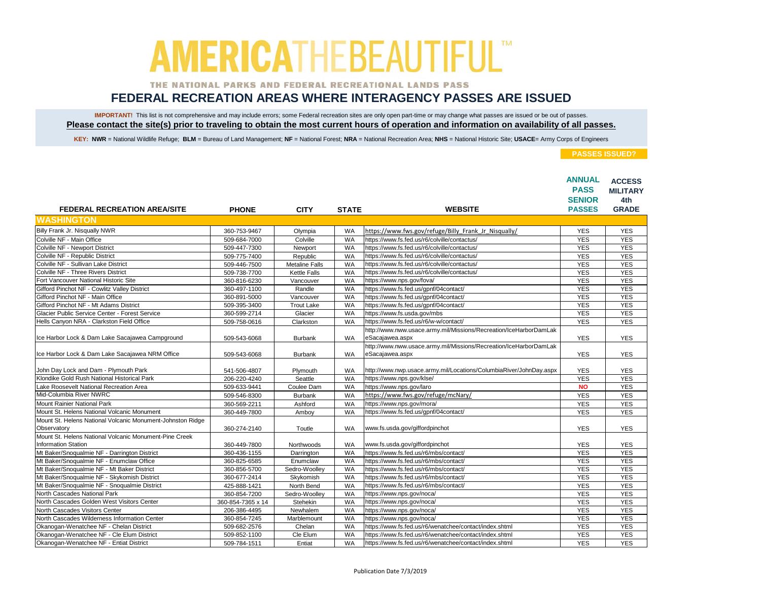# AMERICA THE BEAUTIFUL™

THE NATIONAL PARKS AND FEDERAL RECREATIONAL LANDS PASS

## FEDERAL RECREATION AREAS WHERE INTERAGENCY PASSES ARE ISSUED

**IMPORTANT!** This list is not comprehensive and may include errors; some Federal recreation sites are only open part-time or may change what passes are issued or be out of passes.

**Please contact the site(s) prior to traveling to obtain the most current hours of operation and information on availability of all passes.**

**KEY: NWR** = National Wildlife Refuge; **BLM** = Bureau of Land Management; **NF** = National Forest; **NRA** = National Recreation Area; **NHS** = National Historic Site; **USACE**= Army Corps of Engineers

| FEDERAL RECREATION AREA/SITE | PHONE | CITY | STATE | WEBSITE | PASSES ISSUED? ANNUAL PASS SENIOR PASSES | ACCESS MILITARY 4th GRADE |
|---|---|---|---|---|---|---|
| **WASHINGTON** | | | | | | |
| Billy Frank Jr. Nisqually NWR | 360-753-9467 | Olympia | WA | https://www.fws.gov/refuge/Billy_Frank_Jr_Nisqually/ | YES | YES |
| Colville NF - Main Office | 509-684-7000 | Colville | WA | https://www.fs.fed.us/r6/colville/contactus/ | YES | YES |
| Colville NF - Newport District | 509-447-7300 | Newport | WA | https://www.fs.fed.us/r6/colville/contactus/ | YES | YES |
| Colville NF - Republic District | 509-775-7400 | Republic | WA | https://www.fs.fed.us/r6/colville/contactus/ | YES | YES |
| Colville NF - Sullivan Lake District | 509-446-7500 | Metaline Falls | WA | https://www.fs.fed.us/r6/colville/contactus/ | YES | YES |
| Colville NF - Three Rivers District | 509-738-7700 | Kettle Falls | WA | https://www.fs.fed.us/r6/colville/contactus/ | YES | YES |
| Fort Vancouver National Historic Site | 360-816-6230 | Vancouver | WA | https://www.nps.gov/fova/ | YES | YES |
| Gifford Pinchot NF - Cowlitz Valley District | 360-497-1100 | Randle | WA | https://www.fs.fed.us/gpnf/04contact/ | YES | YES |
| Gifford Pinchot NF - Main Office | 360-891-5000 | Vancouver | WA | https://www.fs.fed.us/gpnf/04contact/ | YES | YES |
| Gifford Pinchot NF - Mt Adams District | 509-395-3400 | Trout Lake | WA | https://www.fs.fed.us/gpnf/04contact/ | YES | YES |
| Glacier Public Service Center - Forest Service | 360-599-2714 | Glacier | WA | https://www.fs.usda.gov/mbs | YES | YES |
| Hells Canyon NRA - Clarkston Field Office | 509-758-0616 | Clarkston | WA | https://www.fs.fed.us/r6/w-w/contact/ | YES | YES |
| Ice Harbor Lock & Dam Lake Sacajawea Campground | 509-543-6068 | Burbank | WA | http://www.nww.usace.army.mil/Missions/Recreation/IceHarborDamLakeSacajawea.aspx | YES | YES |
| Ice Harbor Lock & Dam Lake Sacajawea NRM Office | 509-543-6068 | Burbank | WA | http://www.nww.usace.army.mil/Missions/Recreation/IceHarborDamLakeSacajawea.aspx | YES | YES |
| John Day Lock and Dam - Plymouth Park | 541-506-4807 | Plymouth | WA | http://www.nwp.usace.army.mil/Locations/ColumbiaRiver/JohnDay.aspx | YES | YES |
| Klondike Gold Rush National Historical Park | 206-220-4240 | Seattle | WA | https://www.nps.gov/klse/ | YES | YES |
| Lake Roosevelt National Recreation Area | 509-633-9441 | Coulee Dam | WA | https://www.nps.gov/laro | NO | YES |
| Mid-Columbia River NWRC | 509-546-8300 | Burbank | WA | https://www.fws.gov/refuge/mcNary/ | YES | YES |
| Mount Rainier National Park | 360-569-2211 | Ashford | WA | https://www.nps.gov/mora/ | YES | YES |
| Mount St. Helens National Volcanic Monument | 360-449-7800 | Amboy | WA | https://www.fs.fed.us/gpnf/04contact/ | YES | YES |
| Mount St. Helens National Volcanic Monument-Johnston Ridge Observatory | 360-274-2140 | Toutle | WA | www.fs.usda.gov/giffordpinchot | YES | YES |
| Mount St. Helens National Volcanic Monument-Pine Creek Information Station | 360-449-7800 | Northwoods | WA | www.fs.usda.gov/giffordpinchot | YES | YES |
| Mt Baker/Snoqualmie NF - Darrington District | 360-436-1155 | Darrington | WA | https://www.fs.fed.us/r6/mbs/contact/ | YES | YES |
| Mt Baker/Snoqualmie NF - Enumclaw Office | 360-825-6585 | Enumclaw | WA | https://www.fs.fed.us/r6/mbs/contact/ | YES | YES |
| Mt Baker/Snoqualmie NF - Mt Baker District | 360-856-5700 | Sedro-Woolley | WA | https://www.fs.fed.us/r6/mbs/contact/ | YES | YES |
| Mt Baker/Snoqualmie NF - Skykomish District | 360-677-2414 | Skykomish | WA | https://www.fs.fed.us/r6/mbs/contact/ | YES | YES |
| Mt Baker/Snoqualmie NF - Snoqualmie District | 425-888-1421 | North Bend | WA | https://www.fs.fed.us/r6/mbs/contact/ | YES | YES |
| North Cascades National Park | 360-854-7200 | Sedro-Woolley | WA | https://www.nps.gov/noca/ | YES | YES |
| North Cascades Golden West Visitors Center | 360-854-7365 x 14 | Stehekin | WA | https://www.nps.gov/noca/ | YES | YES |
| North Cascades Visitors Center | 206-386-4495 | Newhalem | WA | https://www.nps.gov/noca/ | YES | YES |
| North Cascades Wilderness Information Center | 360-854-7245 | Marblemount | WA | https://www.nps.gov/noca/ | YES | YES |
| Okanogan-Wenatchee NF - Chelan District | 509-682-2576 | Chelan | WA | https://www.fs.fed.us/r6/wenatchee/contact/index.shtml | YES | YES |
| Okanogan-Wenatchee NF - Cle Elum District | 509-852-1100 | Cle Elum | WA | https://www.fs.fed.us/r6/wenatchee/contact/index.shtml | YES | YES |
| Okanogan-Wenatchee NF - Entiat District | 509-784-1511 | Entiat | WA | https://www.fs.fed.us/r6/wenatchee/contact/index.shtml | YES | YES |

Publication Date 7/3/2019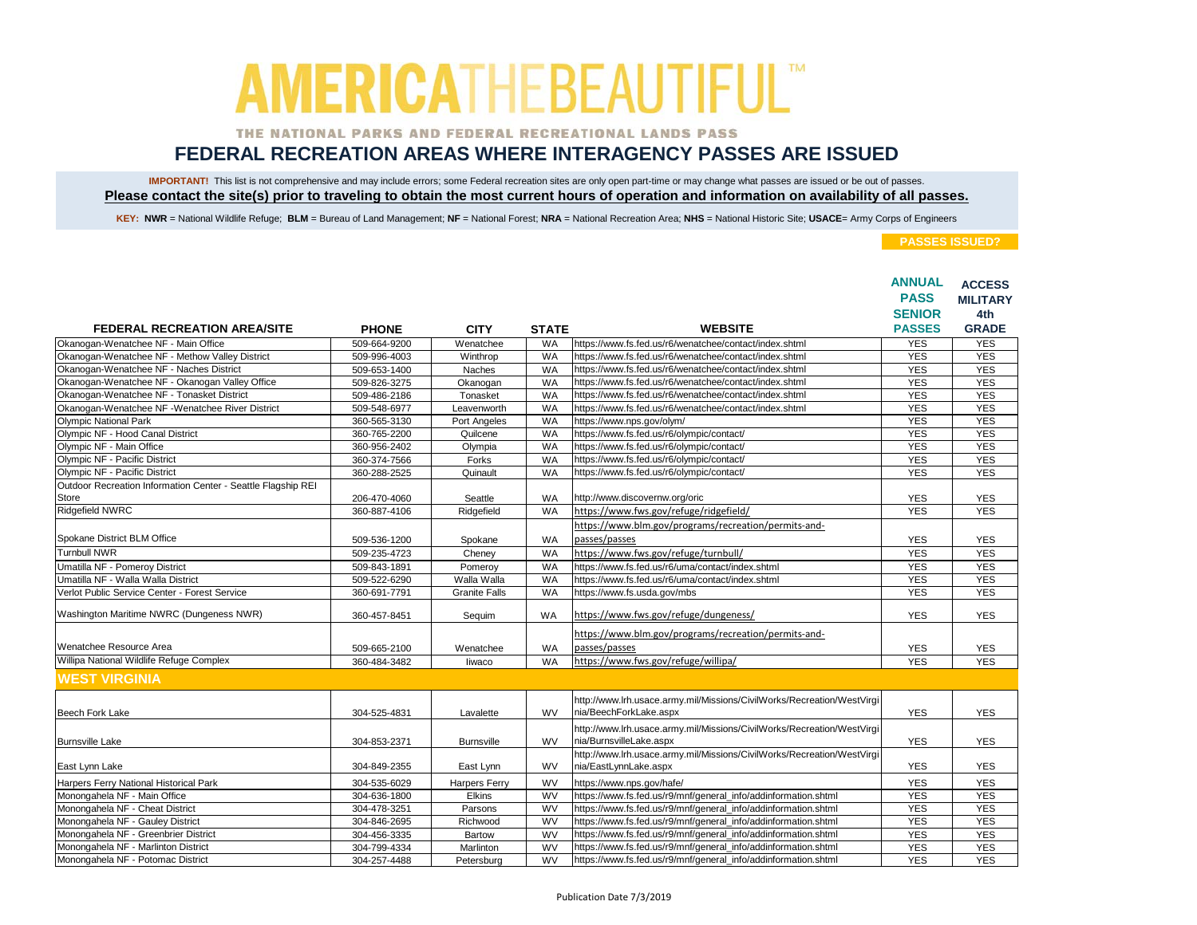# AMERICA THE BEAUTIFUL™

THE NATIONAL PARKS AND FEDERAL RECREATIONAL LANDS PASS

## FEDERAL RECREATION AREAS WHERE INTERAGENCY PASSES ARE ISSUED

**IMPORTANT!** This list is not comprehensive and may include errors; some Federal recreation sites are only open part-time or may change what passes are issued or be out of passes.

**Please contact the site(s) prior to traveling to obtain the most current hours of operation and information on availability of all passes.**

**KEY: NWR** = National Wildlife Refuge; **BLM** = Bureau of Land Management; **NF** = National Forest; **NRA** = National Recreation Area; **NHS** = National Historic Site; **USACE**= Army Corps of Engineers

| | | | | | PASSES ISSUED? | |
|---|---|---|---|---|---|---|
| **FEDERAL RECREATION AREA/SITE** | **PHONE** | **CITY** | **STATE** | **WEBSITE** | **ANNUAL PASS SENIOR PASSES** | **ACCESS MILITARY 4th GRADE** |
| Okanogan-Wenatchee NF - Main Office | 509-664-9200 | Wenatchee | WA | https://www.fs.fed.us/r6/wenatchee/contact/index.shtml | YES | YES |
| Okanogan-Wenatchee NF - Methow Valley District | 509-996-4003 | Winthrop | WA | https://www.fs.fed.us/r6/wenatchee/contact/index.shtml | YES | YES |
| Okanogan-Wenatchee NF - Naches District | 509-653-1400 | Naches | WA | https://www.fs.fed.us/r6/wenatchee/contact/index.shtml | YES | YES |
| Okanogan-Wenatchee NF - Okanogan Valley Office | 509-826-3275 | Okanogan | WA | https://www.fs.fed.us/r6/wenatchee/contact/index.shtml | YES | YES |
| Okanogan-Wenatchee NF - Tonasket District | 509-486-2186 | Tonasket | WA | https://www.fs.fed.us/r6/wenatchee/contact/index.shtml | YES | YES |
| Okanogan-Wenatchee NF -Wenatchee River District | 509-548-6977 | Leavenworth | WA | https://www.fs.fed.us/r6/wenatchee/contact/index.shtml | YES | YES |
| Olympic National Park | 360-565-3130 | Port Angeles | WA | https://www.nps.gov/olym/ | YES | YES |
| Olympic NF - Hood Canal District | 360-765-2200 | Quilcene | WA | https://www.fs.fed.us/r6/olympic/contact/ | YES | YES |
| Olympic NF - Main Office | 360-956-2402 | Olympia | WA | https://www.fs.fed.us/r6/olympic/contact/ | YES | YES |
| Olympic NF - Pacific District | 360-374-7566 | Forks | WA | https://www.fs.fed.us/r6/olympic/contact/ | YES | YES |
| Olympic NF - Pacific District | 360-288-2525 | Quinault | WA | https://www.fs.fed.us/r6/olympic/contact/ | YES | YES |
| Outdoor Recreation Information Center - Seattle Flagship REI Store | 206-470-4060 | Seattle | WA | http://www.discovernw.org/oric | YES | YES |
| Ridgefield NWRC | 360-887-4106 | Ridgefield | WA | https://www.fws.gov/refuge/ridgefield/ | YES | YES |
| Spokane District BLM Office | 509-536-1200 | Spokane | WA | https://www.blm.gov/programs/recreation/permits-and-passes/passes | YES | YES |
| Turnbull NWR | 509-235-4723 | Cheney | WA | https://www.fws.gov/refuge/turnbull/ | YES | YES |
| Umatilla NF - Pomeroy District | 509-843-1891 | Pomeroy | WA | https://www.fs.fed.us/r6/uma/contact/index.shtml | YES | YES |
| Umatilla NF - Walla Walla District | 509-522-6290 | Walla Walla | WA | https://www.fs.fed.us/r6/uma/contact/index.shtml | YES | YES |
| Verlot Public Service Center - Forest Service | 360-691-7791 | Granite Falls | WA | https://www.fs.usda.gov/mbs | YES | YES |
| Washington Maritime NWRC (Dungeness NWR) | 360-457-8451 | Sequim | WA | https://www.fws.gov/refuge/dungeness/ | YES | YES |
| Wenatchee Resource Area | 509-665-2100 | Wenatchee | WA | https://www.blm.gov/programs/recreation/permits-and-passes/passes | YES | YES |
| Willipa National Wildlife Refuge Complex | 360-484-3482 | Iiwaco | WA | https://www.fws.gov/refuge/willipa/ | YES | YES |
| **WEST VIRGINIA** | | | | | | |
| Beech Fork Lake | 304-525-4831 | Lavalette | WV | http://www.lrh.usace.army.mil/Missions/CivilWorks/Recreation/WestVirginia/BeechForkLake.aspx | YES | YES |
| Burnsville Lake | 304-853-2371 | Burnsville | WV | http://www.lrh.usace.army.mil/Missions/CivilWorks/Recreation/WestVirginia/BurnsvilleLake.aspx | YES | YES |
| East Lynn Lake | 304-849-2355 | East Lynn | WV | http://www.lrh.usace.army.mil/Missions/CivilWorks/Recreation/WestVirginia/EastLynnLake.aspx | YES | YES |
| Harpers Ferry National Historical Park | 304-535-6029 | Harpers Ferry | WV | https://www.nps.gov/hafe/ | YES | YES |
| Monongahela NF - Main Office | 304-636-1800 | Elkins | WV | https://www.fs.fed.us/r9/mnf/general_info/addinformation.shtml | YES | YES |
| Monongahela NF - Cheat District | 304-478-3251 | Parsons | WV | https://www.fs.fed.us/r9/mnf/general_info/addinformation.shtml | YES | YES |
| Monongahela NF - Gauley District | 304-846-2695 | Richwood | WV | https://www.fs.fed.us/r9/mnf/general_info/addinformation.shtml | YES | YES |
| Monongahela NF - Greenbrier District | 304-456-3335 | Bartow | WV | https://www.fs.fed.us/r9/mnf/general_info/addinformation.shtml | YES | YES |
| Monongahela NF - Marlinton District | 304-799-4334 | Marlinton | WV | https://www.fs.fed.us/r9/mnf/general_info/addinformation.shtml | YES | YES |
| Monongahela NF - Potomac District | 304-257-4488 | Petersburg | WV | https://www.fs.fed.us/r9/mnf/general_info/addinformation.shtml | YES | YES |

Publication Date 7/3/2019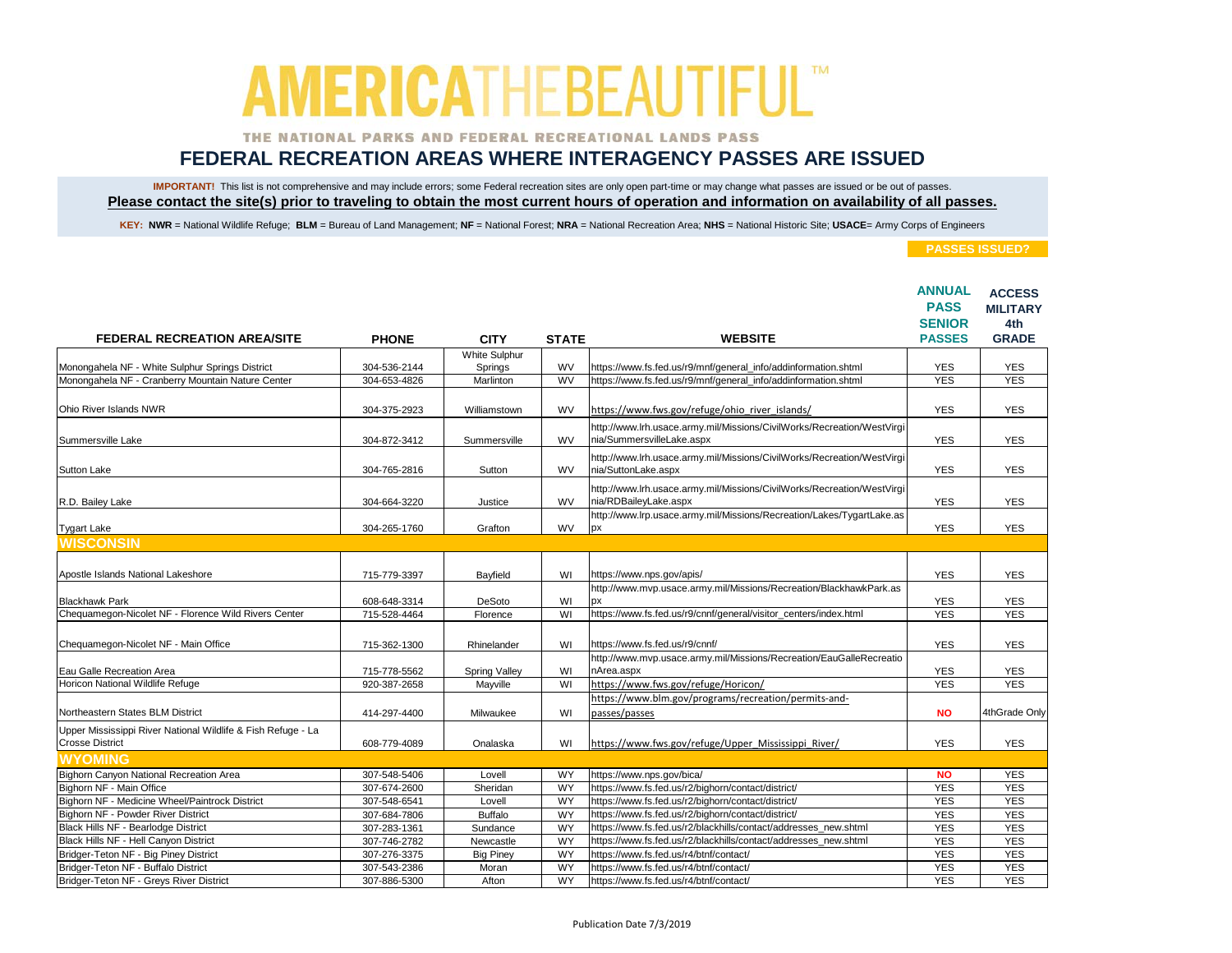# AMERICA THE BEAUTIFUL™

THE NATIONAL PARKS AND FEDERAL RECREATIONAL LANDS PASS

## FEDERAL RECREATION AREAS WHERE INTERAGENCY PASSES ARE ISSUED

**IMPORTANT!** This list is not comprehensive and may include errors; some Federal recreation sites are only open part-time or may change what passes are issued or be out of passes.
**Please contact the site(s) prior to traveling to obtain the most current hours of operation and information on availability of all passes.**

**KEY: NWR** = National Wildlife Refuge; **BLM** = Bureau of Land Management; **NF** = National Forest; **NRA** = National Recreation Area; **NHS** = National Historic Site; **USACE**= Army Corps of Engineers

| FEDERAL RECREATION AREA/SITE | PHONE | CITY | STATE | WEBSITE | PASSES ISSUED? ANNUAL PASS SENIOR PASSES | ACCESS MILITARY 4th GRADE |
|---|---|---|---|---|---|---|
| Monongahela NF - White Sulphur Springs District | 304-536-2144 | White Sulphur Springs | WV | https://www.fs.fed.us/r9/mnf/general_info/addinformation.shtml | YES | YES |
| Monongahela NF - Cranberry Mountain Nature Center | 304-653-4826 | Marlinton | WV | https://www.fs.fed.us/r9/mnf/general_info/addinformation.shtml | YES | YES |
| Ohio River Islands NWR | 304-375-2923 | Williamstown | WV | https://www.fws.gov/refuge/ohio_river_islands/ | YES | YES |
| Summersville Lake | 304-872-3412 | Summersville | WV | http://www.lrh.usace.army.mil/Missions/CivilWorks/Recreation/WestVirginia/SummersvilleLake.aspx | YES | YES |
| Sutton Lake | 304-765-2816 | Sutton | WV | http://www.lrh.usace.army.mil/Missions/CivilWorks/Recreation/WestVirginia/SuttonLake.aspx | YES | YES |
| R.D. Bailey Lake | 304-664-3220 | Justice | WV | http://www.lrh.usace.army.mil/Missions/CivilWorks/Recreation/WestVirginia/RDBaileyLake.aspx | YES | YES |
| Tygart Lake | 304-265-1760 | Grafton | WV | http://www.lrp.usace.army.mil/Missions/Recreation/Lakes/TygartLake.aspx | YES | YES |
| **WISCONSIN** | | | | | | |
| Apostle Islands National Lakeshore | 715-779-3397 | Bayfield | WI | https://www.nps.gov/apis/ | YES | YES |
| Blackhawk Park | 608-648-3314 | DeSoto | WI | http://www.mvp.usace.army.mil/Missions/Recreation/BlackhawkPark.aspx | YES | YES |
| Chequamegon-Nicolet NF - Florence Wild Rivers Center | 715-528-4464 | Florence | WI | https://www.fs.fed.us/r9/cnnf/general/visitor_centers/index.html | YES | YES |
| Chequamegon-Nicolet NF - Main Office | 715-362-1300 | Rhinelander | WI | https://www.fs.fed.us/r9/cnnf/ | YES | YES |
| Eau Galle Recreation Area | 715-778-5562 | Spring Valley | WI | http://www.mvp.usace.army.mil/Missions/Recreation/EauGalleRecreationArea.aspx | YES | YES |
| Horicon National Wildlife Refuge | 920-387-2658 | Mayville | WI | https://www.fws.gov/refuge/Horicon/ | YES | YES |
| Northeastern States BLM District | 414-297-4400 | Milwaukee | WI | https://www.blm.gov/programs/recreation/permits-and-passes/passes | NO | 4thGrade Only |
| Upper Mississippi River National Wildlife & Fish Refuge - La Crosse District | 608-779-4089 | Onalaska | WI | https://www.fws.gov/refuge/Upper_Mississippi_River/ | YES | YES |
| **WYOMING** | | | | | | |
| Bighorn Canyon National Recreation Area | 307-548-5406 | Lovell | WY | https://www.nps.gov/bica/ | NO | YES |
| Bighorn NF - Main Office | 307-674-2600 | Sheridan | WY | https://www.fs.fed.us/r2/bighorn/contact/district/ | YES | YES |
| Bighorn NF - Medicine Wheel/Paintrock District | 307-548-6541 | Lovell | WY | https://www.fs.fed.us/r2/bighorn/contact/district/ | YES | YES |
| Bighorn NF - Powder River District | 307-684-7806 | Buffalo | WY | https://www.fs.fed.us/r2/bighorn/contact/district/ | YES | YES |
| Black Hills NF - Bearlodge District | 307-283-1361 | Sundance | WY | https://www.fs.fed.us/r2/blackhills/contact/addresses_new.shtml | YES | YES |
| Black Hills NF - Hell Canyon District | 307-746-2782 | Newcastle | WY | https://www.fs.fed.us/r2/blackhills/contact/addresses_new.shtml | YES | YES |
| Bridger-Teton NF - Big Piney District | 307-276-3375 | Big Piney | WY | https://www.fs.fed.us/r4/btnf/contact/ | YES | YES |
| Bridger-Teton NF - Buffalo District | 307-543-2386 | Moran | WY | https://www.fs.fed.us/r4/btnf/contact/ | YES | YES |
| Bridger-Teton NF - Greys River District | 307-886-5300 | Afton | WY | https://www.fs.fed.us/r4/btnf/contact/ | YES | YES |

Publication Date 7/3/2019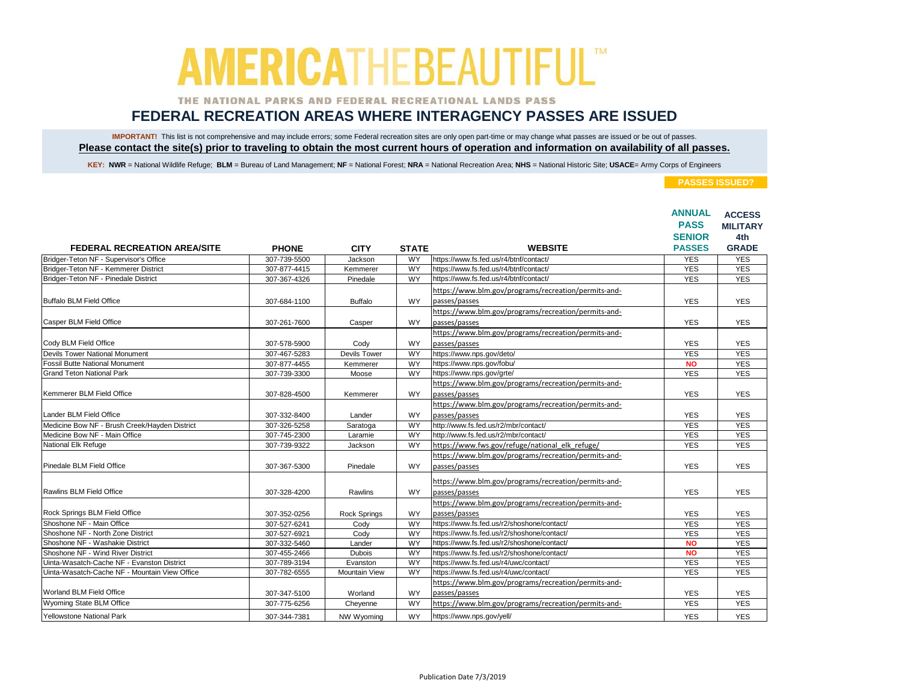# AMERICATHEBEAUTIFUL™

THE NATIONAL PARKS AND FEDERAL RECREATIONAL LANDS PASS

## FEDERAL RECREATION AREAS WHERE INTERAGENCY PASSES ARE ISSUED

**IMPORTANT!** This list is not comprehensive and may include errors; some Federal recreation sites are only open part-time or may change what passes are issued or be out of passes.

**Please contact the site(s) prior to traveling to obtain the most current hours of operation and information on availability of all passes.**

**KEY: NWR** = National Wildlife Refuge; **BLM** = Bureau of Land Management; **NF** = National Forest; **NRA** = National Recreation Area; **NHS** = National Historic Site; **USACE**= Army Corps of Engineers

| | | | | | PASSES ISSUED? | |
|---|---|---|---|---|---|---|
| **FEDERAL RECREATION AREA/SITE** | **PHONE** | **CITY** | **STATE** | **WEBSITE** | **ANNUAL PASS SENIOR PASSES** | **ACCESS MILITARY 4th GRADE** |
| Bridger-Teton NF - Supervisor's Office | 307-739-5500 | Jackson | WY | https://www.fs.fed.us/r4/btnf/contact/ | YES | YES |
| Bridger-Teton NF - Kemmerer District | 307-877-4415 | Kemmerer | WY | https://www.fs.fed.us/r4/btnf/contact/ | YES | YES |
| Bridger-Teton NF - Pinedale District | 307-367-4326 | Pinedale | WY | https://www.fs.fed.us/r4/btnf/contact/ | YES | YES |
| Buffalo BLM Field Office | 307-684-1100 | Buffalo | WY | https://www.blm.gov/programs/recreation/permits-and-passes/passes | YES | YES |
| Casper BLM Field Office | 307-261-7600 | Casper | WY | https://www.blm.gov/programs/recreation/permits-and-passes/passes | YES | YES |
| Cody BLM Field Office | 307-578-5900 | Cody | WY | https://www.blm.gov/programs/recreation/permits-and-passes/passes | YES | YES |
| Devils Tower National Monument | 307-467-5283 | Devils Tower | WY | https://www.nps.gov/deto/ | YES | YES |
| Fossil Butte National Monument | 307-877-4455 | Kemmerer | WY | https://www.nps.gov/fobu/ | NO | YES |
| Grand Teton National Park | 307-739-3300 | Moose | WY | https://www.nps.gov/grte/ | YES | YES |
| Kemmerer BLM Field Office | 307-828-4500 | Kemmerer | WY | https://www.blm.gov/programs/recreation/permits-and-passes/passes | YES | YES |
| Lander BLM Field Office | 307-332-8400 | Lander | WY | https://www.blm.gov/programs/recreation/permits-and-passes/passes | YES | YES |
| Medicine Bow NF - Brush Creek/Hayden District | 307-326-5258 | Saratoga | WY | http://www.fs.fed.us/r2/mbr/contact/ | YES | YES |
| Medicine Bow NF - Main Office | 307-745-2300 | Laramie | WY | http://www.fs.fed.us/r2/mbr/contact/ | YES | YES |
| National Elk Refuge | 307-739-9322 | Jackson | WY | https://www.fws.gov/refuge/national_elk_refuge/ | YES | YES |
| Pinedale BLM Field Office | 307-367-5300 | Pinedale | WY | https://www.blm.gov/programs/recreation/permits-and-passes/passes | YES | YES |
| Rawlins BLM Field Office | 307-328-4200 | Rawlins | WY | https://www.blm.gov/programs/recreation/permits-and-passes/passes | YES | YES |
| Rock Springs BLM Field Office | 307-352-0256 | Rock Springs | WY | https://www.blm.gov/programs/recreation/permits-and-passes/passes | YES | YES |
| Shoshone NF - Main Office | 307-527-6241 | Cody | WY | https://www.fs.fed.us/r2/shoshone/contact/ | YES | YES |
| Shoshone NF - North Zone District | 307-527-6921 | Cody | WY | https://www.fs.fed.us/r2/shoshone/contact/ | YES | YES |
| Shoshone NF - Washakie District | 307-332-5460 | Lander | WY | https://www.fs.fed.us/r2/shoshone/contact/ | NO | YES |
| Shoshone NF - Wind River District | 307-455-2466 | Dubois | WY | https://www.fs.fed.us/r2/shoshone/contact/ | NO | YES |
| Uinta-Wasatch-Cache NF - Evanston District | 307-789-3194 | Evanston | WY | https://www.fs.fed.us/r4/uwc/contact/ | YES | YES |
| Uinta-Wasatch-Cache NF - Mountain View Office | 307-782-6555 | Mountain View | WY | https://www.fs.fed.us/r4/uwc/contact/ | YES | YES |
| Worland BLM Field Office | 307-347-5100 | Worland | WY | https://www.blm.gov/programs/recreation/permits-and-passes/passes | YES | YES |
| Wyoming State BLM Office | 307-775-6256 | Cheyenne | WY | https://www.blm.gov/programs/recreation/permits-and- | YES | YES |
| Yellowstone National Park | 307-344-7381 | NW Wyoming | WY | https://www.nps.gov/yell/ | YES | YES |

Publication Date 7/3/2019